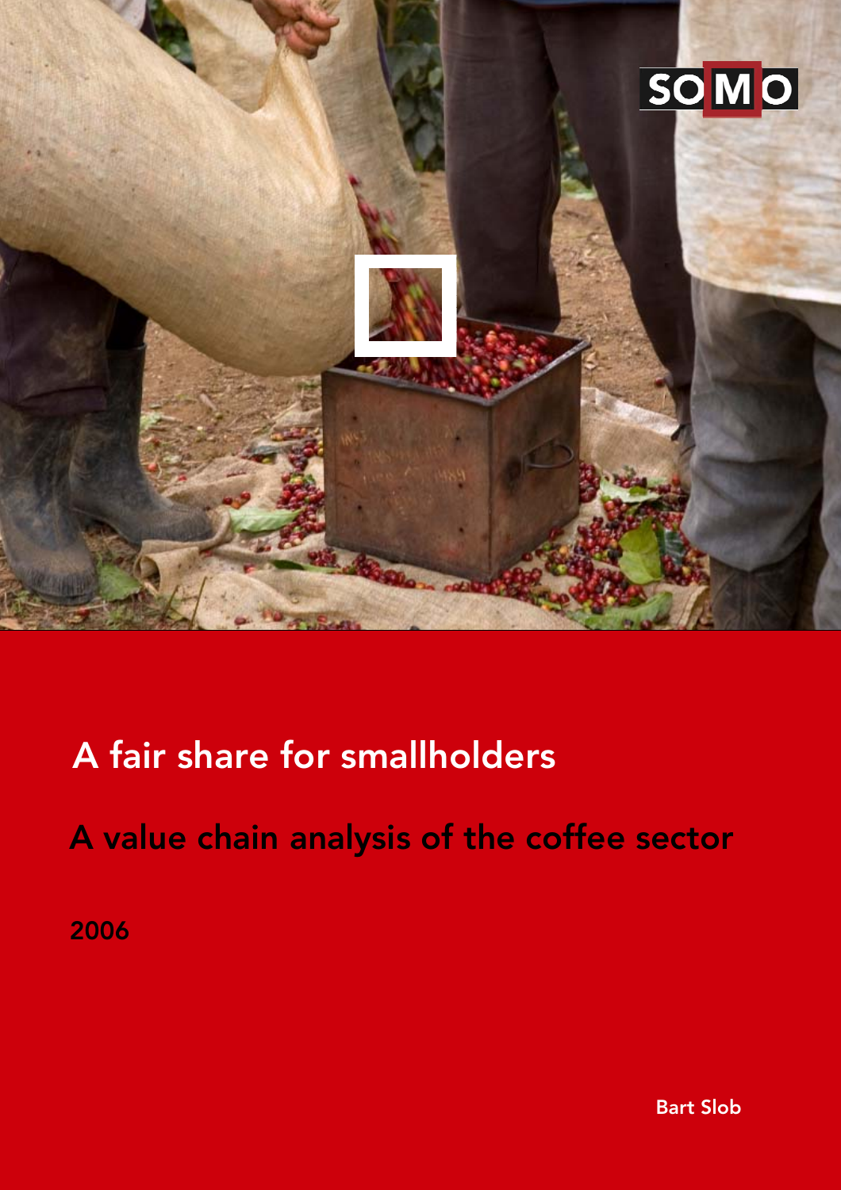SOMO

# A fair share for smallholders

## A value chain analysis of the coffee sector

2006

Bart Slob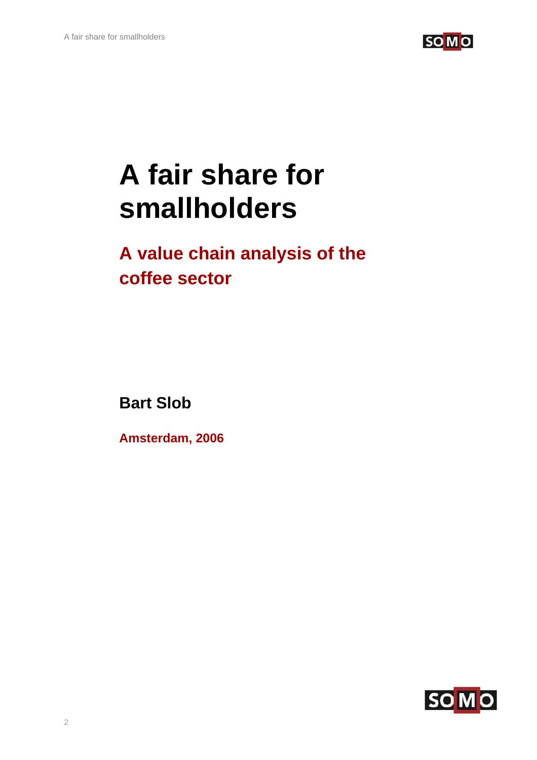# A fair share for smallholders

## A value chain analysis of the coffee sector

**Bart Slob**

**Amsterdam, 2006**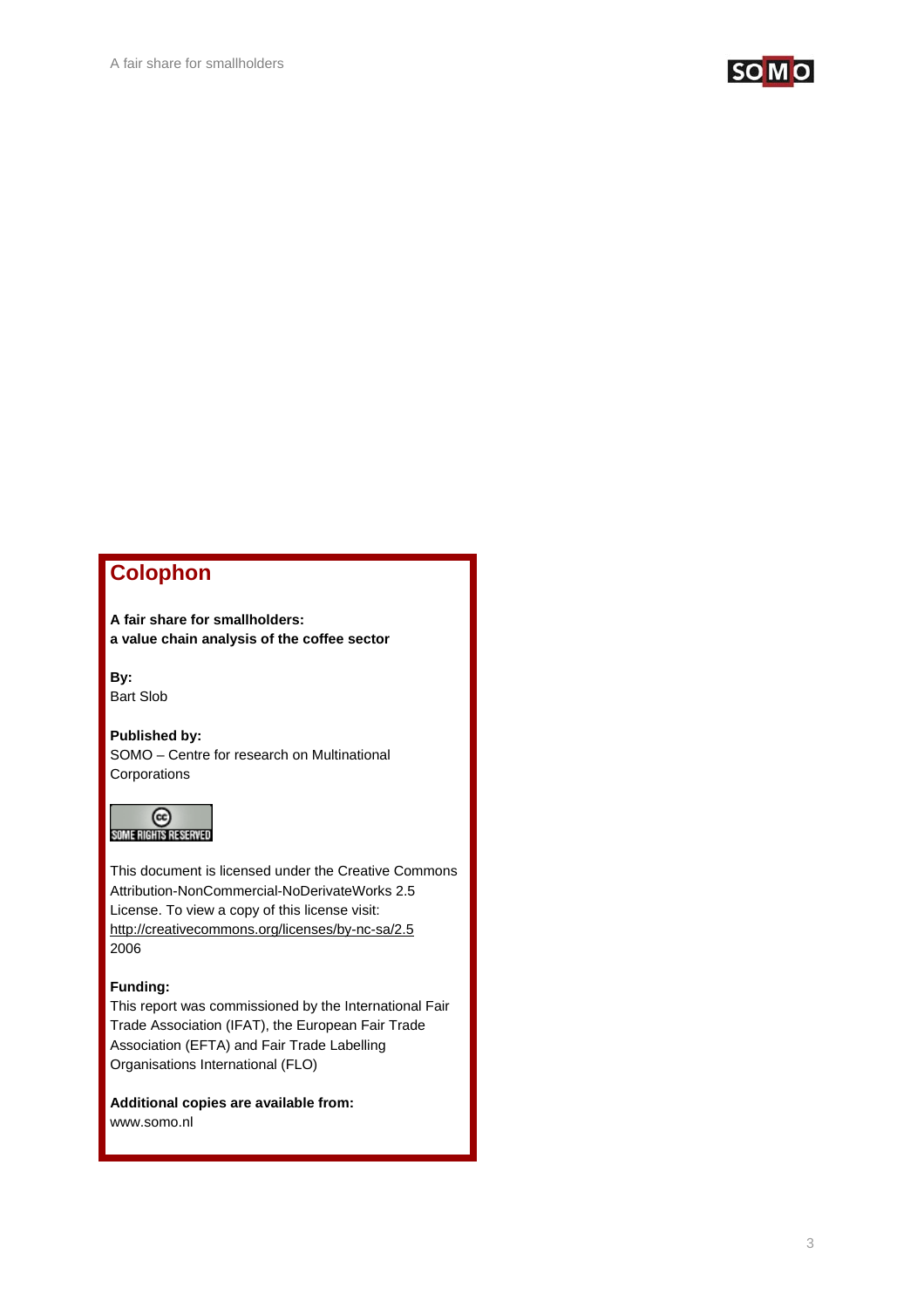## Colophon

**A fair share for smallholders:**
**a value chain analysis of the coffee sector**

**By:**
Bart Slob

**Published by:**
SOMO – Centre for research on Multinational Corporations

This document is licensed under the Creative Commons Attribution-NonCommercial-NoDerivateWorks 2.5 License. To view a copy of this license visit: http://creativecommons.org/licenses/by-nc-sa/2.5
2006

**Funding:**
This report was commissioned by the International Fair Trade Association (IFAT), the European Fair Trade Association (EFTA) and Fair Trade Labelling Organisations International (FLO)

**Additional copies are available from:**
www.somo.nl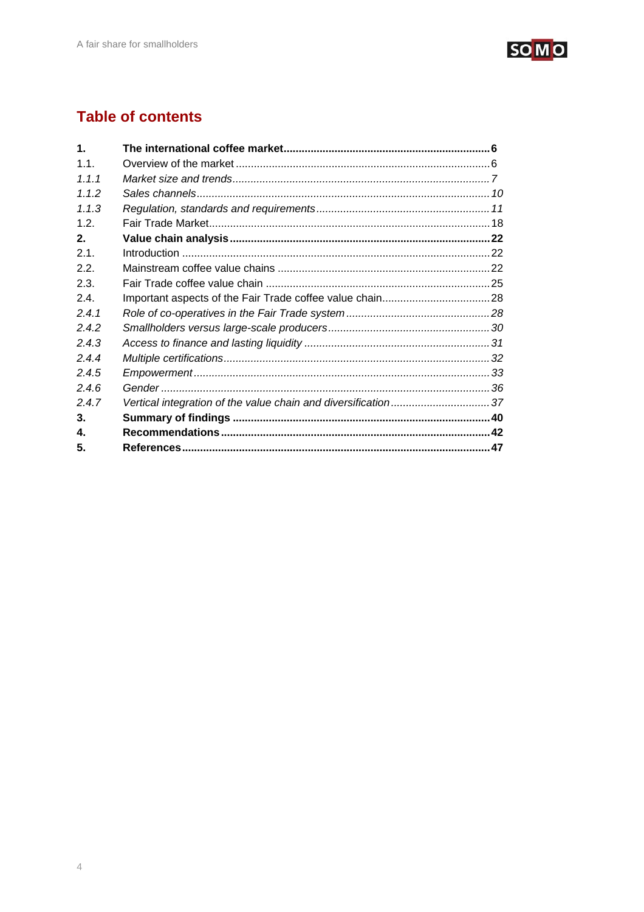# Table of contents

| | | |
|---|---|---|
| **1.** | **The international coffee market** | **6** |
| 1.1. | Overview of the market | 6 |
| *1.1.1* | *Market size and trends* | *7* |
| *1.1.2* | *Sales channels* | *10* |
| *1.1.3* | *Regulation, standards and requirements* | *11* |
| 1.2. | Fair Trade Market | 18 |
| **2.** | **Value chain analysis** | **22** |
| 2.1. | Introduction | 22 |
| 2.2. | Mainstream coffee value chains | 22 |
| 2.3. | Fair Trade coffee value chain | 25 |
| 2.4. | Important aspects of the Fair Trade coffee value chain | 28 |
| *2.4.1* | *Role of co-operatives in the Fair Trade system* | *28* |
| *2.4.2* | *Smallholders versus large-scale producers* | *30* |
| *2.4.3* | *Access to finance and lasting liquidity* | *31* |
| *2.4.4* | *Multiple certifications* | *32* |
| *2.4.5* | *Empowerment* | *33* |
| *2.4.6* | *Gender* | *36* |
| *2.4.7* | *Vertical integration of the value chain and diversification* | *37* |
| **3.** | **Summary of findings** | **40** |
| **4.** | **Recommendations** | **42** |
| **5.** | **References** | **47** |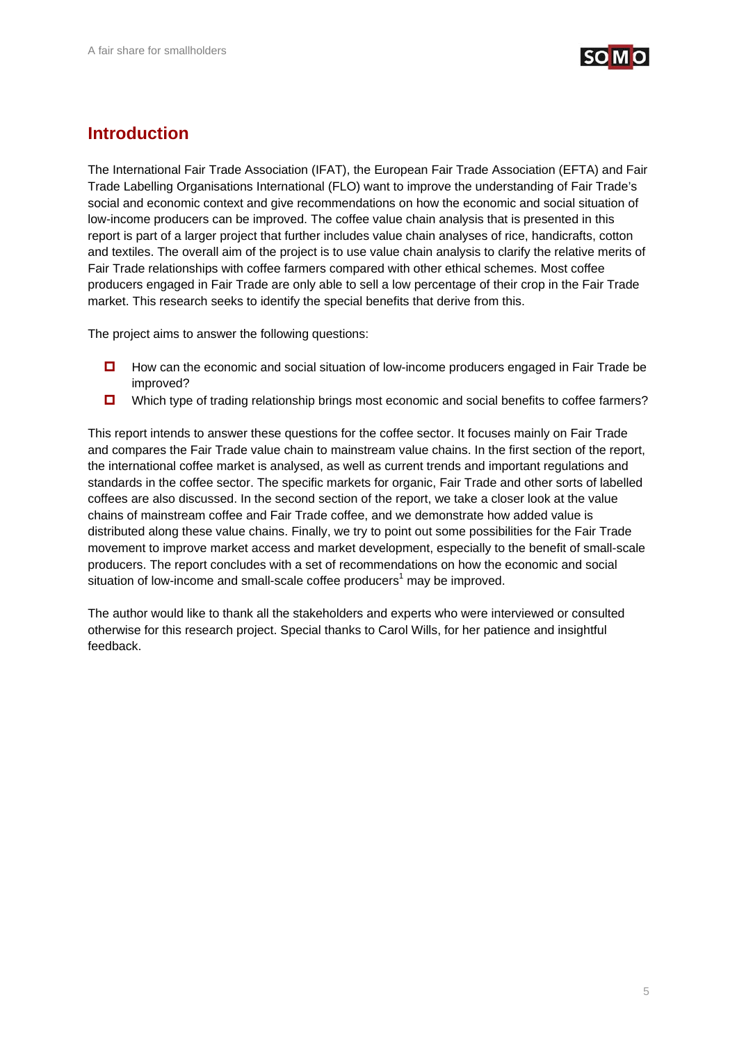## Introduction

The International Fair Trade Association (IFAT), the European Fair Trade Association (EFTA) and Fair Trade Labelling Organisations International (FLO) want to improve the understanding of Fair Trade's social and economic context and give recommendations on how the economic and social situation of low-income producers can be improved. The coffee value chain analysis that is presented in this report is part of a larger project that further includes value chain analyses of rice, handicrafts, cotton and textiles. The overall aim of the project is to use value chain analysis to clarify the relative merits of Fair Trade relationships with coffee farmers compared with other ethical schemes. Most coffee producers engaged in Fair Trade are only able to sell a low percentage of their crop in the Fair Trade market. This research seeks to identify the special benefits that derive from this.

The project aims to answer the following questions:

- How can the economic and social situation of low-income producers engaged in Fair Trade be improved?
- Which type of trading relationship brings most economic and social benefits to coffee farmers?

This report intends to answer these questions for the coffee sector. It focuses mainly on Fair Trade and compares the Fair Trade value chain to mainstream value chains. In the first section of the report, the international coffee market is analysed, as well as current trends and important regulations and standards in the coffee sector. The specific markets for organic, Fair Trade and other sorts of labelled coffees are also discussed. In the second section of the report, we take a closer look at the value chains of mainstream coffee and Fair Trade coffee, and we demonstrate how added value is distributed along these value chains. Finally, we try to point out some possibilities for the Fair Trade movement to improve market access and market development, especially to the benefit of small-scale producers. The report concludes with a set of recommendations on how the economic and social situation of low-income and small-scale coffee producers[1] may be improved.

The author would like to thank all the stakeholders and experts who were interviewed or consulted otherwise for this research project. Special thanks to Carol Wills, for her patience and insightful feedback.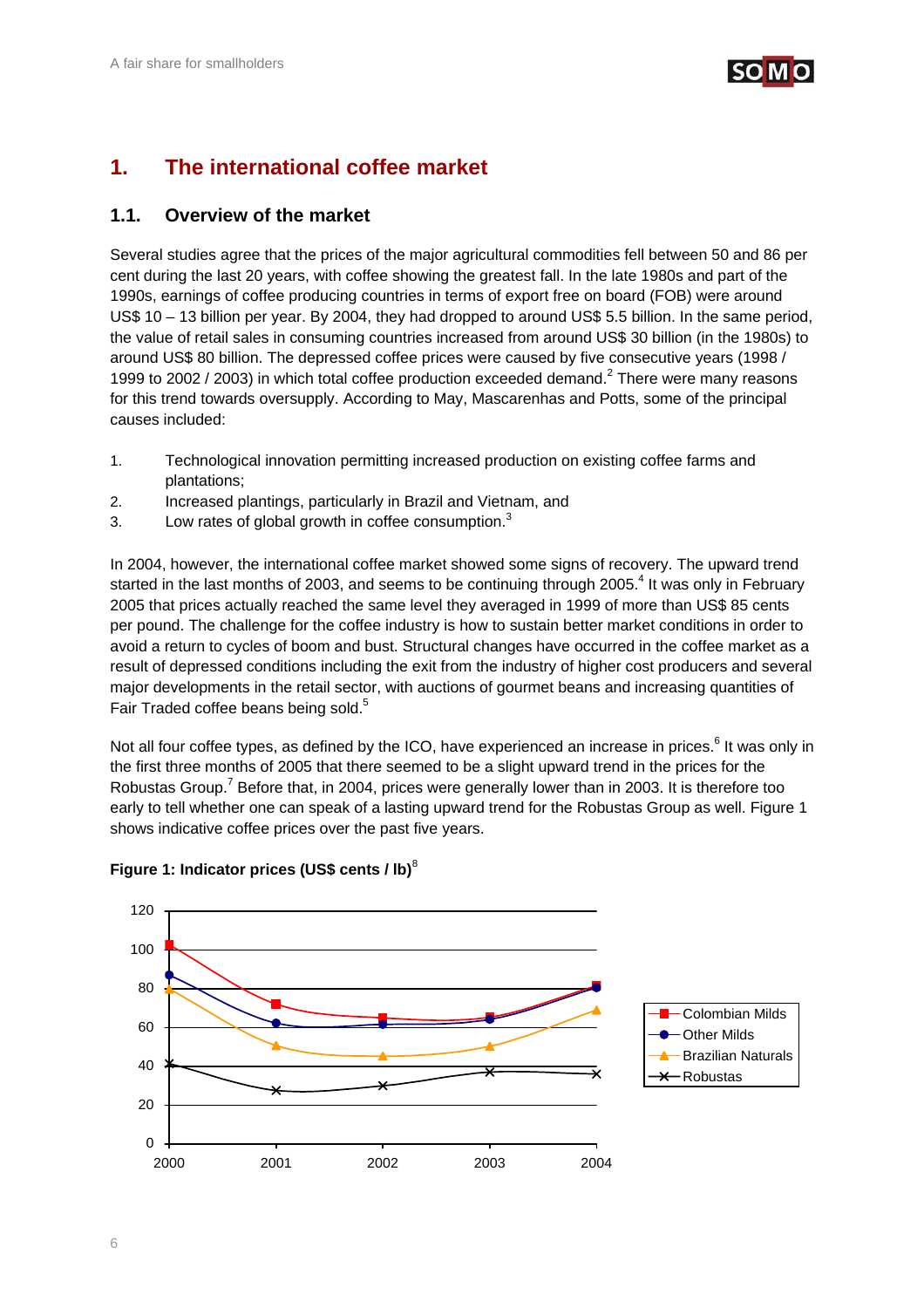# 1. The international coffee market

## 1.1. Overview of the market

Several studies agree that the prices of the major agricultural commodities fell between 50 and 86 per cent during the last 20 years, with coffee showing the greatest fall. In the late 1980s and part of the 1990s, earnings of coffee producing countries in terms of export free on board (FOB) were around US$ 10 – 13 billion per year. By 2004, they had dropped to around US$ 5.5 billion. In the same period, the value of retail sales in consuming countries increased from around US$ 30 billion (in the 1980s) to around US$ 80 billion. The depressed coffee prices were caused by five consecutive years (1998 / 1999 to 2002 / 2003) in which total coffee production exceeded demand.[2] There were many reasons for this trend towards oversupply. According to May, Mascarenhas and Potts, some of the principal causes included:

1. Technological innovation permitting increased production on existing coffee farms and plantations;
2. Increased plantings, particularly in Brazil and Vietnam, and
3. Low rates of global growth in coffee consumption.[3]

In 2004, however, the international coffee market showed some signs of recovery. The upward trend started in the last months of 2003, and seems to be continuing through 2005.[4] It was only in February 2005 that prices actually reached the same level they averaged in 1999 of more than US$ 85 cents per pound. The challenge for the coffee industry is how to sustain better market conditions in order to avoid a return to cycles of boom and bust. Structural changes have occurred in the coffee market as a result of depressed conditions including the exit from the industry of higher cost producers and several major developments in the retail sector, with auctions of gourmet beans and increasing quantities of Fair Traded coffee beans being sold.[5]

Not all four coffee types, as defined by the ICO, have experienced an increase in prices.[6] It was only in the first three months of 2005 that there seemed to be a slight upward trend in the prices for the Robustas Group.[7] Before that, in 2004, prices were generally lower than in 2003. It is therefore too early to tell whether one can speak of a lasting upward trend for the Robustas Group as well. Figure 1 shows indicative coffee prices over the past five years.

**Figure 1: Indicator prices (US$ cents / lb)**[8]

Legend: Colombian Milds; Other Milds; Brazilian Naturals; Robustas

Y-axis: 0–120; X-axis: 2000, 2001, 2002, 2003, 2004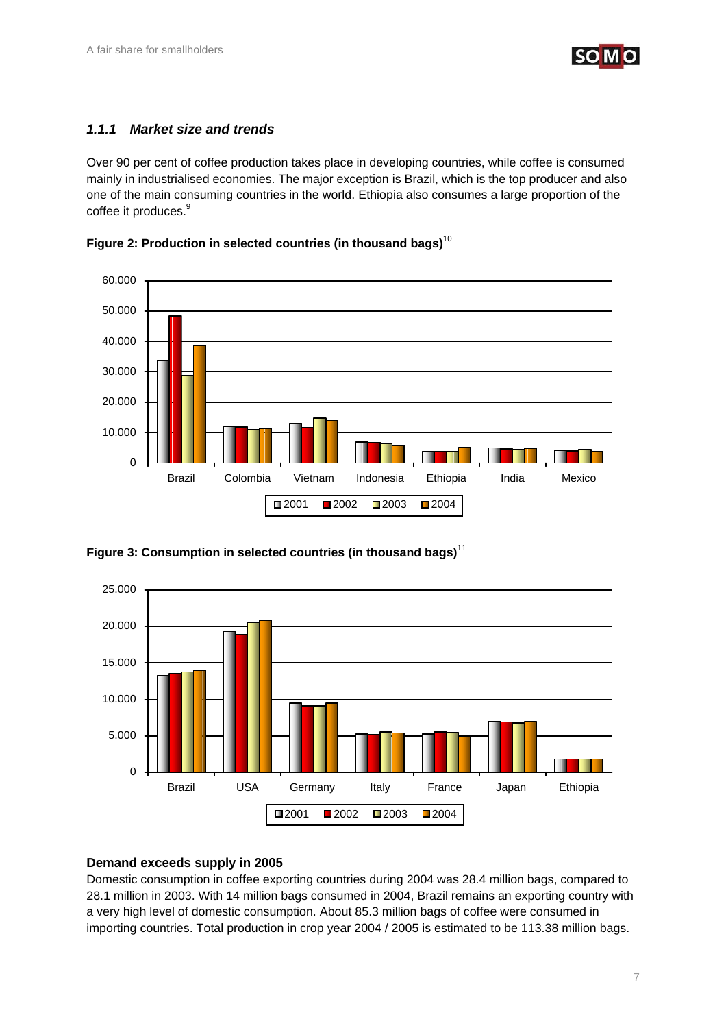### *1.1.1 Market size and trends*

Over 90 per cent of coffee production takes place in developing countries, while coffee is consumed mainly in industrialised economies. The major exception is Brazil, which is the top producer and also one of the main consuming countries in the world. Ethiopia also consumes a large proportion of the coffee it produces.[9]

**Figure 2: Production in selected countries (in thousand bags)**[10]

**Figure 3: Consumption in selected countries (in thousand bags)**[11]

**Demand exceeds supply in 2005**

Domestic consumption in coffee exporting countries during 2004 was 28.4 million bags, compared to 28.1 million in 2003. With 14 million bags consumed in 2004, Brazil remains an exporting country with a very high level of domestic consumption. About 85.3 million bags of coffee were consumed in importing countries. Total production in crop year 2004 / 2005 is estimated to be 113.38 million bags.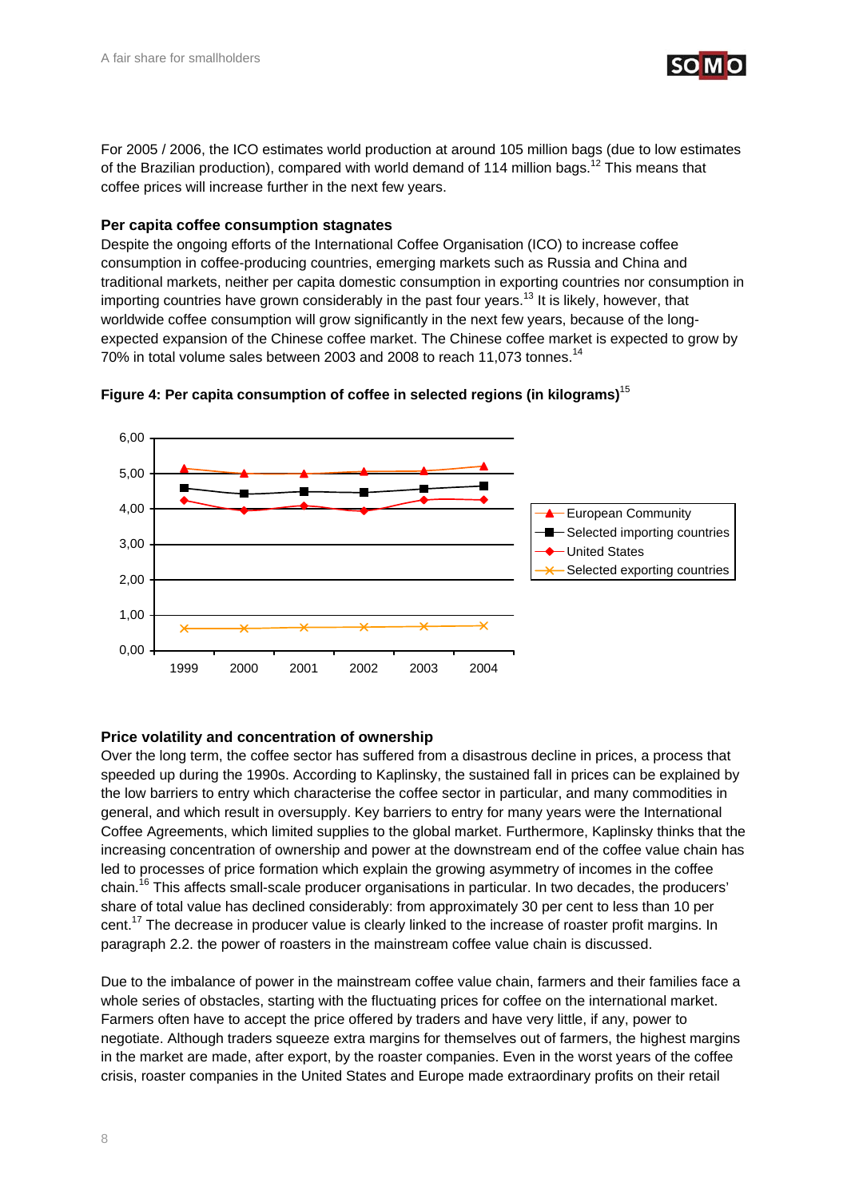For 2005 / 2006, the ICO estimates world production at around 105 million bags (due to low estimates of the Brazilian production), compared with world demand of 114 million bags.[12] This means that coffee prices will increase further in the next few years.

**Per capita coffee consumption stagnates**

Despite the ongoing efforts of the International Coffee Organisation (ICO) to increase coffee consumption in coffee-producing countries, emerging markets such as Russia and China and traditional markets, neither per capita domestic consumption in exporting countries nor consumption in importing countries have grown considerably in the past four years.[13] It is likely, however, that worldwide coffee consumption will grow significantly in the next few years, because of the long-expected expansion of the Chinese coffee market. The Chinese coffee market is expected to grow by 70% in total volume sales between 2003 and 2008 to reach 11,073 tonnes.[14]

**Figure 4: Per capita consumption of coffee in selected regions (in kilograms)**[15]

**Price volatility and concentration of ownership**

Over the long term, the coffee sector has suffered from a disastrous decline in prices, a process that speeded up during the 1990s. According to Kaplinsky, the sustained fall in prices can be explained by the low barriers to entry which characterise the coffee sector in particular, and many commodities in general, and which result in oversupply. Key barriers to entry for many years were the International Coffee Agreements, which limited supplies to the global market. Furthermore, Kaplinsky thinks that the increasing concentration of ownership and power at the downstream end of the coffee value chain has led to processes of price formation which explain the growing asymmetry of incomes in the coffee chain.[16] This affects small-scale producer organisations in particular. In two decades, the producers' share of total value has declined considerably: from approximately 30 per cent to less than 10 per cent.[17] The decrease in producer value is clearly linked to the increase of roaster profit margins. In paragraph 2.2. the power of roasters in the mainstream coffee value chain is discussed.

Due to the imbalance of power in the mainstream coffee value chain, farmers and their families face a whole series of obstacles, starting with the fluctuating prices for coffee on the international market. Farmers often have to accept the price offered by traders and have very little, if any, power to negotiate. Although traders squeeze extra margins for themselves out of farmers, the highest margins in the market are made, after export, by the roaster companies. Even in the worst years of the coffee crisis, roaster companies in the United States and Europe made extraordinary profits on their retail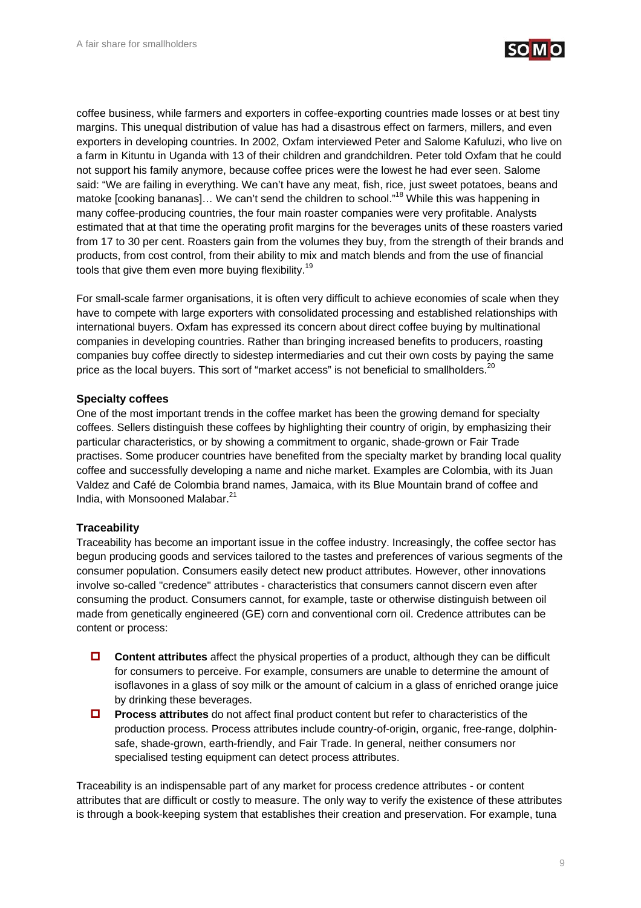coffee business, while farmers and exporters in coffee-exporting countries made losses or at best tiny margins. This unequal distribution of value has had a disastrous effect on farmers, millers, and even exporters in developing countries. In 2002, Oxfam interviewed Peter and Salome Kafuluzi, who live on a farm in Kituntu in Uganda with 13 of their children and grandchildren. Peter told Oxfam that he could not support his family anymore, because coffee prices were the lowest he had ever seen. Salome said: "We are failing in everything. We can't have any meat, fish, rice, just sweet potatoes, beans and matoke [cooking bananas]… We can't send the children to school."[18] While this was happening in many coffee-producing countries, the four main roaster companies were very profitable. Analysts estimated that at that time the operating profit margins for the beverages units of these roasters varied from 17 to 30 per cent. Roasters gain from the volumes they buy, from the strength of their brands and products, from cost control, from their ability to mix and match blends and from the use of financial tools that give them even more buying flexibility.[19]

For small-scale farmer organisations, it is often very difficult to achieve economies of scale when they have to compete with large exporters with consolidated processing and established relationships with international buyers. Oxfam has expressed its concern about direct coffee buying by multinational companies in developing countries. Rather than bringing increased benefits to producers, roasting companies buy coffee directly to sidestep intermediaries and cut their own costs by paying the same price as the local buyers. This sort of "market access" is not beneficial to smallholders.[20]

### Specialty coffees

One of the most important trends in the coffee market has been the growing demand for specialty coffees. Sellers distinguish these coffees by highlighting their country of origin, by emphasizing their particular characteristics, or by showing a commitment to organic, shade-grown or Fair Trade practises. Some producer countries have benefited from the specialty market by branding local quality coffee and successfully developing a name and niche market. Examples are Colombia, with its Juan Valdez and Café de Colombia brand names, Jamaica, with its Blue Mountain brand of coffee and India, with Monsooned Malabar.[21]

### Traceability

Traceability has become an important issue in the coffee industry. Increasingly, the coffee sector has begun producing goods and services tailored to the tastes and preferences of various segments of the consumer population. Consumers easily detect new product attributes. However, other innovations involve so-called "credence" attributes - characteristics that consumers cannot discern even after consuming the product. Consumers cannot, for example, taste or otherwise distinguish between oil made from genetically engineered (GE) corn and conventional corn oil. Credence attributes can be content or process:

- **Content attributes** affect the physical properties of a product, although they can be difficult for consumers to perceive. For example, consumers are unable to determine the amount of isoflavones in a glass of soy milk or the amount of calcium in a glass of enriched orange juice by drinking these beverages.
- **Process attributes** do not affect final product content but refer to characteristics of the production process. Process attributes include country-of-origin, organic, free-range, dolphin-safe, shade-grown, earth-friendly, and Fair Trade. In general, neither consumers nor specialised testing equipment can detect process attributes.

Traceability is an indispensable part of any market for process credence attributes - or content attributes that are difficult or costly to measure. The only way to verify the existence of these attributes is through a book-keeping system that establishes their creation and preservation. For example, tuna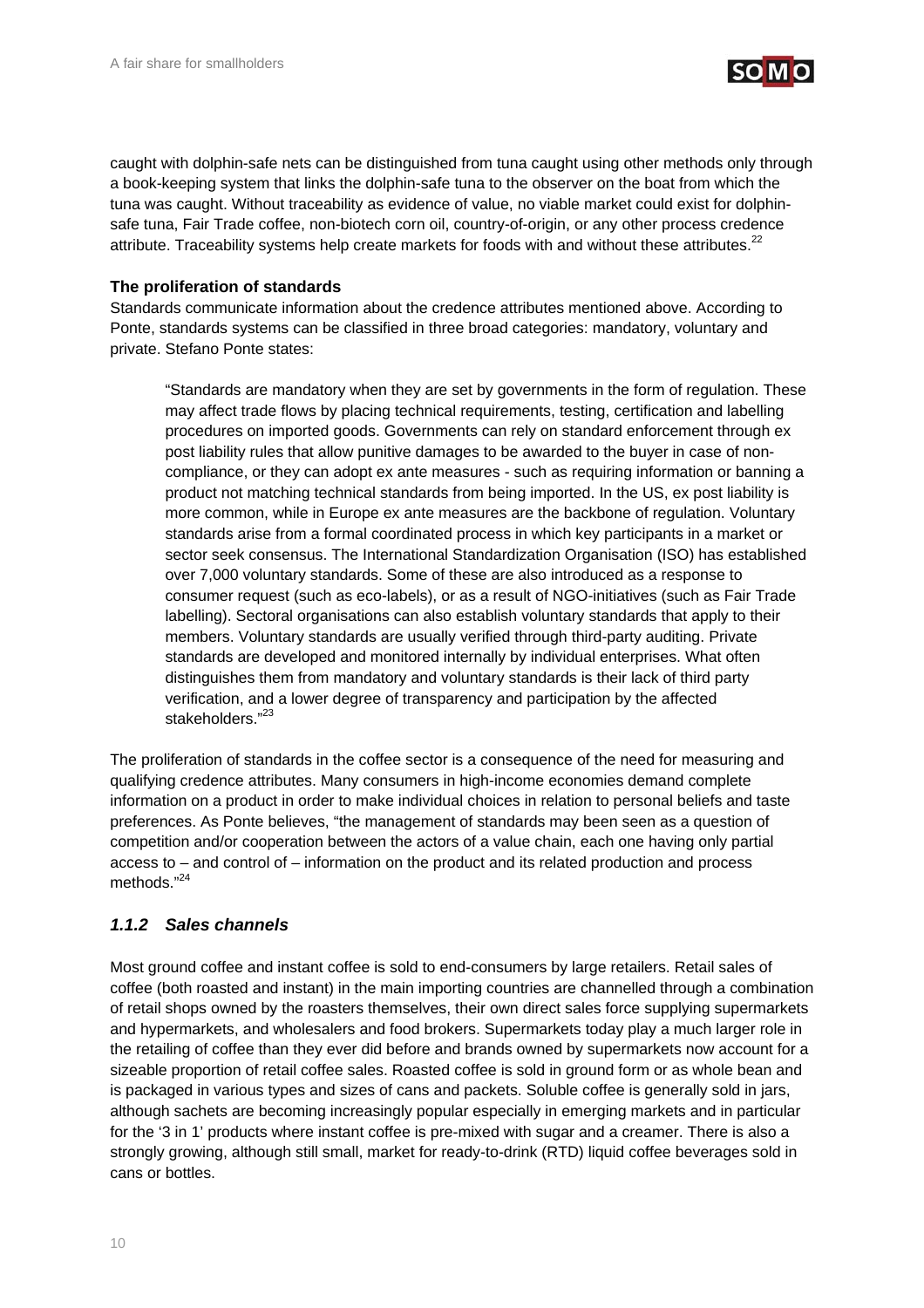caught with dolphin-safe nets can be distinguished from tuna caught using other methods only through a book-keeping system that links the dolphin-safe tuna to the observer on the boat from which the tuna was caught. Without traceability as evidence of value, no viable market could exist for dolphin-safe tuna, Fair Trade coffee, non-biotech corn oil, country-of-origin, or any other process credence attribute. Traceability systems help create markets for foods with and without these attributes.[22]

**The proliferation of standards**

Standards communicate information about the credence attributes mentioned above. According to Ponte, standards systems can be classified in three broad categories: mandatory, voluntary and private. Stefano Ponte states:

> "Standards are mandatory when they are set by governments in the form of regulation. These may affect trade flows by placing technical requirements, testing, certification and labelling procedures on imported goods. Governments can rely on standard enforcement through ex post liability rules that allow punitive damages to be awarded to the buyer in case of non-compliance, or they can adopt ex ante measures - such as requiring information or banning a product not matching technical standards from being imported. In the US, ex post liability is more common, while in Europe ex ante measures are the backbone of regulation. Voluntary standards arise from a formal coordinated process in which key participants in a market or sector seek consensus. The International Standardization Organisation (ISO) has established over 7,000 voluntary standards. Some of these are also introduced as a response to consumer request (such as eco-labels), or as a result of NGO-initiatives (such as Fair Trade labelling). Sectoral organisations can also establish voluntary standards that apply to their members. Voluntary standards are usually verified through third-party auditing. Private standards are developed and monitored internally by individual enterprises. What often distinguishes them from mandatory and voluntary standards is their lack of third party verification, and a lower degree of transparency and participation by the affected stakeholders."[23]

The proliferation of standards in the coffee sector is a consequence of the need for measuring and qualifying credence attributes. Many consumers in high-income economies demand complete information on a product in order to make individual choices in relation to personal beliefs and taste preferences. As Ponte believes, "the management of standards may been seen as a question of competition and/or cooperation between the actors of a value chain, each one having only partial access to – and control of – information on the product and its related production and process methods."[24]

### *1.1.2 Sales channels*

Most ground coffee and instant coffee is sold to end-consumers by large retailers. Retail sales of coffee (both roasted and instant) in the main importing countries are channelled through a combination of retail shops owned by the roasters themselves, their own direct sales force supplying supermarkets and hypermarkets, and wholesalers and food brokers. Supermarkets today play a much larger role in the retailing of coffee than they ever did before and brands owned by supermarkets now account for a sizeable proportion of retail coffee sales. Roasted coffee is sold in ground form or as whole bean and is packaged in various types and sizes of cans and packets. Soluble coffee is generally sold in jars, although sachets are becoming increasingly popular especially in emerging markets and in particular for the '3 in 1' products where instant coffee is pre-mixed with sugar and a creamer. There is also a strongly growing, although still small, market for ready-to-drink (RTD) liquid coffee beverages sold in cans or bottles.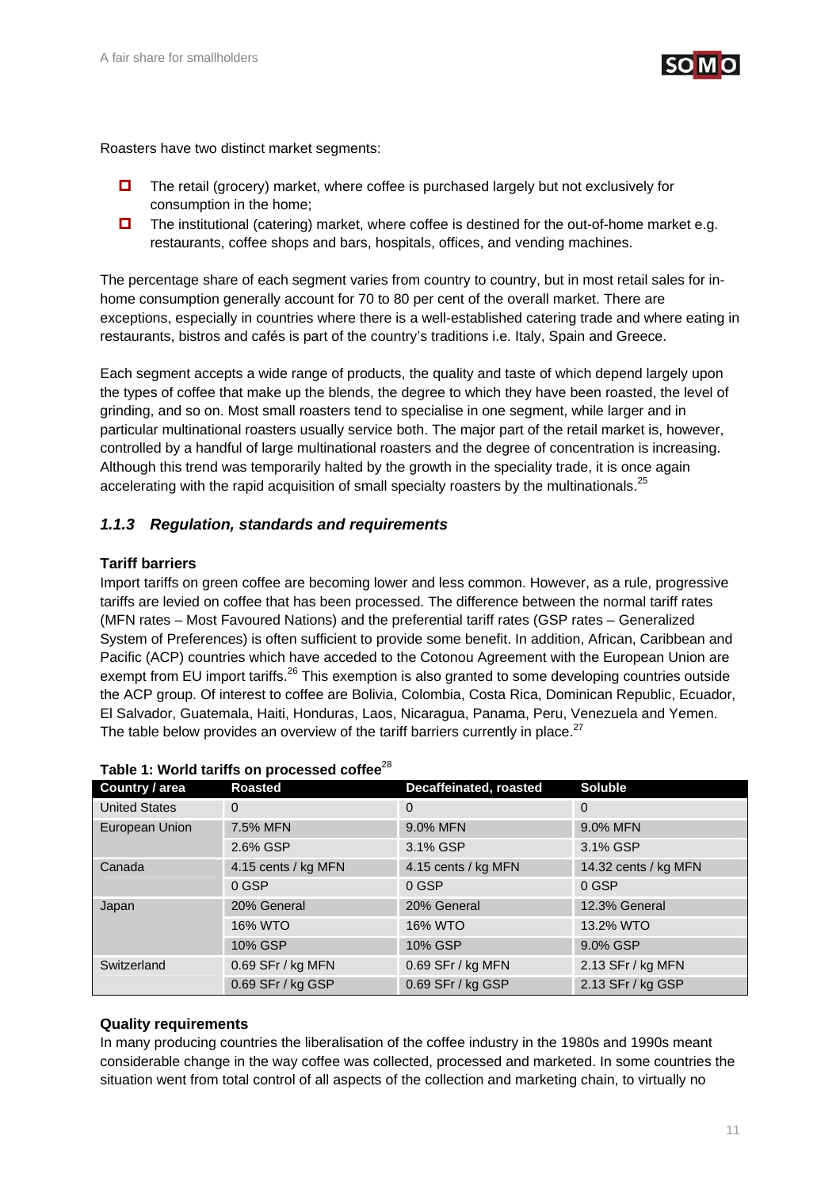Roasters have two distinct market segments:

- The retail (grocery) market, where coffee is purchased largely but not exclusively for consumption in the home;
- The institutional (catering) market, where coffee is destined for the out-of-home market e.g. restaurants, coffee shops and bars, hospitals, offices, and vending machines.

The percentage share of each segment varies from country to country, but in most retail sales for in-home consumption generally account for 70 to 80 per cent of the overall market. There are exceptions, especially in countries where there is a well-established catering trade and where eating in restaurants, bistros and cafés is part of the country's traditions i.e. Italy, Spain and Greece.

Each segment accepts a wide range of products, the quality and taste of which depend largely upon the types of coffee that make up the blends, the degree to which they have been roasted, the level of grinding, and so on. Most small roasters tend to specialise in one segment, while larger and in particular multinational roasters usually service both. The major part of the retail market is, however, controlled by a handful of large multinational roasters and the degree of concentration is increasing. Although this trend was temporarily halted by the growth in the speciality trade, it is once again accelerating with the rapid acquisition of small specialty roasters by the multinationals.[25]

### *1.1.3 Regulation, standards and requirements*

**Tariff barriers**

Import tariffs on green coffee are becoming lower and less common. However, as a rule, progressive tariffs are levied on coffee that has been processed. The difference between the normal tariff rates (MFN rates – Most Favoured Nations) and the preferential tariff rates (GSP rates – Generalized System of Preferences) is often sufficient to provide some benefit. In addition, African, Caribbean and Pacific (ACP) countries which have acceded to the Cotonou Agreement with the European Union are exempt from EU import tariffs.[26] This exemption is also granted to some developing countries outside the ACP group. Of interest to coffee are Bolivia, Colombia, Costa Rica, Dominican Republic, Ecuador, El Salvador, Guatemala, Haiti, Honduras, Laos, Nicaragua, Panama, Peru, Venezuela and Yemen. The table below provides an overview of the tariff barriers currently in place.[27]

**Table 1: World tariffs on processed coffee**[28]

| Country / area | Roasted | Decaffeinated, roasted | Soluble |
|---|---|---|---|
| United States | 0 | 0 | 0 |
| European Union | 7.5% MFN | 9.0% MFN | 9.0% MFN |
| | 2.6% GSP | 3.1% GSP | 3.1% GSP |
| Canada | 4.15 cents / kg MFN | 4.15 cents / kg MFN | 14.32 cents / kg MFN |
| | 0 GSP | 0 GSP | 0 GSP |
| Japan | 20% General | 20% General | 12.3% General |
| | 16% WTO | 16% WTO | 13.2% WTO |
| | 10% GSP | 10% GSP | 9.0% GSP |
| Switzerland | 0.69 SFr / kg MFN | 0.69 SFr / kg MFN | 2.13 SFr / kg MFN |
| | 0.69 SFr / kg GSP | 0.69 SFr / kg GSP | 2.13 SFr / kg GSP |

**Quality requirements**

In many producing countries the liberalisation of the coffee industry in the 1980s and 1990s meant considerable change in the way coffee was collected, processed and marketed. In some countries the situation went from total control of all aspects of the collection and marketing chain, to virtually no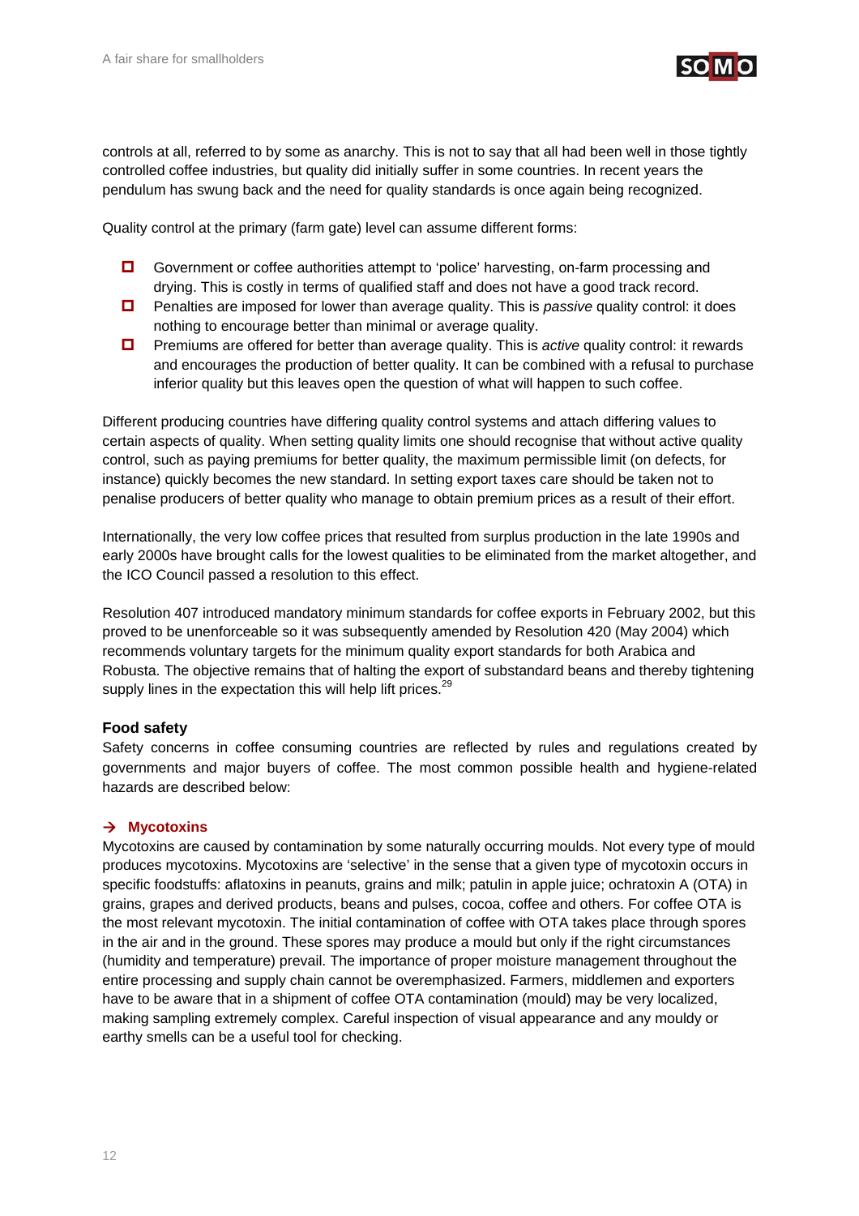controls at all, referred to by some as anarchy. This is not to say that all had been well in those tightly controlled coffee industries, but quality did initially suffer in some countries. In recent years the pendulum has swung back and the need for quality standards is once again being recognized.

Quality control at the primary (farm gate) level can assume different forms:

- Government or coffee authorities attempt to 'police' harvesting, on-farm processing and drying. This is costly in terms of qualified staff and does not have a good track record.
- Penalties are imposed for lower than average quality. This is *passive* quality control: it does nothing to encourage better than minimal or average quality.
- Premiums are offered for better than average quality. This is *active* quality control: it rewards and encourages the production of better quality. It can be combined with a refusal to purchase inferior quality but this leaves open the question of what will happen to such coffee.

Different producing countries have differing quality control systems and attach differing values to certain aspects of quality. When setting quality limits one should recognise that without active quality control, such as paying premiums for better quality, the maximum permissible limit (on defects, for instance) quickly becomes the new standard. In setting export taxes care should be taken not to penalise producers of better quality who manage to obtain premium prices as a result of their effort.

Internationally, the very low coffee prices that resulted from surplus production in the late 1990s and early 2000s have brought calls for the lowest qualities to be eliminated from the market altogether, and the ICO Council passed a resolution to this effect.

Resolution 407 introduced mandatory minimum standards for coffee exports in February 2002, but this proved to be unenforceable so it was subsequently amended by Resolution 420 (May 2004) which recommends voluntary targets for the minimum quality export standards for both Arabica and Robusta. The objective remains that of halting the export of substandard beans and thereby tightening supply lines in the expectation this will help lift prices.[29]

### Food safety

Safety concerns in coffee consuming countries are reflected by rules and regulations created by governments and major buyers of coffee. The most common possible health and hygiene-related hazards are described below:

#### → Mycotoxins

Mycotoxins are caused by contamination by some naturally occurring moulds. Not every type of mould produces mycotoxins. Mycotoxins are 'selective' in the sense that a given type of mycotoxin occurs in specific foodstuffs: aflatoxins in peanuts, grains and milk; patulin in apple juice; ochratoxin A (OTA) in grains, grapes and derived products, beans and pulses, cocoa, coffee and others. For coffee OTA is the most relevant mycotoxin. The initial contamination of coffee with OTA takes place through spores in the air and in the ground. These spores may produce a mould but only if the right circumstances (humidity and temperature) prevail. The importance of proper moisture management throughout the entire processing and supply chain cannot be overemphasized. Farmers, middlemen and exporters have to be aware that in a shipment of coffee OTA contamination (mould) may be very localized, making sampling extremely complex. Careful inspection of visual appearance and any mouldy or earthy smells can be a useful tool for checking.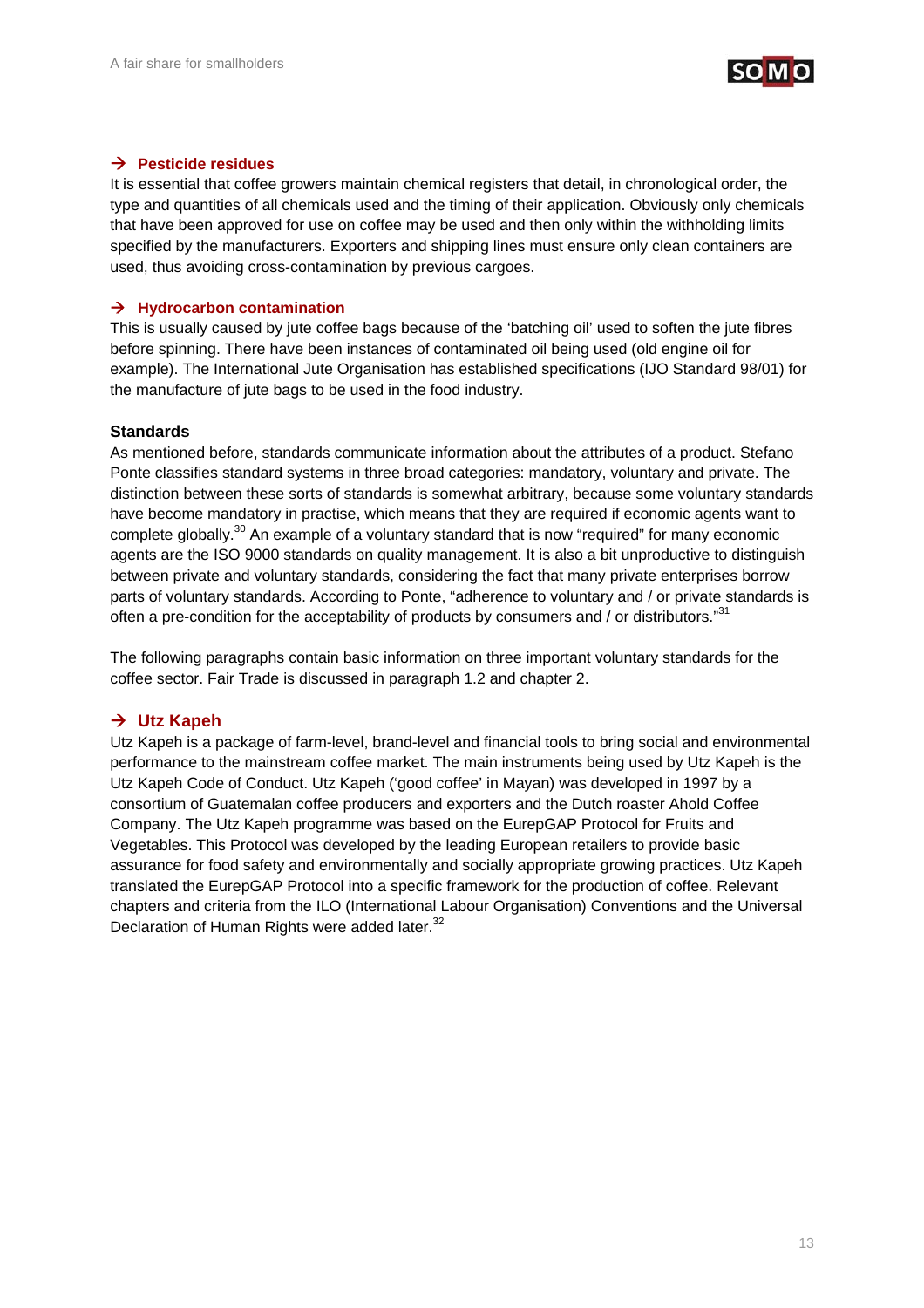### → Pesticide residues

It is essential that coffee growers maintain chemical registers that detail, in chronological order, the type and quantities of all chemicals used and the timing of their application. Obviously only chemicals that have been approved for use on coffee may be used and then only within the withholding limits specified by the manufacturers. Exporters and shipping lines must ensure only clean containers are used, thus avoiding cross-contamination by previous cargoes.

### → Hydrocarbon contamination

This is usually caused by jute coffee bags because of the 'batching oil' used to soften the jute fibres before spinning. There have been instances of contaminated oil being used (old engine oil for example). The International Jute Organisation has established specifications (IJO Standard 98/01) for the manufacture of jute bags to be used in the food industry.

## Standards

As mentioned before, standards communicate information about the attributes of a product. Stefano Ponte classifies standard systems in three broad categories: mandatory, voluntary and private. The distinction between these sorts of standards is somewhat arbitrary, because some voluntary standards have become mandatory in practise, which means that they are required if economic agents want to complete globally.[30] An example of a voluntary standard that is now "required" for many economic agents are the ISO 9000 standards on quality management. It is also a bit unproductive to distinguish between private and voluntary standards, considering the fact that many private enterprises borrow parts of voluntary standards. According to Ponte, "adherence to voluntary and / or private standards is often a pre-condition for the acceptability of products by consumers and / or distributors."[31]

The following paragraphs contain basic information on three important voluntary standards for the coffee sector. Fair Trade is discussed in paragraph 1.2 and chapter 2.

### → Utz Kapeh

Utz Kapeh is a package of farm-level, brand-level and financial tools to bring social and environmental performance to the mainstream coffee market. The main instruments being used by Utz Kapeh is the Utz Kapeh Code of Conduct. Utz Kapeh ('good coffee' in Mayan) was developed in 1997 by a consortium of Guatemalan coffee producers and exporters and the Dutch roaster Ahold Coffee Company. The Utz Kapeh programme was based on the EurepGAP Protocol for Fruits and Vegetables. This Protocol was developed by the leading European retailers to provide basic assurance for food safety and environmentally and socially appropriate growing practices. Utz Kapeh translated the EurepGAP Protocol into a specific framework for the production of coffee. Relevant chapters and criteria from the ILO (International Labour Organisation) Conventions and the Universal Declaration of Human Rights were added later.[32]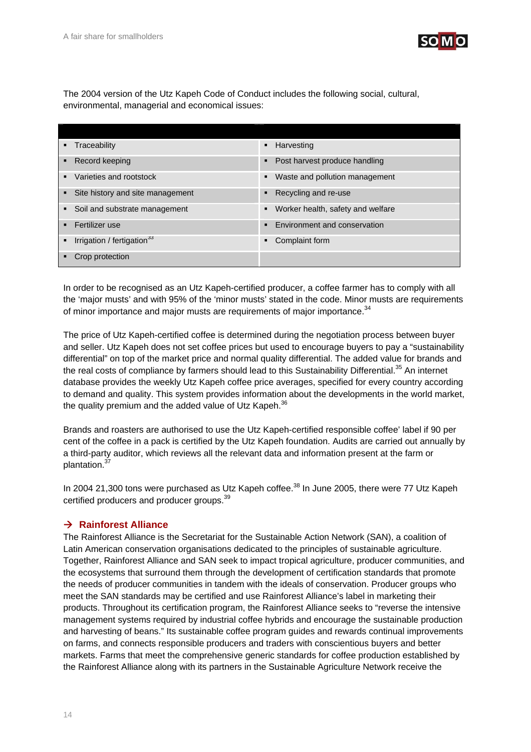The 2004 version of the Utz Kapeh Code of Conduct includes the following social, cultural, environmental, managerial and economical issues:

| | |
|---|---|
| ▪ Traceability | ▪ Harvesting |
| ▪ Record keeping | ▪ Post harvest produce handling |
| ▪ Varieties and rootstock | ▪ Waste and pollution management |
| ▪ Site history and site management | ▪ Recycling and re-use |
| ▪ Soil and substrate management | ▪ Worker health, safety and welfare |
| ▪ Fertilizer use | ▪ Environment and conservation |
| ▪ Irrigation / fertigation[33] | ▪ Complaint form |
| ▪ Crop protection | |

In order to be recognised as an Utz Kapeh-certified producer, a coffee farmer has to comply with all the 'major musts' and with 95% of the 'minor musts' stated in the code. Minor musts are requirements of minor importance and major musts are requirements of major importance.[34]

The price of Utz Kapeh-certified coffee is determined during the negotiation process between buyer and seller. Utz Kapeh does not set coffee prices but used to encourage buyers to pay a "sustainability differential" on top of the market price and normal quality differential. The added value for brands and the real costs of compliance by farmers should lead to this Sustainability Differential.[35] An internet database provides the weekly Utz Kapeh coffee price averages, specified for every country according to demand and quality. This system provides information about the developments in the world market, the quality premium and the added value of Utz Kapeh.[36]

Brands and roasters are authorised to use the Utz Kapeh-certified responsible coffee' label if 90 per cent of the coffee in a pack is certified by the Utz Kapeh foundation. Audits are carried out annually by a third-party auditor, which reviews all the relevant data and information present at the farm or plantation.[37]

In 2004 21,300 tons were purchased as Utz Kapeh coffee.[38] In June 2005, there were 77 Utz Kapeh certified producers and producer groups.[39]

### → Rainforest Alliance

The Rainforest Alliance is the Secretariat for the Sustainable Action Network (SAN), a coalition of Latin American conservation organisations dedicated to the principles of sustainable agriculture. Together, Rainforest Alliance and SAN seek to impact tropical agriculture, producer communities, and the ecosystems that surround them through the development of certification standards that promote the needs of producer communities in tandem with the ideals of conservation. Producer groups who meet the SAN standards may be certified and use Rainforest Alliance's label in marketing their products. Throughout its certification program, the Rainforest Alliance seeks to "reverse the intensive management systems required by industrial coffee hybrids and encourage the sustainable production and harvesting of beans." Its sustainable coffee program guides and rewards continual improvements on farms, and connects responsible producers and traders with conscientious buyers and better markets. Farms that meet the comprehensive generic standards for coffee production established by the Rainforest Alliance along with its partners in the Sustainable Agriculture Network receive the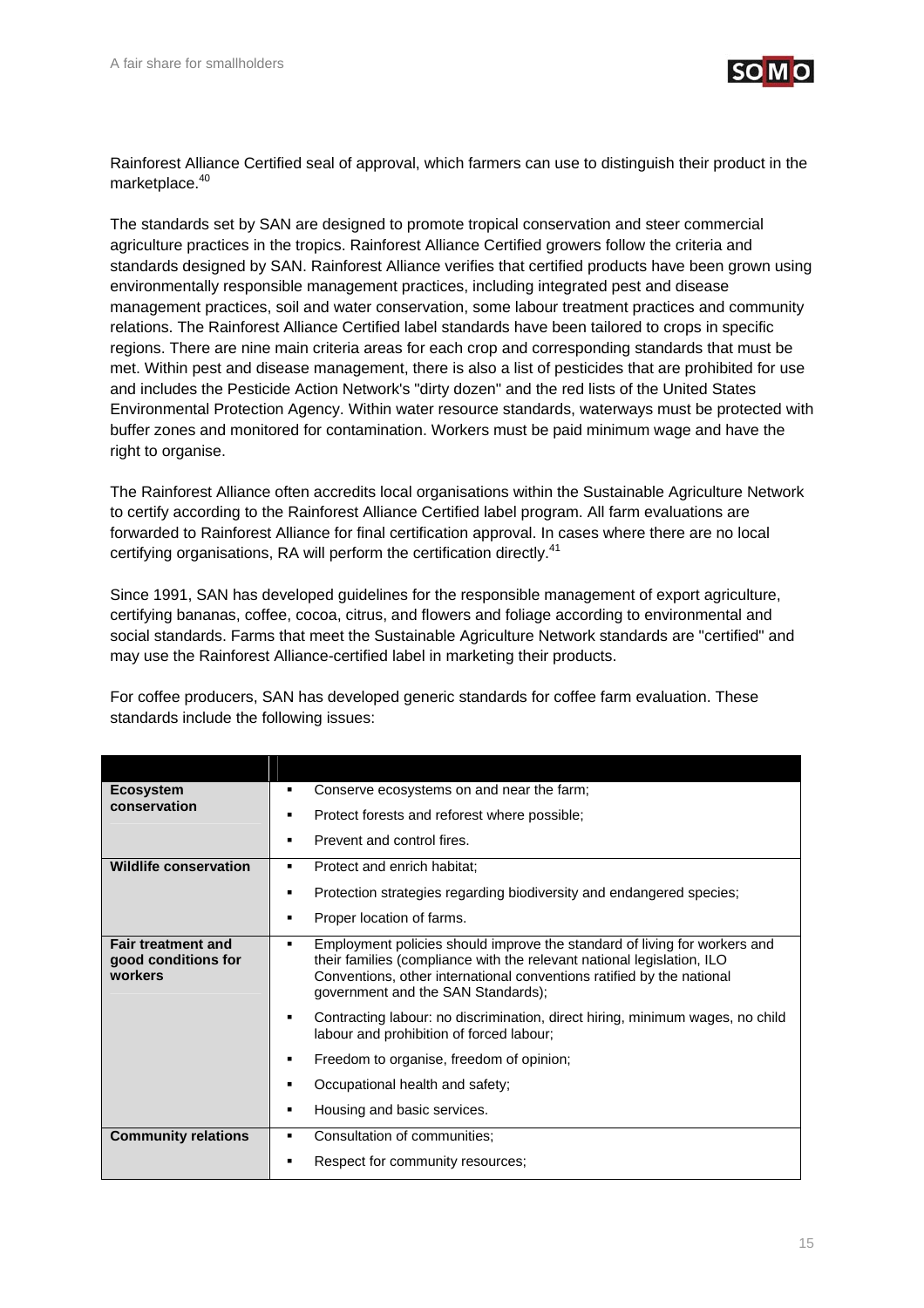Rainforest Alliance Certified seal of approval, which farmers can use to distinguish their product in the marketplace.[40]

The standards set by SAN are designed to promote tropical conservation and steer commercial agriculture practices in the tropics. Rainforest Alliance Certified growers follow the criteria and standards designed by SAN. Rainforest Alliance verifies that certified products have been grown using environmentally responsible management practices, including integrated pest and disease management practices, soil and water conservation, some labour treatment practices and community relations. The Rainforest Alliance Certified label standards have been tailored to crops in specific regions. There are nine main criteria areas for each crop and corresponding standards that must be met. Within pest and disease management, there is also a list of pesticides that are prohibited for use and includes the Pesticide Action Network's "dirty dozen" and the red lists of the United States Environmental Protection Agency. Within water resource standards, waterways must be protected with buffer zones and monitored for contamination. Workers must be paid minimum wage and have the right to organise.

The Rainforest Alliance often accredits local organisations within the Sustainable Agriculture Network to certify according to the Rainforest Alliance Certified label program. All farm evaluations are forwarded to Rainforest Alliance for final certification approval. In cases where there are no local certifying organisations, RA will perform the certification directly.[41]

Since 1991, SAN has developed guidelines for the responsible management of export agriculture, certifying bananas, coffee, cocoa, citrus, and flowers and foliage according to environmental and social standards. Farms that meet the Sustainable Agriculture Network standards are "certified" and may use the Rainforest Alliance-certified label in marketing their products.

For coffee producers, SAN has developed generic standards for coffee farm evaluation. These standards include the following issues:

| | |
|---|---|
| **Ecosystem conservation** | ▪ Conserve ecosystems on and near the farm;<br>▪ Protect forests and reforest where possible;<br>▪ Prevent and control fires. |
| **Wildlife conservation** | ▪ Protect and enrich habitat;<br>▪ Protection strategies regarding biodiversity and endangered species;<br>▪ Proper location of farms. |
| **Fair treatment and good conditions for workers** | ▪ Employment policies should improve the standard of living for workers and their families (compliance with the relevant national legislation, ILO Conventions, other international conventions ratified by the national government and the SAN Standards);<br>▪ Contracting labour: no discrimination, direct hiring, minimum wages, no child labour and prohibition of forced labour;<br>▪ Freedom to organise, freedom of opinion;<br>▪ Occupational health and safety;<br>▪ Housing and basic services. |
| **Community relations** | ▪ Consultation of communities;<br>▪ Respect for community resources; |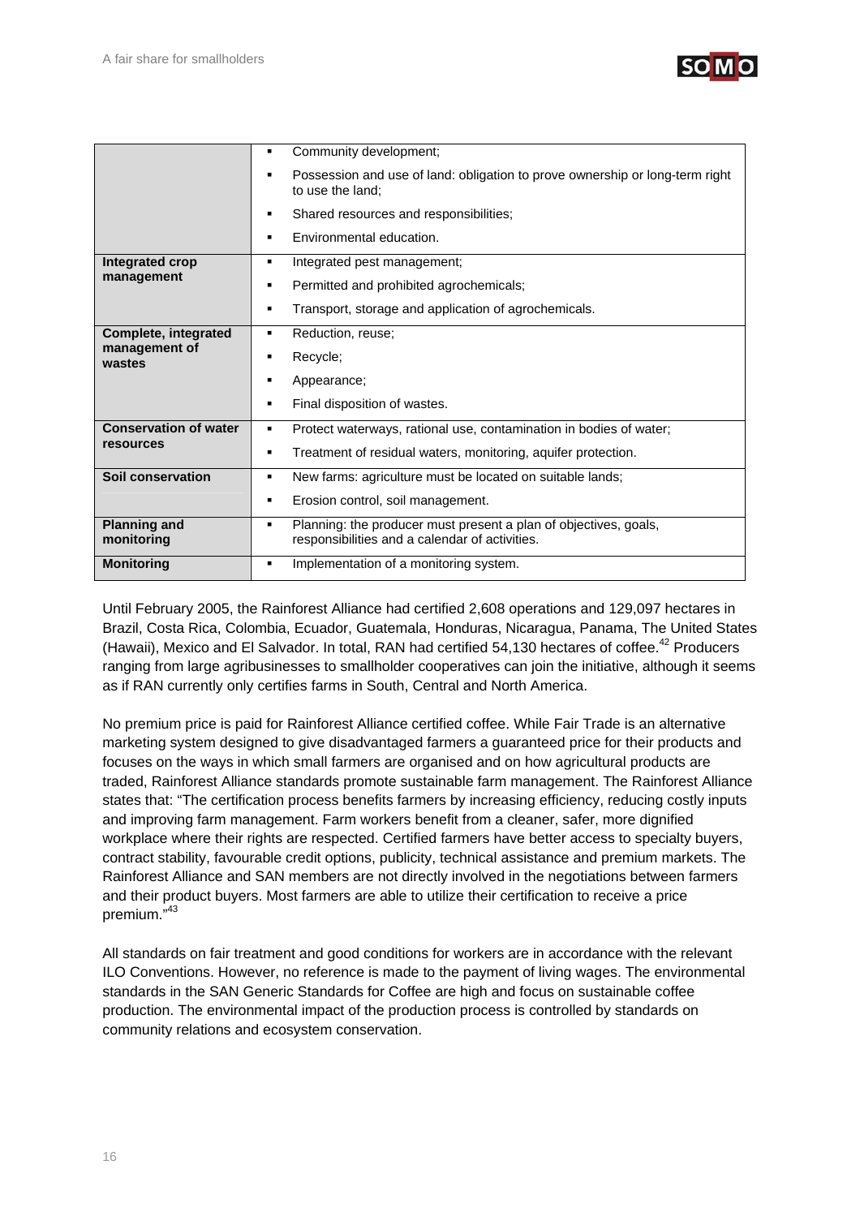| | |
|---|---|
| | ▪ Community development;<br>▪ Possession and use of land: obligation to prove ownership or long-term right to use the land;<br>▪ Shared resources and responsibilities;<br>▪ Environmental education. |
| **Integrated crop management** | ▪ Integrated pest management;<br>▪ Permitted and prohibited agrochemicals;<br>▪ Transport, storage and application of agrochemicals. |
| **Complete, integrated management of wastes** | ▪ Reduction, reuse;<br>▪ Recycle;<br>▪ Appearance;<br>▪ Final disposition of wastes. |
| **Conservation of water resources** | ▪ Protect waterways, rational use, contamination in bodies of water;<br>▪ Treatment of residual waters, monitoring, aquifer protection. |
| **Soil conservation** | ▪ New farms: agriculture must be located on suitable lands;<br>▪ Erosion control, soil management. |
| **Planning and monitoring** | ▪ Planning: the producer must present a plan of objectives, goals, responsibilities and a calendar of activities. |
| **Monitoring** | ▪ Implementation of a monitoring system. |

Until February 2005, the Rainforest Alliance had certified 2,608 operations and 129,097 hectares in Brazil, Costa Rica, Colombia, Ecuador, Guatemala, Honduras, Nicaragua, Panama, The United States (Hawaii), Mexico and El Salvador. In total, RAN had certified 54,130 hectares of coffee.[42] Producers ranging from large agribusinesses to smallholder cooperatives can join the initiative, although it seems as if RAN currently only certifies farms in South, Central and North America.

No premium price is paid for Rainforest Alliance certified coffee. While Fair Trade is an alternative marketing system designed to give disadvantaged farmers a guaranteed price for their products and focuses on the ways in which small farmers are organised and on how agricultural products are traded, Rainforest Alliance standards promote sustainable farm management. The Rainforest Alliance states that: "The certification process benefits farmers by increasing efficiency, reducing costly inputs and improving farm management. Farm workers benefit from a cleaner, safer, more dignified workplace where their rights are respected. Certified farmers have better access to specialty buyers, contract stability, favourable credit options, publicity, technical assistance and premium markets. The Rainforest Alliance and SAN members are not directly involved in the negotiations between farmers and their product buyers. Most farmers are able to utilize their certification to receive a price premium."[43]

All standards on fair treatment and good conditions for workers are in accordance with the relevant ILO Conventions. However, no reference is made to the payment of living wages. The environmental standards in the SAN Generic Standards for Coffee are high and focus on sustainable coffee production. The environmental impact of the production process is controlled by standards on community relations and ecosystem conservation.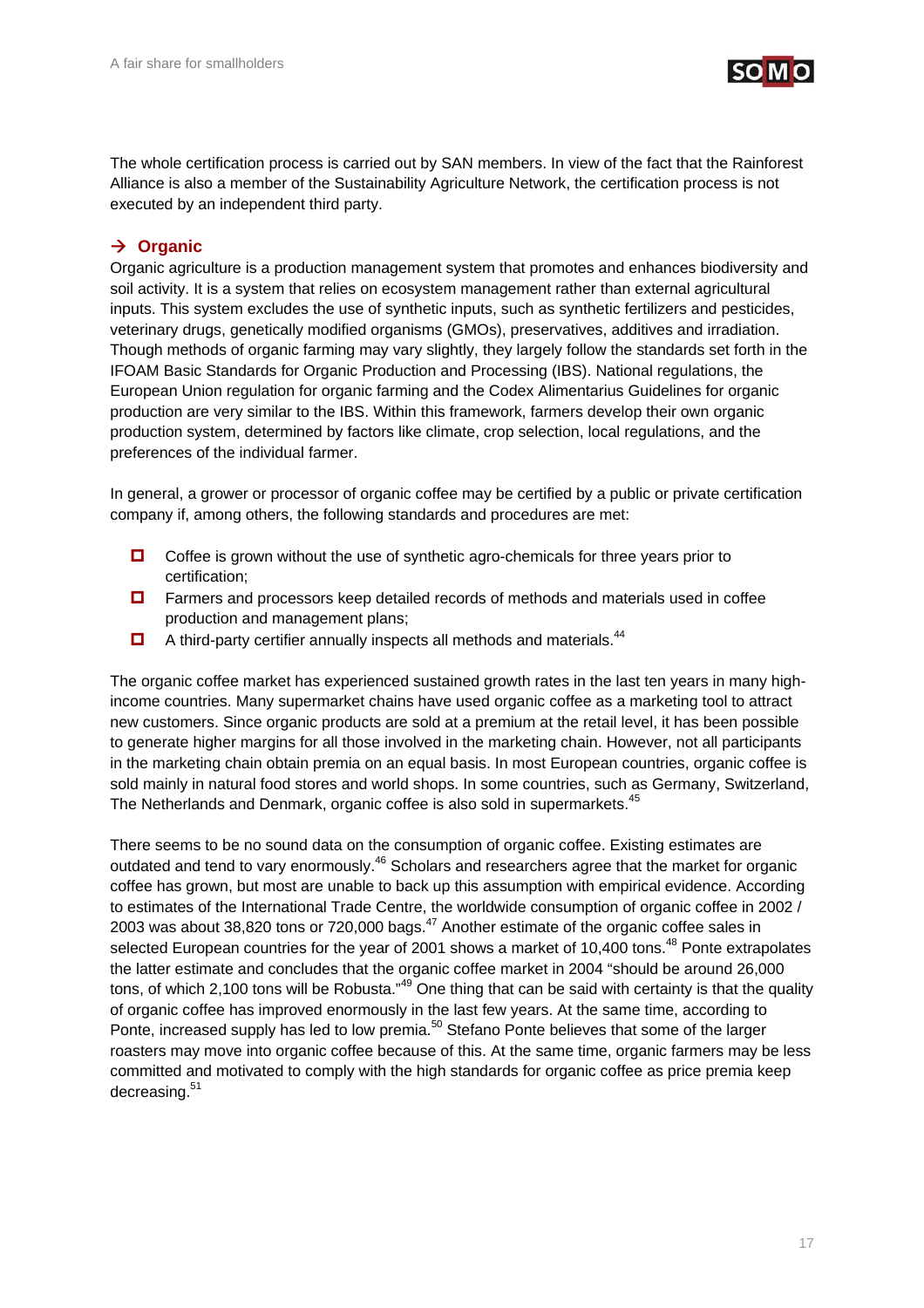The whole certification process is carried out by SAN members. In view of the fact that the Rainforest Alliance is also a member of the Sustainability Agriculture Network, the certification process is not executed by an independent third party.

### → Organic

Organic agriculture is a production management system that promotes and enhances biodiversity and soil activity. It is a system that relies on ecosystem management rather than external agricultural inputs. This system excludes the use of synthetic inputs, such as synthetic fertilizers and pesticides, veterinary drugs, genetically modified organisms (GMOs), preservatives, additives and irradiation. Though methods of organic farming may vary slightly, they largely follow the standards set forth in the IFOAM Basic Standards for Organic Production and Processing (IBS). National regulations, the European Union regulation for organic farming and the Codex Alimentarius Guidelines for organic production are very similar to the IBS. Within this framework, farmers develop their own organic production system, determined by factors like climate, crop selection, local regulations, and the preferences of the individual farmer.

In general, a grower or processor of organic coffee may be certified by a public or private certification company if, among others, the following standards and procedures are met:

- Coffee is grown without the use of synthetic agro-chemicals for three years prior to certification;
- Farmers and processors keep detailed records of methods and materials used in coffee production and management plans;
- A third-party certifier annually inspects all methods and materials.[44]

The organic coffee market has experienced sustained growth rates in the last ten years in many high-income countries. Many supermarket chains have used organic coffee as a marketing tool to attract new customers. Since organic products are sold at a premium at the retail level, it has been possible to generate higher margins for all those involved in the marketing chain. However, not all participants in the marketing chain obtain premia on an equal basis. In most European countries, organic coffee is sold mainly in natural food stores and world shops. In some countries, such as Germany, Switzerland, The Netherlands and Denmark, organic coffee is also sold in supermarkets.[45]

There seems to be no sound data on the consumption of organic coffee. Existing estimates are outdated and tend to vary enormously.[46] Scholars and researchers agree that the market for organic coffee has grown, but most are unable to back up this assumption with empirical evidence. According to estimates of the International Trade Centre, the worldwide consumption of organic coffee in 2002 / 2003 was about 38,820 tons or 720,000 bags.[47] Another estimate of the organic coffee sales in selected European countries for the year of 2001 shows a market of 10,400 tons.[48] Ponte extrapolates the latter estimate and concludes that the organic coffee market in 2004 "should be around 26,000 tons, of which 2,100 tons will be Robusta."[49] One thing that can be said with certainty is that the quality of organic coffee has improved enormously in the last few years. At the same time, according to Ponte, increased supply has led to low premia.[50] Stefano Ponte believes that some of the larger roasters may move into organic coffee because of this. At the same time, organic farmers may be less committed and motivated to comply with the high standards for organic coffee as price premia keep decreasing.[51]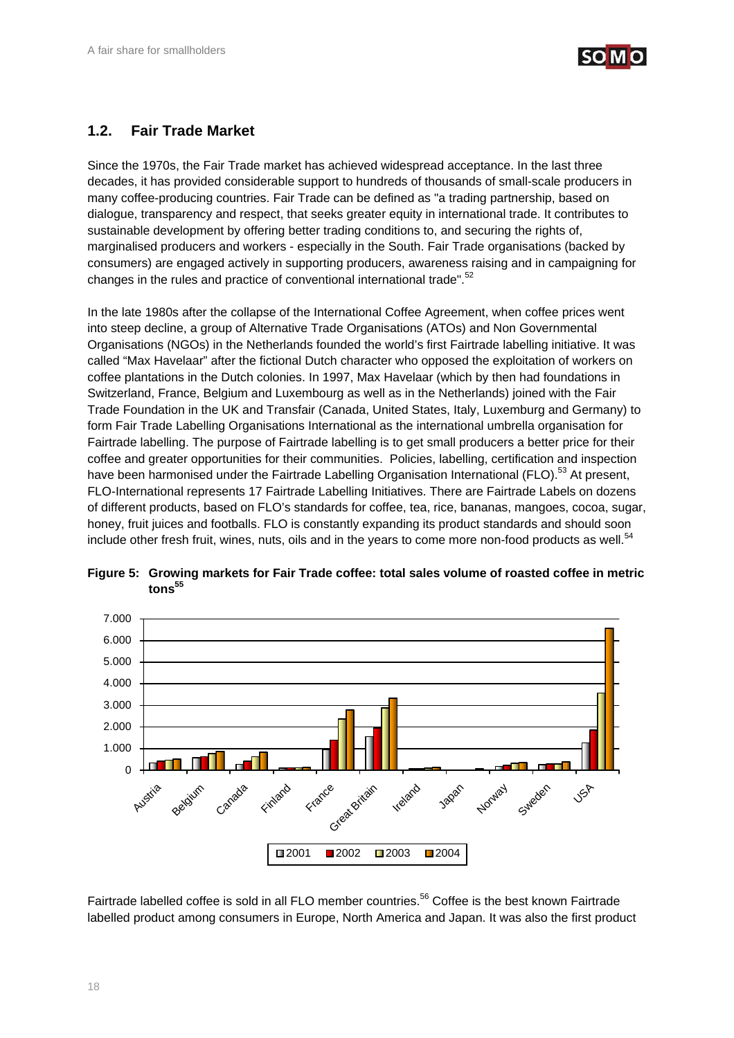## 1.2. Fair Trade Market

Since the 1970s, the Fair Trade market has achieved widespread acceptance. In the last three decades, it has provided considerable support to hundreds of thousands of small-scale producers in many coffee-producing countries. Fair Trade can be defined as "a trading partnership, based on dialogue, transparency and respect, that seeks greater equity in international trade. It contributes to sustainable development by offering better trading conditions to, and securing the rights of, marginalised producers and workers - especially in the South. Fair Trade organisations (backed by consumers) are engaged actively in supporting producers, awareness raising and in campaigning for changes in the rules and practice of conventional international trade".[52]

In the late 1980s after the collapse of the International Coffee Agreement, when coffee prices went into steep decline, a group of Alternative Trade Organisations (ATOs) and Non Governmental Organisations (NGOs) in the Netherlands founded the world's first Fairtrade labelling initiative. It was called "Max Havelaar" after the fictional Dutch character who opposed the exploitation of workers on coffee plantations in the Dutch colonies. In 1997, Max Havelaar (which by then had foundations in Switzerland, France, Belgium and Luxembourg as well as in the Netherlands) joined with the Fair Trade Foundation in the UK and Transfair (Canada, United States, Italy, Luxemburg and Germany) to form Fair Trade Labelling Organisations International as the international umbrella organisation for Fairtrade labelling. The purpose of Fairtrade labelling is to get small producers a better price for their coffee and greater opportunities for their communities. Policies, labelling, certification and inspection have been harmonised under the Fairtrade Labelling Organisation International (FLO).[53] At present, FLO-International represents 17 Fairtrade Labelling Initiatives. There are Fairtrade Labels on dozens of different products, based on FLO's standards for coffee, tea, rice, bananas, mangoes, cocoa, sugar, honey, fruit juices and footballs. FLO is constantly expanding its product standards and should soon include other fresh fruit, wines, nuts, oils and in the years to come more non-food products as well.[54]

**Figure 5: Growing markets for Fair Trade coffee: total sales volume of roasted coffee in metric tons[55]**

Fairtrade labelled coffee is sold in all FLO member countries.[56] Coffee is the best known Fairtrade labelled product among consumers in Europe, North America and Japan. It was also the first product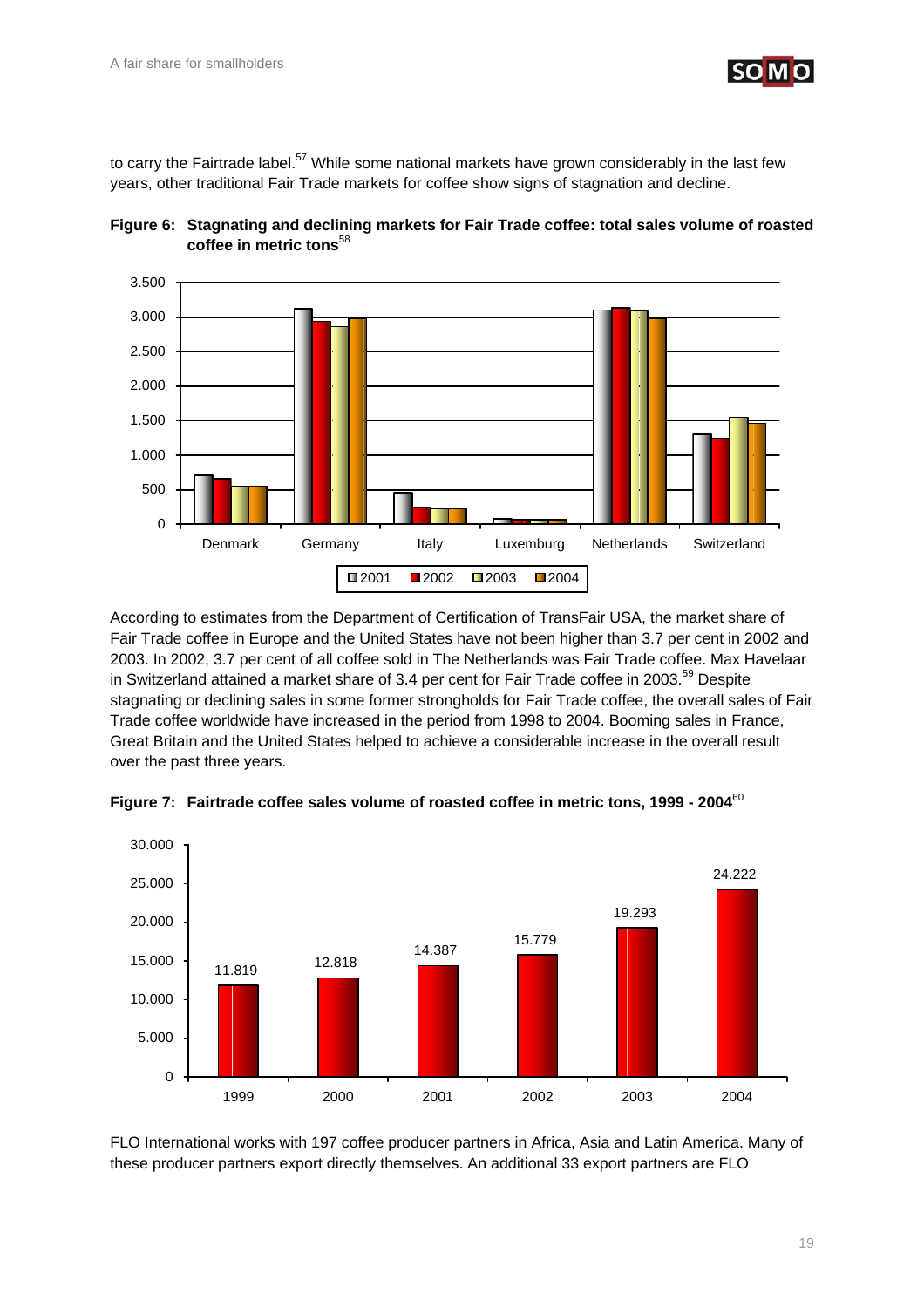to carry the Fairtrade label.[57] While some national markets have grown considerably in the last few years, other traditional Fair Trade markets for coffee show signs of stagnation and decline.

**Figure 6: Stagnating and declining markets for Fair Trade coffee: total sales volume of roasted coffee in metric tons**[58]

According to estimates from the Department of Certification of TransFair USA, the market share of Fair Trade coffee in Europe and the United States have not been higher than 3.7 per cent in 2002 and 2003. In 2002, 3.7 per cent of all coffee sold in The Netherlands was Fair Trade coffee. Max Havelaar in Switzerland attained a market share of 3.4 per cent for Fair Trade coffee in 2003.[59] Despite stagnating or declining sales in some former strongholds for Fair Trade coffee, the overall sales of Fair Trade coffee worldwide have increased in the period from 1998 to 2004. Booming sales in France, Great Britain and the United States helped to achieve a considerable increase in the overall result over the past three years.

**Figure 7: Fairtrade coffee sales volume of roasted coffee in metric tons, 1999 - 2004**[60]

| Year | Metric tons |
|---|---|
| 1999 | 11.819 |
| 2000 | 12.818 |
| 2001 | 14.387 |
| 2002 | 15.779 |
| 2003 | 19.293 |
| 2004 | 24.222 |

FLO International works with 197 coffee producer partners in Africa, Asia and Latin America. Many of these producer partners export directly themselves. An additional 33 export partners are FLO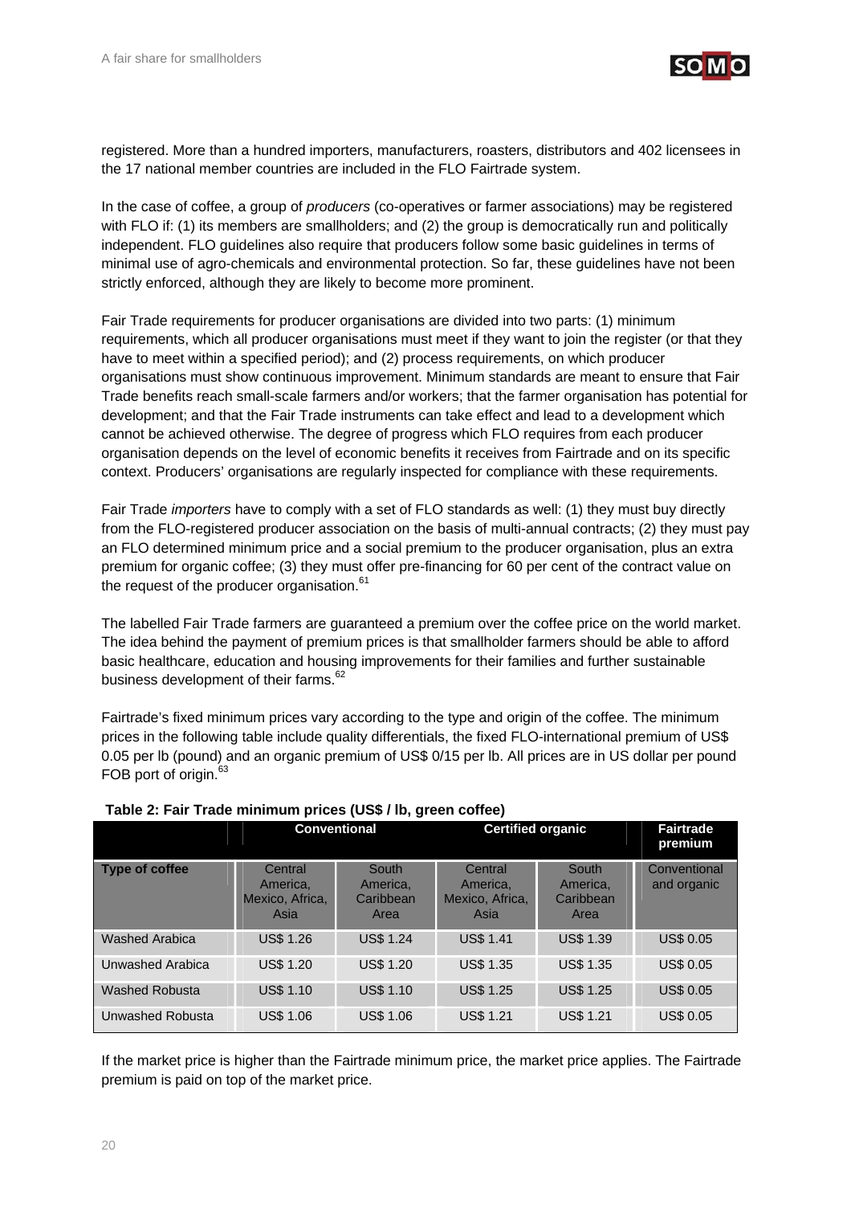registered. More than a hundred importers, manufacturers, roasters, distributors and 402 licensees in the 17 national member countries are included in the FLO Fairtrade system.

In the case of coffee, a group of *producers* (co-operatives or farmer associations) may be registered with FLO if: (1) its members are smallholders; and (2) the group is democratically run and politically independent. FLO guidelines also require that producers follow some basic guidelines in terms of minimal use of agro-chemicals and environmental protection. So far, these guidelines have not been strictly enforced, although they are likely to become more prominent.

Fair Trade requirements for producer organisations are divided into two parts: (1) minimum requirements, which all producer organisations must meet if they want to join the register (or that they have to meet within a specified period); and (2) process requirements, on which producer organisations must show continuous improvement. Minimum standards are meant to ensure that Fair Trade benefits reach small-scale farmers and/or workers; that the farmer organisation has potential for development; and that the Fair Trade instruments can take effect and lead to a development which cannot be achieved otherwise. The degree of progress which FLO requires from each producer organisation depends on the level of economic benefits it receives from Fairtrade and on its specific context. Producers' organisations are regularly inspected for compliance with these requirements.

Fair Trade *importers* have to comply with a set of FLO standards as well: (1) they must buy directly from the FLO-registered producer association on the basis of multi-annual contracts; (2) they must pay an FLO determined minimum price and a social premium to the producer organisation, plus an extra premium for organic coffee; (3) they must offer pre-financing for 60 per cent of the contract value on the request of the producer organisation.[61]

The labelled Fair Trade farmers are guaranteed a premium over the coffee price on the world market. The idea behind the payment of premium prices is that smallholder farmers should be able to afford basic healthcare, education and housing improvements for their families and further sustainable business development of their farms.[62]

Fairtrade's fixed minimum prices vary according to the type and origin of the coffee. The minimum prices in the following table include quality differentials, the fixed FLO-international premium of US$ 0.05 per lb (pound) and an organic premium of US$ 0/15 per lb. All prices are in US dollar per pound FOB port of origin.[63]

**Table 2: Fair Trade minimum prices (US$ / lb, green coffee)**

| | Conventional | | Certified organic | | Fairtrade premium |
|---|---|---|---|---|---|
| **Type of coffee** | Central America, Mexico, Africa, Asia | South America, Caribbean Area | Central America, Mexico, Africa, Asia | South America, Caribbean Area | Conventional and organic |
| Washed Arabica | US$ 1.26 | US$ 1.24 | US$ 1.41 | US$ 1.39 | US$ 0.05 |
| Unwashed Arabica | US$ 1.20 | US$ 1.20 | US$ 1.35 | US$ 1.35 | US$ 0.05 |
| Washed Robusta | US$ 1.10 | US$ 1.10 | US$ 1.25 | US$ 1.25 | US$ 0.05 |
| Unwashed Robusta | US$ 1.06 | US$ 1.06 | US$ 1.21 | US$ 1.21 | US$ 0.05 |

If the market price is higher than the Fairtrade minimum price, the market price applies. The Fairtrade premium is paid on top of the market price.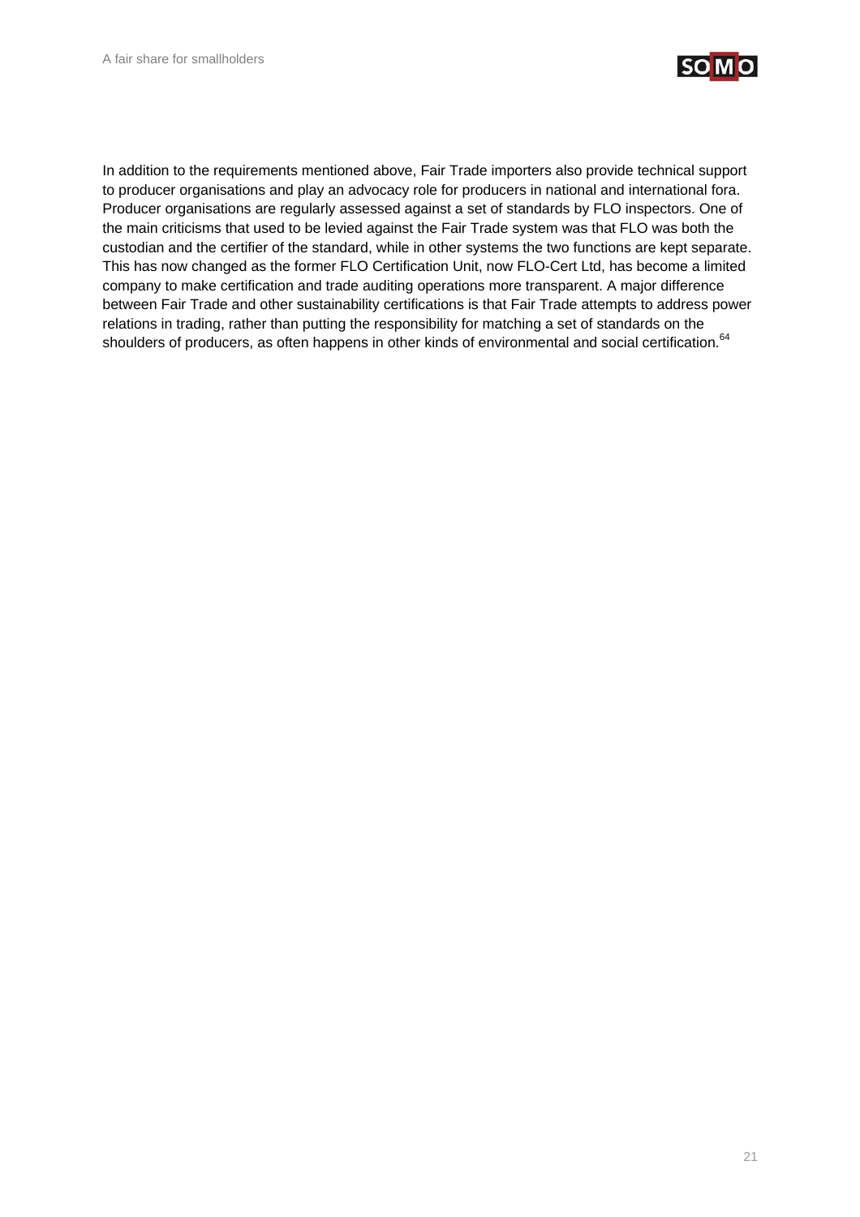In addition to the requirements mentioned above, Fair Trade importers also provide technical support to producer organisations and play an advocacy role for producers in national and international fora. Producer organisations are regularly assessed against a set of standards by FLO inspectors. One of the main criticisms that used to be levied against the Fair Trade system was that FLO was both the custodian and the certifier of the standard, while in other systems the two functions are kept separate. This has now changed as the former FLO Certification Unit, now FLO-Cert Ltd, has become a limited company to make certification and trade auditing operations more transparent. A major difference between Fair Trade and other sustainability certifications is that Fair Trade attempts to address power relations in trading, rather than putting the responsibility for matching a set of standards on the shoulders of producers, as often happens in other kinds of environmental and social certification.[64]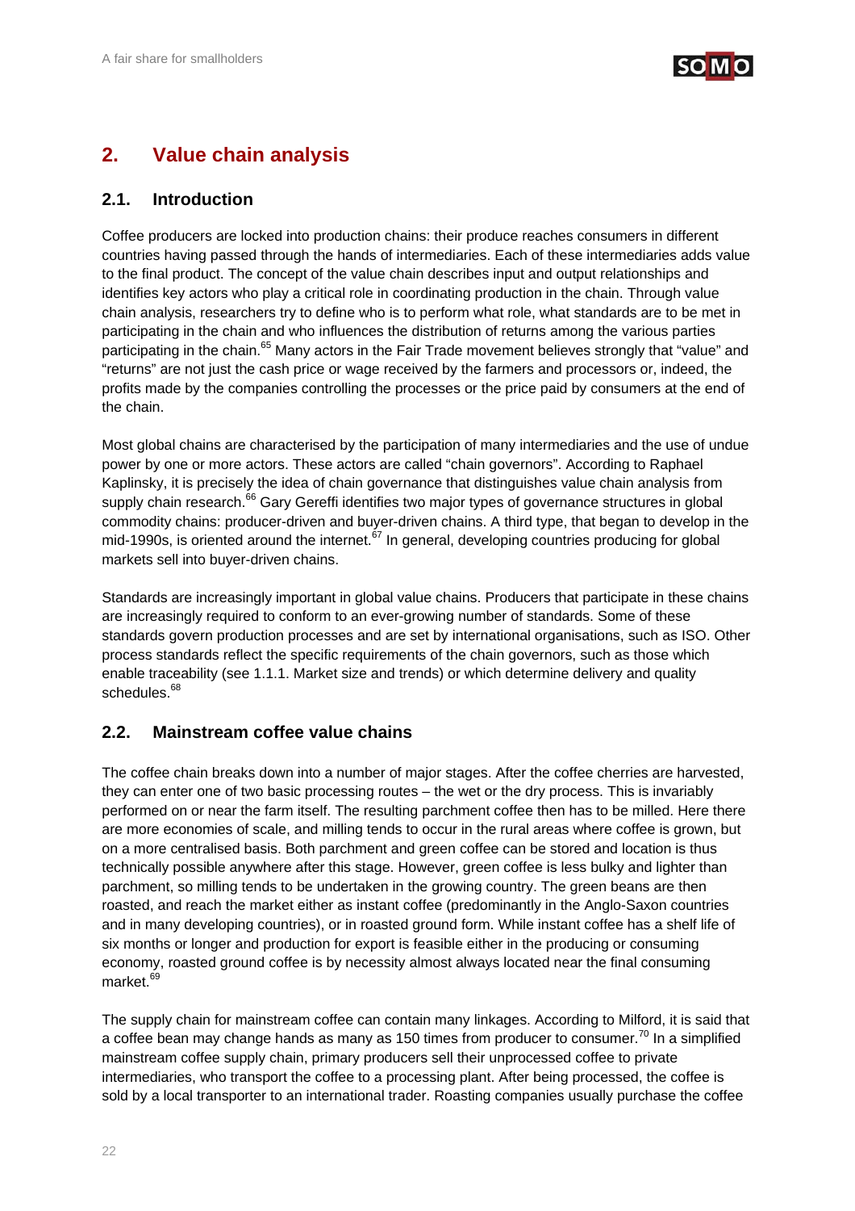## 2. Value chain analysis

### 2.1. Introduction

Coffee producers are locked into production chains: their produce reaches consumers in different countries having passed through the hands of intermediaries. Each of these intermediaries adds value to the final product. The concept of the value chain describes input and output relationships and identifies key actors who play a critical role in coordinating production in the chain. Through value chain analysis, researchers try to define who is to perform what role, what standards are to be met in participating in the chain and who influences the distribution of returns among the various parties participating in the chain.[65] Many actors in the Fair Trade movement believes strongly that "value" and "returns" are not just the cash price or wage received by the farmers and processors or, indeed, the profits made by the companies controlling the processes or the price paid by consumers at the end of the chain.

Most global chains are characterised by the participation of many intermediaries and the use of undue power by one or more actors. These actors are called "chain governors". According to Raphael Kaplinsky, it is precisely the idea of chain governance that distinguishes value chain analysis from supply chain research.[66] Gary Gereffi identifies two major types of governance structures in global commodity chains: producer-driven and buyer-driven chains. A third type, that began to develop in the mid-1990s, is oriented around the internet.[67] In general, developing countries producing for global markets sell into buyer-driven chains.

Standards are increasingly important in global value chains. Producers that participate in these chains are increasingly required to conform to an ever-growing number of standards. Some of these standards govern production processes and are set by international organisations, such as ISO. Other process standards reflect the specific requirements of the chain governors, such as those which enable traceability (see 1.1.1. Market size and trends) or which determine delivery and quality schedules.[68]

### 2.2. Mainstream coffee value chains

The coffee chain breaks down into a number of major stages. After the coffee cherries are harvested, they can enter one of two basic processing routes – the wet or the dry process. This is invariably performed on or near the farm itself. The resulting parchment coffee then has to be milled. Here there are more economies of scale, and milling tends to occur in the rural areas where coffee is grown, but on a more centralised basis. Both parchment and green coffee can be stored and location is thus technically possible anywhere after this stage. However, green coffee is less bulky and lighter than parchment, so milling tends to be undertaken in the growing country. The green beans are then roasted, and reach the market either as instant coffee (predominantly in the Anglo-Saxon countries and in many developing countries), or in roasted ground form. While instant coffee has a shelf life of six months or longer and production for export is feasible either in the producing or consuming economy, roasted ground coffee is by necessity almost always located near the final consuming market.[69]

The supply chain for mainstream coffee can contain many linkages. According to Milford, it is said that a coffee bean may change hands as many as 150 times from producer to consumer.[70] In a simplified mainstream coffee supply chain, primary producers sell their unprocessed coffee to private intermediaries, who transport the coffee to a processing plant. After being processed, the coffee is sold by a local transporter to an international trader. Roasting companies usually purchase the coffee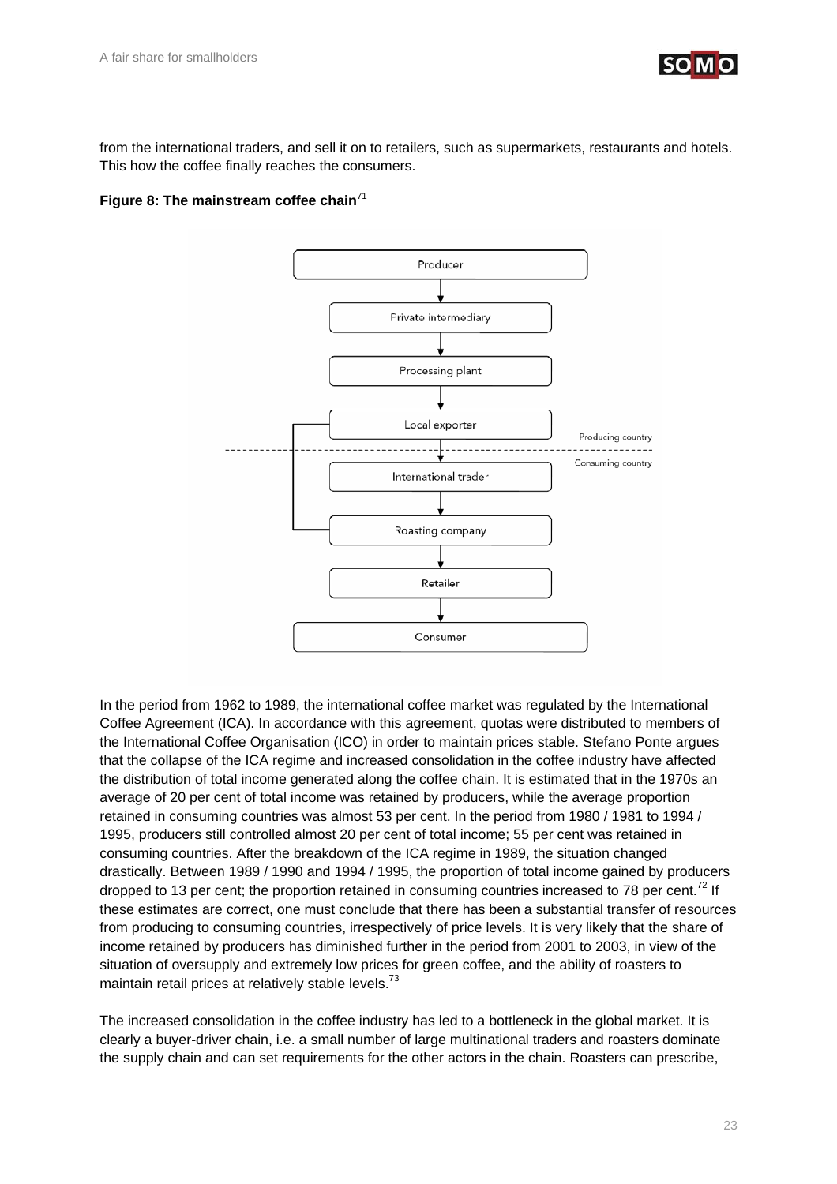from the international traders, and sell it on to retailers, such as supermarkets, restaurants and hotels. This how the coffee finally reaches the consumers.

**Figure 8: The mainstream coffee chain**[71]

In the period from 1962 to 1989, the international coffee market was regulated by the International Coffee Agreement (ICA). In accordance with this agreement, quotas were distributed to members of the International Coffee Organisation (ICO) in order to maintain prices stable. Stefano Ponte argues that the collapse of the ICA regime and increased consolidation in the coffee industry have affected the distribution of total income generated along the coffee chain. It is estimated that in the 1970s an average of 20 per cent of total income was retained by producers, while the average proportion retained in consuming countries was almost 53 per cent. In the period from 1980 / 1981 to 1994 / 1995, producers still controlled almost 20 per cent of total income; 55 per cent was retained in consuming countries. After the breakdown of the ICA regime in 1989, the situation changed drastically. Between 1989 / 1990 and 1994 / 1995, the proportion of total income gained by producers dropped to 13 per cent; the proportion retained in consuming countries increased to 78 per cent.[72] If these estimates are correct, one must conclude that there has been a substantial transfer of resources from producing to consuming countries, irrespectively of price levels. It is very likely that the share of income retained by producers has diminished further in the period from 2001 to 2003, in view of the situation of oversupply and extremely low prices for green coffee, and the ability of roasters to maintain retail prices at relatively stable levels.[73]

The increased consolidation in the coffee industry has led to a bottleneck in the global market. It is clearly a buyer-driver chain, i.e. a small number of large multinational traders and roasters dominate the supply chain and can set requirements for the other actors in the chain. Roasters can prescribe,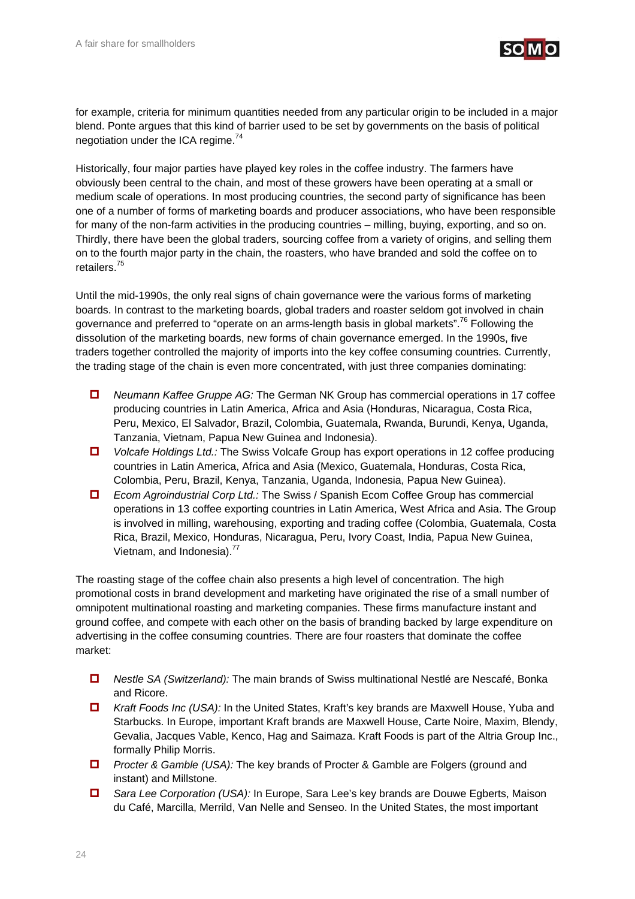for example, criteria for minimum quantities needed from any particular origin to be included in a major blend. Ponte argues that this kind of barrier used to be set by governments on the basis of political negotiation under the ICA regime.[74]

Historically, four major parties have played key roles in the coffee industry. The farmers have obviously been central to the chain, and most of these growers have been operating at a small or medium scale of operations. In most producing countries, the second party of significance has been one of a number of forms of marketing boards and producer associations, who have been responsible for many of the non-farm activities in the producing countries – milling, buying, exporting, and so on. Thirdly, there have been the global traders, sourcing coffee from a variety of origins, and selling them on to the fourth major party in the chain, the roasters, who have branded and sold the coffee on to retailers.[75]

Until the mid-1990s, the only real signs of chain governance were the various forms of marketing boards. In contrast to the marketing boards, global traders and roaster seldom got involved in chain governance and preferred to "operate on an arms-length basis in global markets".[76] Following the dissolution of the marketing boards, new forms of chain governance emerged. In the 1990s, five traders together controlled the majority of imports into the key coffee consuming countries. Currently, the trading stage of the chain is even more concentrated, with just three companies dominating:

- *Neumann Kaffee Gruppe AG:* The German NK Group has commercial operations in 17 coffee producing countries in Latin America, Africa and Asia (Honduras, Nicaragua, Costa Rica, Peru, Mexico, El Salvador, Brazil, Colombia, Guatemala, Rwanda, Burundi, Kenya, Uganda, Tanzania, Vietnam, Papua New Guinea and Indonesia).
- *Volcafe Holdings Ltd.:* The Swiss Volcafe Group has export operations in 12 coffee producing countries in Latin America, Africa and Asia (Mexico, Guatemala, Honduras, Costa Rica, Colombia, Peru, Brazil, Kenya, Tanzania, Uganda, Indonesia, Papua New Guinea).
- *Ecom Agroindustrial Corp Ltd.:* The Swiss / Spanish Ecom Coffee Group has commercial operations in 13 coffee exporting countries in Latin America, West Africa and Asia. The Group is involved in milling, warehousing, exporting and trading coffee (Colombia, Guatemala, Costa Rica, Brazil, Mexico, Honduras, Nicaragua, Peru, Ivory Coast, India, Papua New Guinea, Vietnam, and Indonesia).[77]

The roasting stage of the coffee chain also presents a high level of concentration. The high promotional costs in brand development and marketing have originated the rise of a small number of omnipotent multinational roasting and marketing companies. These firms manufacture instant and ground coffee, and compete with each other on the basis of branding backed by large expenditure on advertising in the coffee consuming countries. There are four roasters that dominate the coffee market:

- *Nestle SA (Switzerland):* The main brands of Swiss multinational Nestlé are Nescafé, Bonka and Ricore.
- *Kraft Foods Inc (USA):* In the United States, Kraft's key brands are Maxwell House, Yuba and Starbucks. In Europe, important Kraft brands are Maxwell House, Carte Noire, Maxim, Blendy, Gevalia, Jacques Vable, Kenco, Hag and Saimaza. Kraft Foods is part of the Altria Group Inc., formally Philip Morris.
- *Procter & Gamble (USA):* The key brands of Procter & Gamble are Folgers (ground and instant) and Millstone.
- *Sara Lee Corporation (USA):* In Europe, Sara Lee's key brands are Douwe Egberts, Maison du Café, Marcilla, Merrild, Van Nelle and Senseo. In the United States, the most important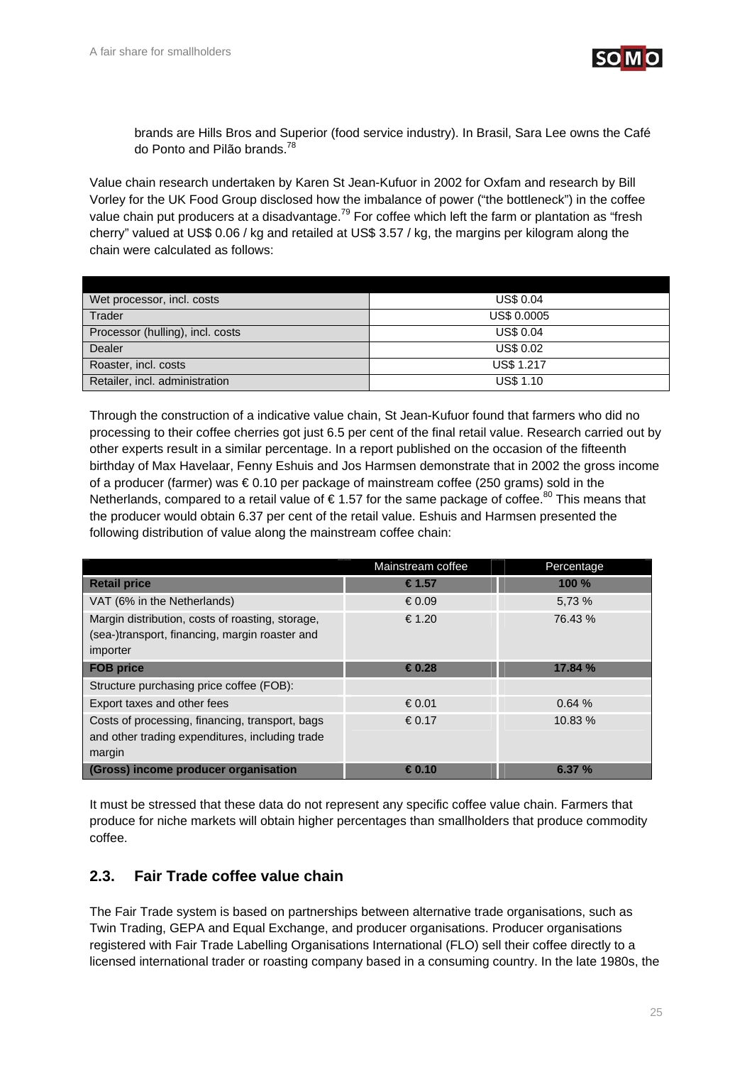brands are Hills Bros and Superior (food service industry). In Brasil, Sara Lee owns the Café do Ponto and Pilão brands.[78]

Value chain research undertaken by Karen St Jean-Kufuor in 2002 for Oxfam and research by Bill Vorley for the UK Food Group disclosed how the imbalance of power ("the bottleneck") in the coffee value chain put producers at a disadvantage.[79] For coffee which left the farm or plantation as "fresh cherry" valued at US$ 0.06 / kg and retailed at US$ 3.57 / kg, the margins per kilogram along the chain were calculated as follows:

| | |
|---|---|
| Wet processor, incl. costs | US$ 0.04 |
| Trader | US$ 0.0005 |
| Processor (hulling), incl. costs | US$ 0.04 |
| Dealer | US$ 0.02 |
| Roaster, incl. costs | US$ 1.217 |
| Retailer, incl. administration | US$ 1.10 |

Through the construction of a indicative value chain, St Jean-Kufuor found that farmers who did no processing to their coffee cherries got just 6.5 per cent of the final retail value. Research carried out by other experts result in a similar percentage. In a report published on the occasion of the fifteenth birthday of Max Havelaar, Fenny Eshuis and Jos Harmsen demonstrate that in 2002 the gross income of a producer (farmer) was € 0.10 per package of mainstream coffee (250 grams) sold in the Netherlands, compared to a retail value of € 1.57 for the same package of coffee.[80] This means that the producer would obtain 6.37 per cent of the retail value. Eshuis and Harmsen presented the following distribution of value along the mainstream coffee chain:

| | Mainstream coffee | Percentage |
|---|---|---|
| **Retail price** | **€ 1.57** | **100 %** |
| VAT (6% in the Netherlands) | € 0.09 | 5,73 % |
| Margin distribution, costs of roasting, storage, (sea-)transport, financing, margin roaster and importer | € 1.20 | 76.43 % |
| **FOB price** | **€ 0.28** | **17.84 %** |
| Structure purchasing price coffee (FOB): | | |
| Export taxes and other fees | € 0.01 | 0.64 % |
| Costs of processing, financing, transport, bags and other trading expenditures, including trade margin | € 0.17 | 10.83 % |
| **(Gross) income producer organisation** | **€ 0.10** | **6.37 %** |

It must be stressed that these data do not represent any specific coffee value chain. Farmers that produce for niche markets will obtain higher percentages than smallholders that produce commodity coffee.

## 2.3. Fair Trade coffee value chain

The Fair Trade system is based on partnerships between alternative trade organisations, such as Twin Trading, GEPA and Equal Exchange, and producer organisations. Producer organisations registered with Fair Trade Labelling Organisations International (FLO) sell their coffee directly to a licensed international trader or roasting company based in a consuming country. In the late 1980s, the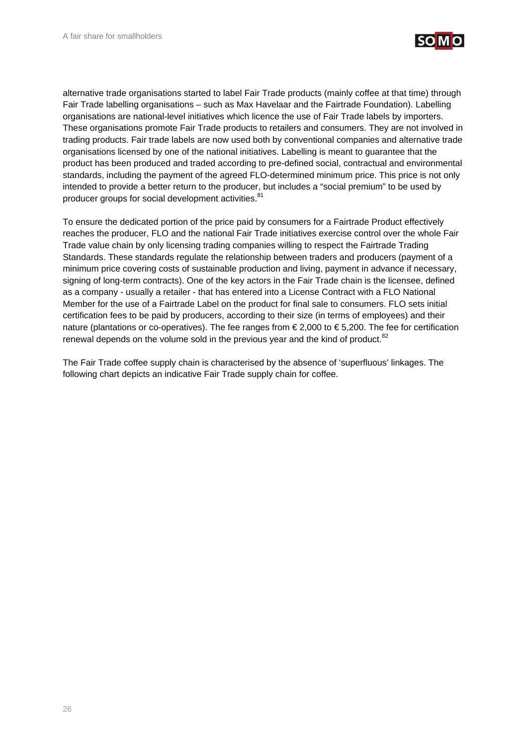alternative trade organisations started to label Fair Trade products (mainly coffee at that time) through Fair Trade labelling organisations – such as Max Havelaar and the Fairtrade Foundation). Labelling organisations are national-level initiatives which licence the use of Fair Trade labels by importers. These organisations promote Fair Trade products to retailers and consumers. They are not involved in trading products. Fair trade labels are now used both by conventional companies and alternative trade organisations licensed by one of the national initiatives. Labelling is meant to guarantee that the product has been produced and traded according to pre-defined social, contractual and environmental standards, including the payment of the agreed FLO-determined minimum price. This price is not only intended to provide a better return to the producer, but includes a "social premium" to be used by producer groups for social development activities.[81]

To ensure the dedicated portion of the price paid by consumers for a Fairtrade Product effectively reaches the producer, FLO and the national Fair Trade initiatives exercise control over the whole Fair Trade value chain by only licensing trading companies willing to respect the Fairtrade Trading Standards. These standards regulate the relationship between traders and producers (payment of a minimum price covering costs of sustainable production and living, payment in advance if necessary, signing of long-term contracts). One of the key actors in the Fair Trade chain is the licensee, defined as a company - usually a retailer - that has entered into a License Contract with a FLO National Member for the use of a Fairtrade Label on the product for final sale to consumers. FLO sets initial certification fees to be paid by producers, according to their size (in terms of employees) and their nature (plantations or co-operatives). The fee ranges from € 2,000 to € 5,200. The fee for certification renewal depends on the volume sold in the previous year and the kind of product.[82]

The Fair Trade coffee supply chain is characterised by the absence of 'superfluous' linkages. The following chart depicts an indicative Fair Trade supply chain for coffee.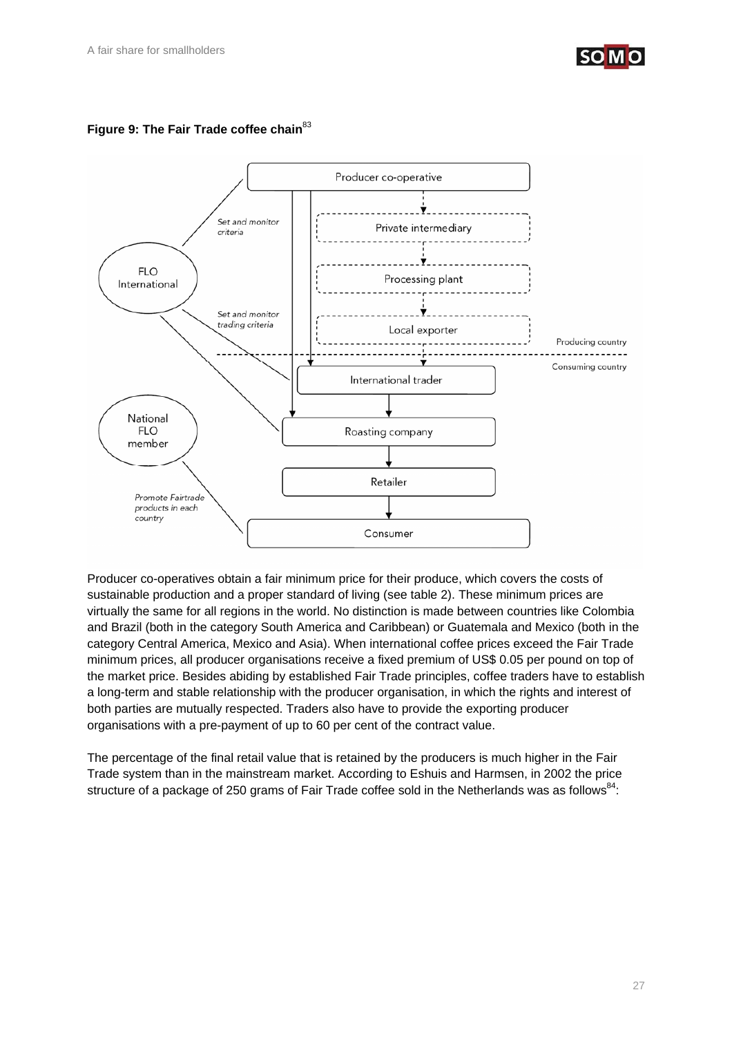**Figure 9: The Fair Trade coffee chain**[83]

Producer co-operatives obtain a fair minimum price for their produce, which covers the costs of sustainable production and a proper standard of living (see table 2). These minimum prices are virtually the same for all regions in the world. No distinction is made between countries like Colombia and Brazil (both in the category South America and Caribbean) or Guatemala and Mexico (both in the category Central America, Mexico and Asia). When international coffee prices exceed the Fair Trade minimum prices, all producer organisations receive a fixed premium of US$ 0.05 per pound on top of the market price. Besides abiding by established Fair Trade principles, coffee traders have to establish a long-term and stable relationship with the producer organisation, in which the rights and interest of both parties are mutually respected. Traders also have to provide the exporting producer organisations with a pre-payment of up to 60 per cent of the contract value.

The percentage of the final retail value that is retained by the producers is much higher in the Fair Trade system than in the mainstream market. According to Eshuis and Harmsen, in 2002 the price structure of a package of 250 grams of Fair Trade coffee sold in the Netherlands was as follows[84]: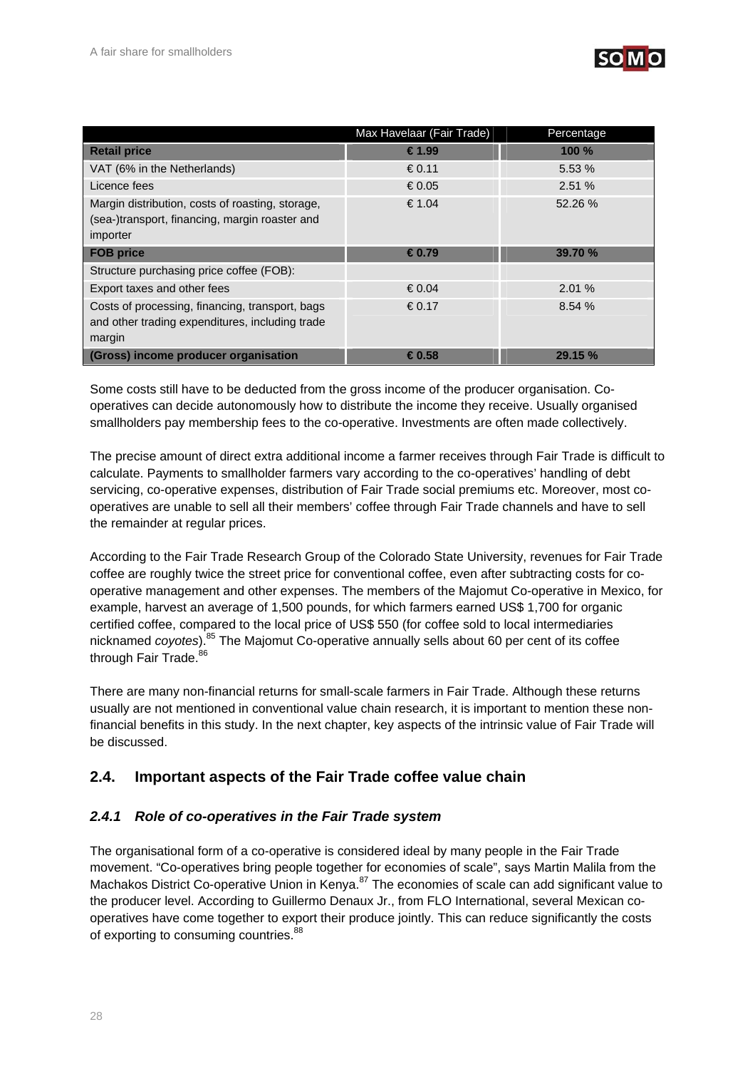| | Max Havelaar (Fair Trade) | Percentage |
|---|---|---|
| **Retail price** | **€ 1.99** | **100 %** |
| VAT (6% in the Netherlands) | € 0.11 | 5.53 % |
| Licence fees | € 0.05 | 2.51 % |
| Margin distribution, costs of roasting, storage, (sea-)transport, financing, margin roaster and importer | € 1.04 | 52.26 % |
| **FOB price** | **€ 0.79** | **39.70 %** |
| Structure purchasing price coffee (FOB): | | |
| Export taxes and other fees | € 0.04 | 2.01 % |
| Costs of processing, financing, transport, bags and other trading expenditures, including trade margin | € 0.17 | 8.54 % |
| **(Gross) income producer organisation** | **€ 0.58** | **29.15 %** |

Some costs still have to be deducted from the gross income of the producer organisation. Co-operatives can decide autonomously how to distribute the income they receive. Usually organised smallholders pay membership fees to the co-operative. Investments are often made collectively.

The precise amount of direct extra additional income a farmer receives through Fair Trade is difficult to calculate. Payments to smallholder farmers vary according to the co-operatives' handling of debt servicing, co-operative expenses, distribution of Fair Trade social premiums etc. Moreover, most co-operatives are unable to sell all their members' coffee through Fair Trade channels and have to sell the remainder at regular prices.

According to the Fair Trade Research Group of the Colorado State University, revenues for Fair Trade coffee are roughly twice the street price for conventional coffee, even after subtracting costs for co-operative management and other expenses. The members of the Majomut Co-operative in Mexico, for example, harvest an average of 1,500 pounds, for which farmers earned US$ 1,700 for organic certified coffee, compared to the local price of US$ 550 (for coffee sold to local intermediaries nicknamed *coyotes*).[85] The Majomut Co-operative annually sells about 60 per cent of its coffee through Fair Trade.[86]

There are many non-financial returns for small-scale farmers in Fair Trade. Although these returns usually are not mentioned in conventional value chain research, it is important to mention these non-financial benefits in this study. In the next chapter, key aspects of the intrinsic value of Fair Trade will be discussed.

## 2.4. Important aspects of the Fair Trade coffee value chain

### *2.4.1 Role of co-operatives in the Fair Trade system*

The organisational form of a co-operative is considered ideal by many people in the Fair Trade movement. "Co-operatives bring people together for economies of scale", says Martin Malila from the Machakos District Co-operative Union in Kenya.[87] The economies of scale can add significant value to the producer level. According to Guillermo Denaux Jr., from FLO International, several Mexican co-operatives have come together to export their produce jointly. This can reduce significantly the costs of exporting to consuming countries.[88]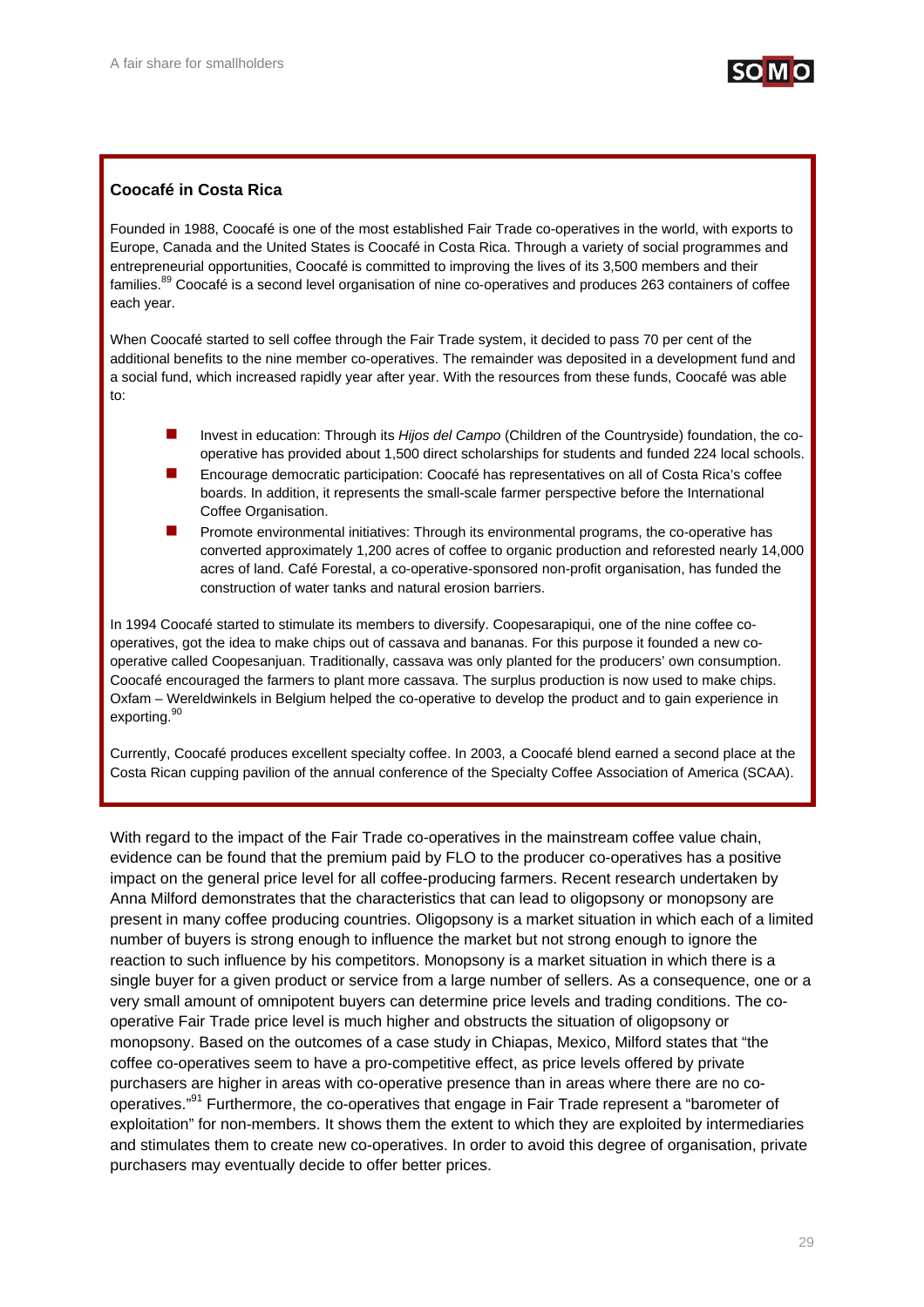### Coocafé in Costa Rica

Founded in 1988, Coocafé is one of the most established Fair Trade co-operatives in the world, with exports to Europe, Canada and the United States is Coocafé in Costa Rica. Through a variety of social programmes and entrepreneurial opportunities, Coocafé is committed to improving the lives of its 3,500 members and their families.[89] Coocafé is a second level organisation of nine co-operatives and produces 263 containers of coffee each year.

When Coocafé started to sell coffee through the Fair Trade system, it decided to pass 70 per cent of the additional benefits to the nine member co-operatives. The remainder was deposited in a development fund and a social fund, which increased rapidly year after year. With the resources from these funds, Coocafé was able to:

- Invest in education: Through its *Hijos del Campo* (Children of the Countryside) foundation, the co-operative has provided about 1,500 direct scholarships for students and funded 224 local schools.
- Encourage democratic participation: Coocafé has representatives on all of Costa Rica's coffee boards. In addition, it represents the small-scale farmer perspective before the International Coffee Organisation.
- Promote environmental initiatives: Through its environmental programs, the co-operative has converted approximately 1,200 acres of coffee to organic production and reforested nearly 14,000 acres of land. Café Forestal, a co-operative-sponsored non-profit organisation, has funded the construction of water tanks and natural erosion barriers.

In 1994 Coocafé started to stimulate its members to diversify. Coopesarapiqui, one of the nine coffee co-operatives, got the idea to make chips out of cassava and bananas. For this purpose it founded a new co-operative called Coopesanjuan. Traditionally, cassava was only planted for the producers' own consumption. Coocafé encouraged the farmers to plant more cassava. The surplus production is now used to make chips. Oxfam – Wereldwinkels in Belgium helped the co-operative to develop the product and to gain experience in exporting.[90]

Currently, Coocafé produces excellent specialty coffee. In 2003, a Coocafé blend earned a second place at the Costa Rican cupping pavilion of the annual conference of the Specialty Coffee Association of America (SCAA).

With regard to the impact of the Fair Trade co-operatives in the mainstream coffee value chain, evidence can be found that the premium paid by FLO to the producer co-operatives has a positive impact on the general price level for all coffee-producing farmers. Recent research undertaken by Anna Milford demonstrates that the characteristics that can lead to oligopsony or monopsony are present in many coffee producing countries. Oligopsony is a market situation in which each of a limited number of buyers is strong enough to influence the market but not strong enough to ignore the reaction to such influence by his competitors. Monopsony is a market situation in which there is a single buyer for a given product or service from a large number of sellers. As a consequence, one or a very small amount of omnipotent buyers can determine price levels and trading conditions. The co-operative Fair Trade price level is much higher and obstructs the situation of oligopsony or monopsony. Based on the outcomes of a case study in Chiapas, Mexico, Milford states that "the coffee co-operatives seem to have a pro-competitive effect, as price levels offered by private purchasers are higher in areas with co-operative presence than in areas where there are no co-operatives."[91] Furthermore, the co-operatives that engage in Fair Trade represent a "barometer of exploitation" for non-members. It shows them the extent to which they are exploited by intermediaries and stimulates them to create new co-operatives. In order to avoid this degree of organisation, private purchasers may eventually decide to offer better prices.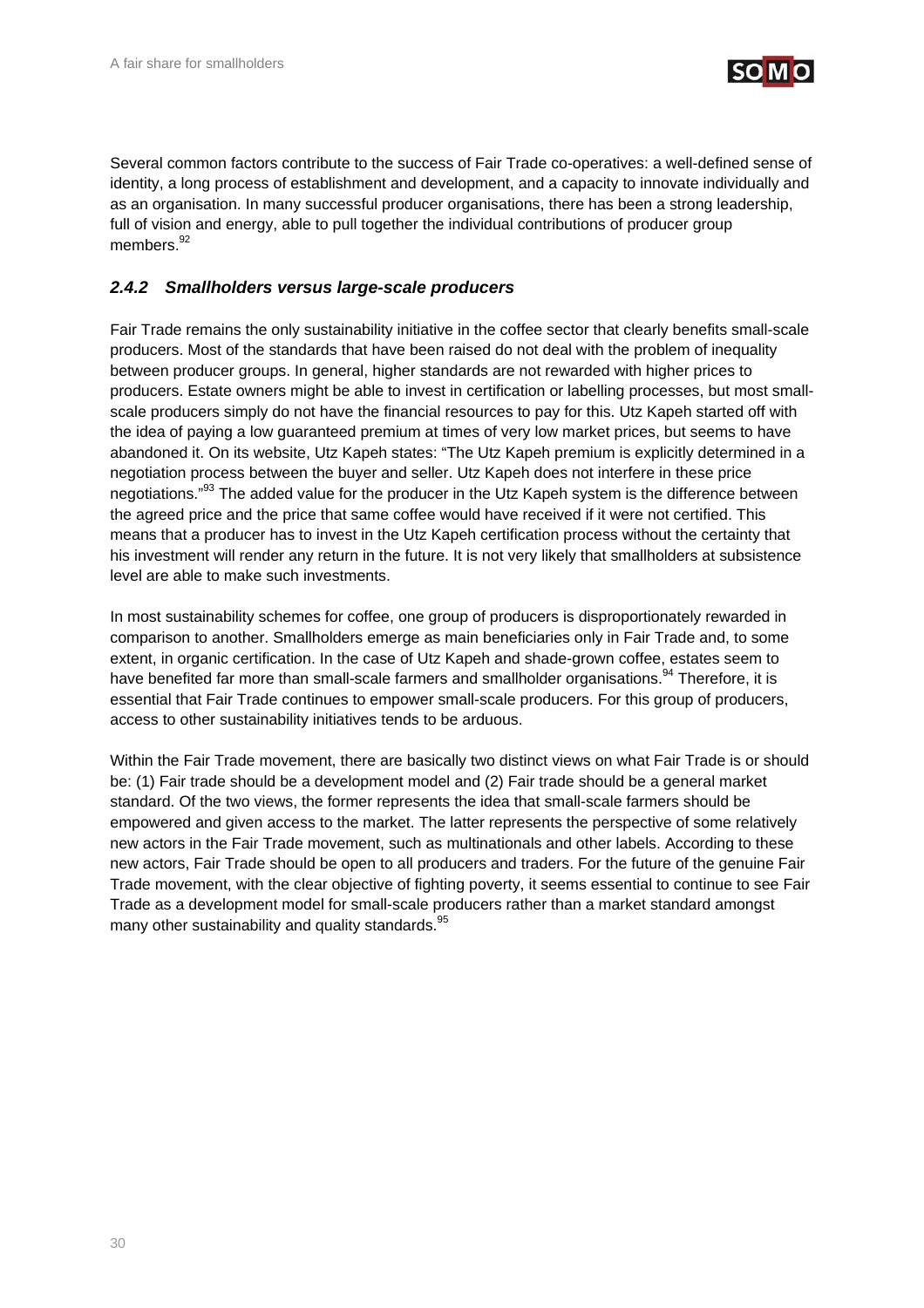Several common factors contribute to the success of Fair Trade co-operatives: a well-defined sense of identity, a long process of establishment and development, and a capacity to innovate individually and as an organisation. In many successful producer organisations, there has been a strong leadership, full of vision and energy, able to pull together the individual contributions of producer group members.[92]

### *2.4.2 Smallholders versus large-scale producers*

Fair Trade remains the only sustainability initiative in the coffee sector that clearly benefits small-scale producers. Most of the standards that have been raised do not deal with the problem of inequality between producer groups. In general, higher standards are not rewarded with higher prices to producers. Estate owners might be able to invest in certification or labelling processes, but most small-scale producers simply do not have the financial resources to pay for this. Utz Kapeh started off with the idea of paying a low guaranteed premium at times of very low market prices, but seems to have abandoned it. On its website, Utz Kapeh states: "The Utz Kapeh premium is explicitly determined in a negotiation process between the buyer and seller. Utz Kapeh does not interfere in these price negotiations."[93] The added value for the producer in the Utz Kapeh system is the difference between the agreed price and the price that same coffee would have received if it were not certified. This means that a producer has to invest in the Utz Kapeh certification process without the certainty that his investment will render any return in the future. It is not very likely that smallholders at subsistence level are able to make such investments.

In most sustainability schemes for coffee, one group of producers is disproportionately rewarded in comparison to another. Smallholders emerge as main beneficiaries only in Fair Trade and, to some extent, in organic certification. In the case of Utz Kapeh and shade-grown coffee, estates seem to have benefited far more than small-scale farmers and smallholder organisations.[94] Therefore, it is essential that Fair Trade continues to empower small-scale producers. For this group of producers, access to other sustainability initiatives tends to be arduous.

Within the Fair Trade movement, there are basically two distinct views on what Fair Trade is or should be: (1) Fair trade should be a development model and (2) Fair trade should be a general market standard. Of the two views, the former represents the idea that small-scale farmers should be empowered and given access to the market. The latter represents the perspective of some relatively new actors in the Fair Trade movement, such as multinationals and other labels. According to these new actors, Fair Trade should be open to all producers and traders. For the future of the genuine Fair Trade movement, with the clear objective of fighting poverty, it seems essential to continue to see Fair Trade as a development model for small-scale producers rather than a market standard amongst many other sustainability and quality standards.[95]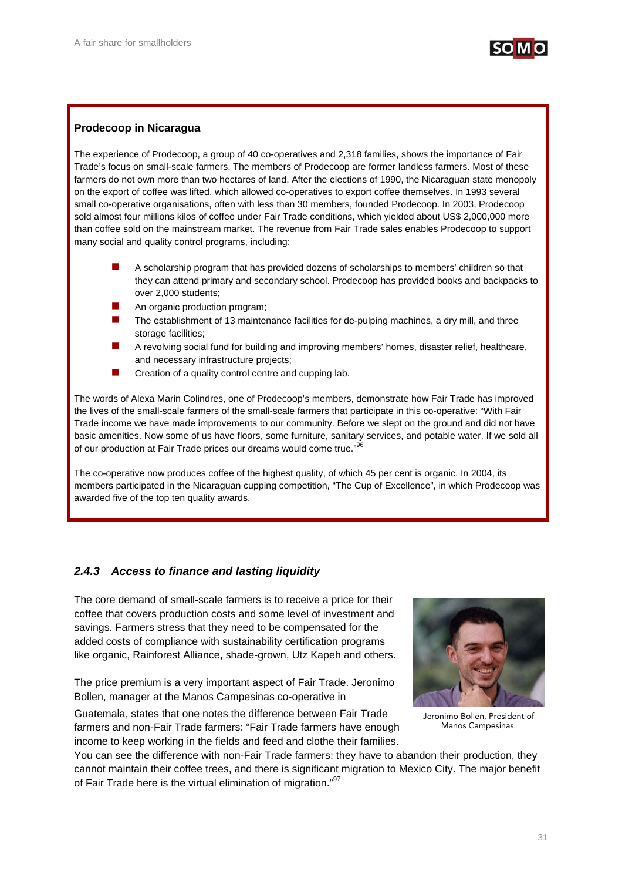### Prodecoop in Nicaragua

The experience of Prodecoop, a group of 40 co-operatives and 2,318 families, shows the importance of Fair Trade's focus on small-scale farmers. The members of Prodecoop are former landless farmers. Most of these farmers do not own more than two hectares of land. After the elections of 1990, the Nicaraguan state monopoly on the export of coffee was lifted, which allowed co-operatives to export coffee themselves. In 1993 several small co-operative organisations, often with less than 30 members, founded Prodecoop. In 2003, Prodecoop sold almost four millions kilos of coffee under Fair Trade conditions, which yielded about US$ 2,000,000 more than coffee sold on the mainstream market. The revenue from Fair Trade sales enables Prodecoop to support many social and quality control programs, including:

- A scholarship program that has provided dozens of scholarships to members' children so that they can attend primary and secondary school. Prodecoop has provided books and backpacks to over 2,000 students;
- An organic production program;
- The establishment of 13 maintenance facilities for de-pulping machines, a dry mill, and three storage facilities;
- A revolving social fund for building and improving members' homes, disaster relief, healthcare, and necessary infrastructure projects;
- Creation of a quality control centre and cupping lab.

The words of Alexa Marin Colindres, one of Prodecoop's members, demonstrate how Fair Trade has improved the lives of the small-scale farmers of the small-scale farmers that participate in this co-operative: "With Fair Trade income we have made improvements to our community. Before we slept on the ground and did not have basic amenities. Now some of us have floors, some furniture, sanitary services, and potable water. If we sold all of our production at Fair Trade prices our dreams would come true."[96]

The co-operative now produces coffee of the highest quality, of which 45 per cent is organic. In 2004, its members participated in the Nicaraguan cupping competition, "The Cup of Excellence", in which Prodecoop was awarded five of the top ten quality awards.

### *2.4.3 Access to finance and lasting liquidity*

The core demand of small-scale farmers is to receive a price for their coffee that covers production costs and some level of investment and savings. Farmers stress that they need to be compensated for the added costs of compliance with sustainability certification programs like organic, Rainforest Alliance, shade-grown, Utz Kapeh and others.

The price premium is a very important aspect of Fair Trade. Jeronimo Bollen, manager at the Manos Campesinas co-operative in Guatemala, states that one notes the difference between Fair Trade farmers and non-Fair Trade farmers: "Fair Trade farmers have enough income to keep working in the fields and feed and clothe their families. You can see the difference with non-Fair Trade farmers: they have to abandon their production, they cannot maintain their coffee trees, and there is significant migration to Mexico City. The major benefit of Fair Trade here is the virtual elimination of migration."[97]

Jeronimo Bollen, President of Manos Campesinas.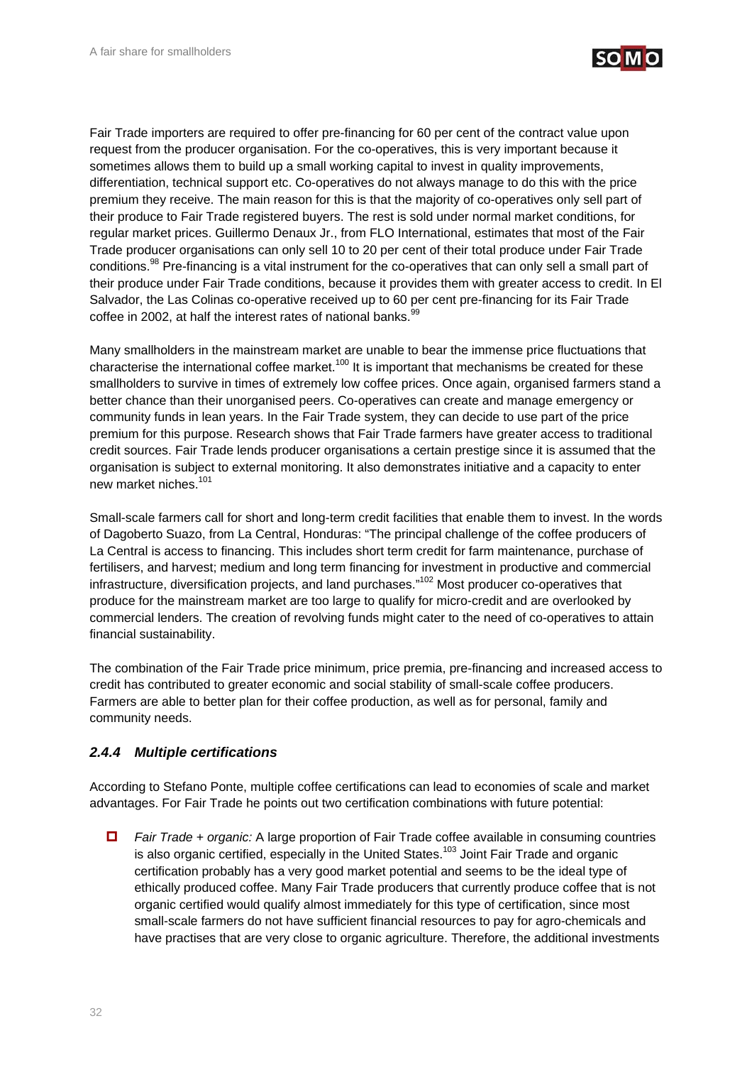Fair Trade importers are required to offer pre-financing for 60 per cent of the contract value upon request from the producer organisation. For the co-operatives, this is very important because it sometimes allows them to build up a small working capital to invest in quality improvements, differentiation, technical support etc. Co-operatives do not always manage to do this with the price premium they receive. The main reason for this is that the majority of co-operatives only sell part of their produce to Fair Trade registered buyers. The rest is sold under normal market conditions, for regular market prices. Guillermo Denaux Jr., from FLO International, estimates that most of the Fair Trade producer organisations can only sell 10 to 20 per cent of their total produce under Fair Trade conditions.[98] Pre-financing is a vital instrument for the co-operatives that can only sell a small part of their produce under Fair Trade conditions, because it provides them with greater access to credit. In El Salvador, the Las Colinas co-operative received up to 60 per cent pre-financing for its Fair Trade coffee in 2002, at half the interest rates of national banks.[99]

Many smallholders in the mainstream market are unable to bear the immense price fluctuations that characterise the international coffee market.[100] It is important that mechanisms be created for these smallholders to survive in times of extremely low coffee prices. Once again, organised farmers stand a better chance than their unorganised peers. Co-operatives can create and manage emergency or community funds in lean years. In the Fair Trade system, they can decide to use part of the price premium for this purpose. Research shows that Fair Trade farmers have greater access to traditional credit sources. Fair Trade lends producer organisations a certain prestige since it is assumed that the organisation is subject to external monitoring. It also demonstrates initiative and a capacity to enter new market niches.[101]

Small-scale farmers call for short and long-term credit facilities that enable them to invest. In the words of Dagoberto Suazo, from La Central, Honduras: "The principal challenge of the coffee producers of La Central is access to financing. This includes short term credit for farm maintenance, purchase of fertilisers, and harvest; medium and long term financing for investment in productive and commercial infrastructure, diversification projects, and land purchases."[102] Most producer co-operatives that produce for the mainstream market are too large to qualify for micro-credit and are overlooked by commercial lenders. The creation of revolving funds might cater to the need of co-operatives to attain financial sustainability.

The combination of the Fair Trade price minimum, price premia, pre-financing and increased access to credit has contributed to greater economic and social stability of small-scale coffee producers. Farmers are able to better plan for their coffee production, as well as for personal, family and community needs.

### *2.4.4 Multiple certifications*

According to Stefano Ponte, multiple coffee certifications can lead to economies of scale and market advantages. For Fair Trade he points out two certification combinations with future potential:

- *Fair Trade + organic:* A large proportion of Fair Trade coffee available in consuming countries is also organic certified, especially in the United States.[103] Joint Fair Trade and organic certification probably has a very good market potential and seems to be the ideal type of ethically produced coffee. Many Fair Trade producers that currently produce coffee that is not organic certified would qualify almost immediately for this type of certification, since most small-scale farmers do not have sufficient financial resources to pay for agro-chemicals and have practises that are very close to organic agriculture. Therefore, the additional investments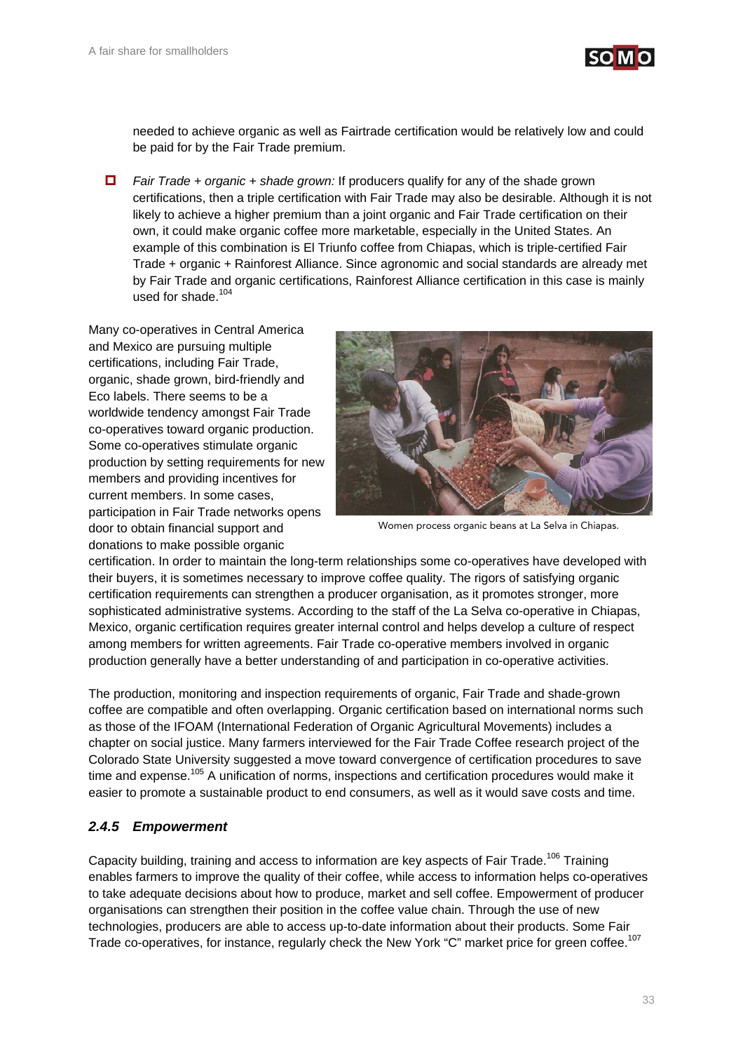needed to achieve organic as well as Fairtrade certification would be relatively low and could be paid for by the Fair Trade premium.

- *Fair Trade + organic + shade grown:* If producers qualify for any of the shade grown certifications, then a triple certification with Fair Trade may also be desirable. Although it is not likely to achieve a higher premium than a joint organic and Fair Trade certification on their own, it could make organic coffee more marketable, especially in the United States. An example of this combination is El Triunfo coffee from Chiapas, which is triple-certified Fair Trade + organic + Rainforest Alliance. Since agronomic and social standards are already met by Fair Trade and organic certifications, Rainforest Alliance certification in this case is mainly used for shade.[104]

Many co-operatives in Central America and Mexico are pursuing multiple certifications, including Fair Trade, organic, shade grown, bird-friendly and Eco labels. There seems to be a worldwide tendency amongst Fair Trade co-operatives toward organic production. Some co-operatives stimulate organic production by setting requirements for new members and providing incentives for current members. In some cases, participation in Fair Trade networks opens door to obtain financial support and donations to make possible organic certification. In order to maintain the long-term relationships some co-operatives have developed with their buyers, it is sometimes necessary to improve coffee quality. The rigors of satisfying organic certification requirements can strengthen a producer organisation, as it promotes stronger, more sophisticated administrative systems. According to the staff of the La Selva co-operative in Chiapas, Mexico, organic certification requires greater internal control and helps develop a culture of respect among members for written agreements. Fair Trade co-operative members involved in organic production generally have a better understanding of and participation in co-operative activities.

Women process organic beans at La Selva in Chiapas.

The production, monitoring and inspection requirements of organic, Fair Trade and shade-grown coffee are compatible and often overlapping. Organic certification based on international norms such as those of the IFOAM (International Federation of Organic Agricultural Movements) includes a chapter on social justice. Many farmers interviewed for the Fair Trade Coffee research project of the Colorado State University suggested a move toward convergence of certification procedures to save time and expense.[105] A unification of norms, inspections and certification procedures would make it easier to promote a sustainable product to end consumers, as well as it would save costs and time.

### *2.4.5 Empowerment*

Capacity building, training and access to information are key aspects of Fair Trade.[106] Training enables farmers to improve the quality of their coffee, while access to information helps co-operatives to take adequate decisions about how to produce, market and sell coffee. Empowerment of producer organisations can strengthen their position in the coffee value chain. Through the use of new technologies, producers are able to access up-to-date information about their products. Some Fair Trade co-operatives, for instance, regularly check the New York "C" market price for green coffee.[107]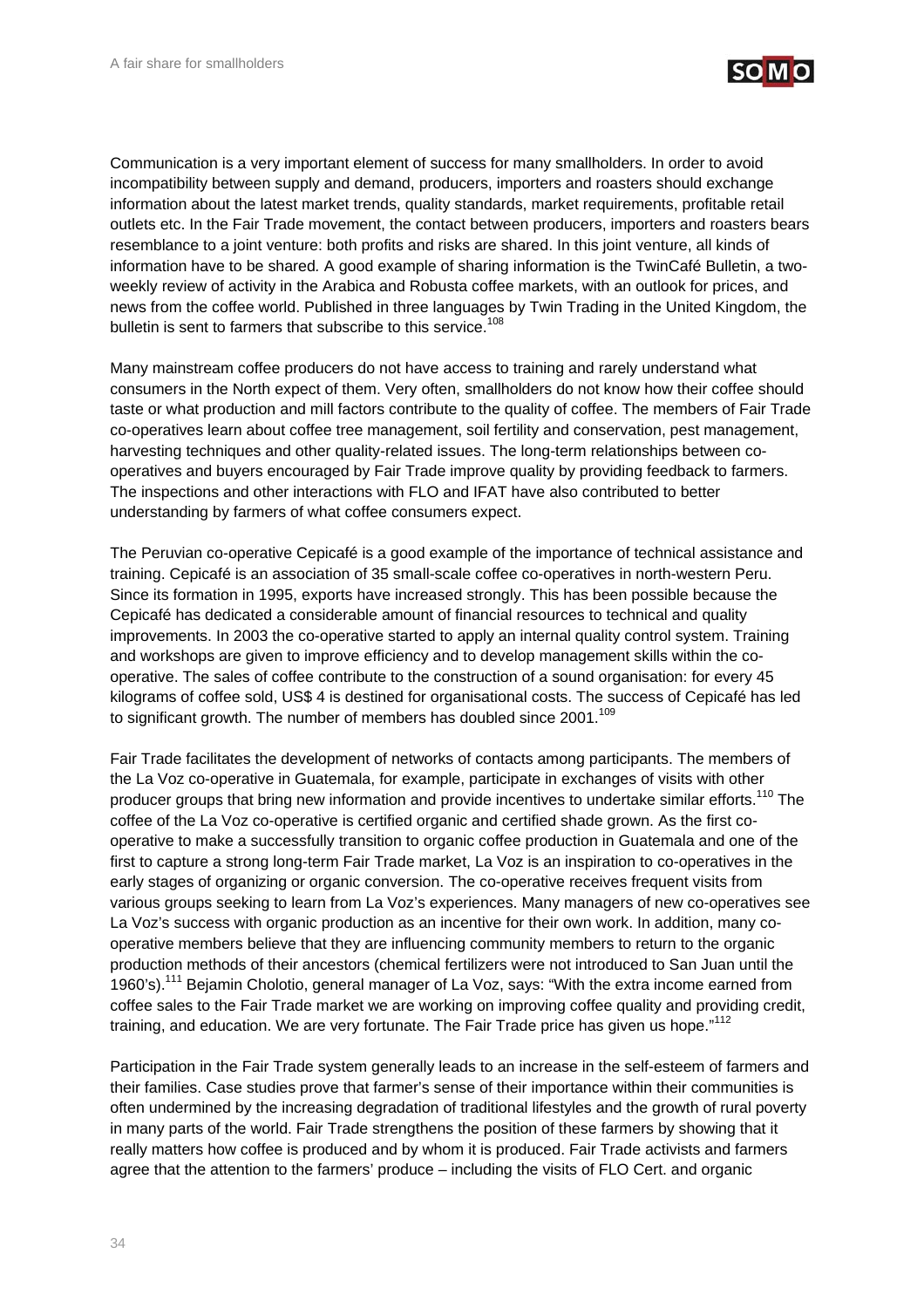Communication is a very important element of success for many smallholders. In order to avoid incompatibility between supply and demand, producers, importers and roasters should exchange information about the latest market trends, quality standards, market requirements, profitable retail outlets etc. In the Fair Trade movement, the contact between producers, importers and roasters bears resemblance to a joint venture: both profits and risks are shared. In this joint venture, all kinds of information have to be shared. A good example of sharing information is the TwinCafé Bulletin, a two-weekly review of activity in the Arabica and Robusta coffee markets, with an outlook for prices, and news from the coffee world. Published in three languages by Twin Trading in the United Kingdom, the bulletin is sent to farmers that subscribe to this service.[108]

Many mainstream coffee producers do not have access to training and rarely understand what consumers in the North expect of them. Very often, smallholders do not know how their coffee should taste or what production and mill factors contribute to the quality of coffee. The members of Fair Trade co-operatives learn about coffee tree management, soil fertility and conservation, pest management, harvesting techniques and other quality-related issues. The long-term relationships between co-operatives and buyers encouraged by Fair Trade improve quality by providing feedback to farmers. The inspections and other interactions with FLO and IFAT have also contributed to better understanding by farmers of what coffee consumers expect.

The Peruvian co-operative Cepicafé is a good example of the importance of technical assistance and training. Cepicafé is an association of 35 small-scale coffee co-operatives in north-western Peru. Since its formation in 1995, exports have increased strongly. This has been possible because the Cepicafé has dedicated a considerable amount of financial resources to technical and quality improvements. In 2003 the co-operative started to apply an internal quality control system. Training and workshops are given to improve efficiency and to develop management skills within the co-operative. The sales of coffee contribute to the construction of a sound organisation: for every 45 kilograms of coffee sold, US$ 4 is destined for organisational costs. The success of Cepicafé has led to significant growth. The number of members has doubled since 2001.[109]

Fair Trade facilitates the development of networks of contacts among participants. The members of the La Voz co-operative in Guatemala, for example, participate in exchanges of visits with other producer groups that bring new information and provide incentives to undertake similar efforts.[110] The coffee of the La Voz co-operative is certified organic and certified shade grown. As the first co-operative to make a successfully transition to organic coffee production in Guatemala and one of the first to capture a strong long-term Fair Trade market, La Voz is an inspiration to co-operatives in the early stages of organizing or organic conversion. The co-operative receives frequent visits from various groups seeking to learn from La Voz's experiences. Many managers of new co-operatives see La Voz's success with organic production as an incentive for their own work. In addition, many co-operative members believe that they are influencing community members to return to the organic production methods of their ancestors (chemical fertilizers were not introduced to San Juan until the 1960's).[111] Bejamin Cholotio, general manager of La Voz, says: "With the extra income earned from coffee sales to the Fair Trade market we are working on improving coffee quality and providing credit, training, and education. We are very fortunate. The Fair Trade price has given us hope."[112]

Participation in the Fair Trade system generally leads to an increase in the self-esteem of farmers and their families. Case studies prove that farmer's sense of their importance within their communities is often undermined by the increasing degradation of traditional lifestyles and the growth of rural poverty in many parts of the world. Fair Trade strengthens the position of these farmers by showing that it really matters how coffee is produced and by whom it is produced. Fair Trade activists and farmers agree that the attention to the farmers' produce – including the visits of FLO Cert. and organic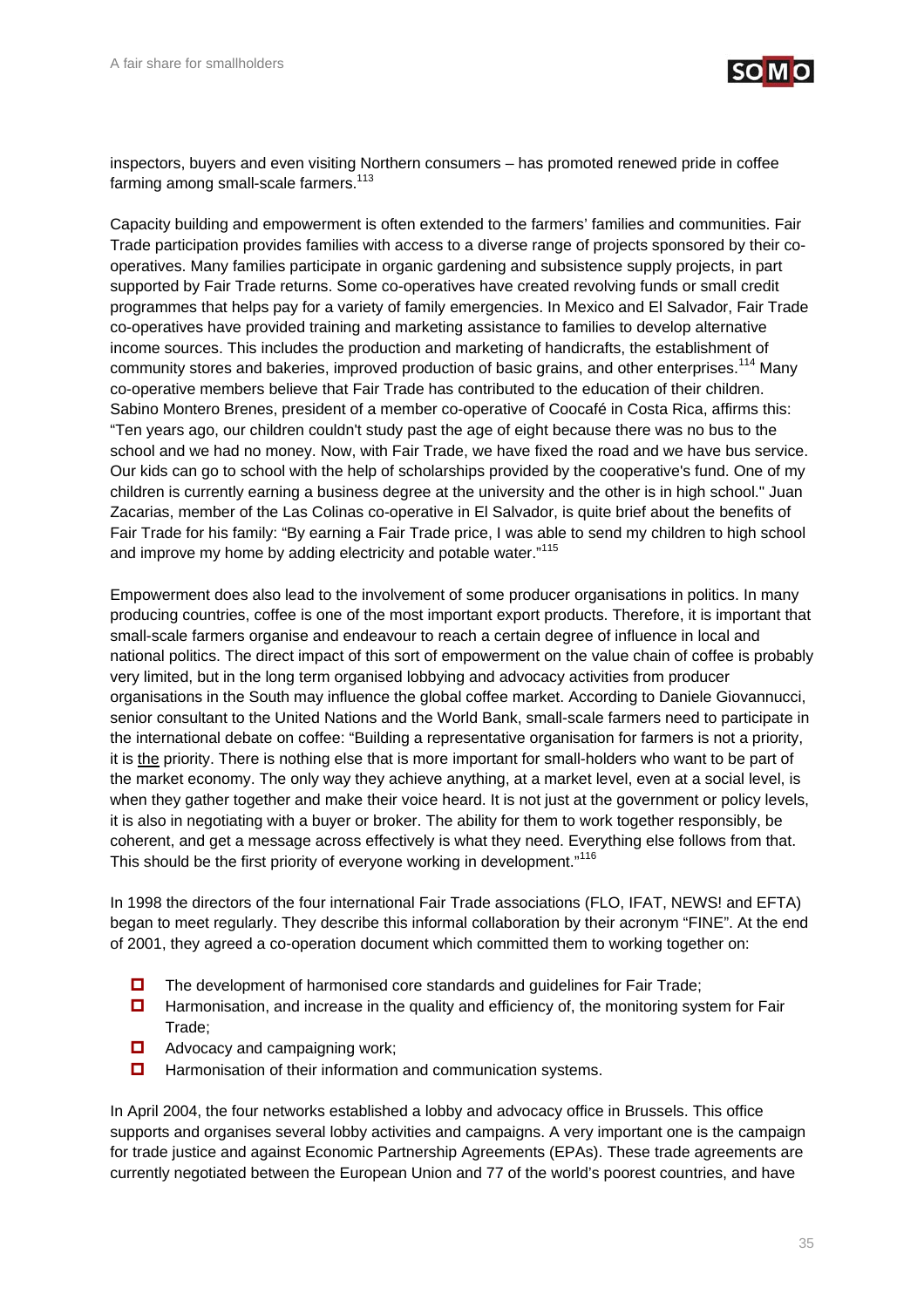inspectors, buyers and even visiting Northern consumers – has promoted renewed pride in coffee farming among small-scale farmers.[113]

Capacity building and empowerment is often extended to the farmers' families and communities. Fair Trade participation provides families with access to a diverse range of projects sponsored by their co-operatives. Many families participate in organic gardening and subsistence supply projects, in part supported by Fair Trade returns. Some co-operatives have created revolving funds or small credit programmes that helps pay for a variety of family emergencies. In Mexico and El Salvador, Fair Trade co-operatives have provided training and marketing assistance to families to develop alternative income sources. This includes the production and marketing of handicrafts, the establishment of community stores and bakeries, improved production of basic grains, and other enterprises.[114] Many co-operative members believe that Fair Trade has contributed to the education of their children. Sabino Montero Brenes, president of a member co-operative of Coocafé in Costa Rica, affirms this: "Ten years ago, our children couldn't study past the age of eight because there was no bus to the school and we had no money. Now, with Fair Trade, we have fixed the road and we have bus service. Our kids can go to school with the help of scholarships provided by the cooperative's fund. One of my children is currently earning a business degree at the university and the other is in high school." Juan Zacarias, member of the Las Colinas co-operative in El Salvador, is quite brief about the benefits of Fair Trade for his family: "By earning a Fair Trade price, I was able to send my children to high school and improve my home by adding electricity and potable water."[115]

Empowerment does also lead to the involvement of some producer organisations in politics. In many producing countries, coffee is one of the most important export products. Therefore, it is important that small-scale farmers organise and endeavour to reach a certain degree of influence in local and national politics. The direct impact of this sort of empowerment on the value chain of coffee is probably very limited, but in the long term organised lobbying and advocacy activities from producer organisations in the South may influence the global coffee market. According to Daniele Giovannucci, senior consultant to the United Nations and the World Bank, small-scale farmers need to participate in the international debate on coffee: "Building a representative organisation for farmers is not a priority, it is <u>the</u> priority. There is nothing else that is more important for small-holders who want to be part of the market economy. The only way they achieve anything, at a market level, even at a social level, is when they gather together and make their voice heard. It is not just at the government or policy levels, it is also in negotiating with a buyer or broker. The ability for them to work together responsibly, be coherent, and get a message across effectively is what they need. Everything else follows from that. This should be the first priority of everyone working in development."[116]

In 1998 the directors of the four international Fair Trade associations (FLO, IFAT, NEWS! and EFTA) began to meet regularly. They describe this informal collaboration by their acronym "FINE". At the end of 2001, they agreed a co-operation document which committed them to working together on:

- The development of harmonised core standards and guidelines for Fair Trade;
- Harmonisation, and increase in the quality and efficiency of, the monitoring system for Fair Trade;
- Advocacy and campaigning work;
- Harmonisation of their information and communication systems.

In April 2004, the four networks established a lobby and advocacy office in Brussels. This office supports and organises several lobby activities and campaigns. A very important one is the campaign for trade justice and against Economic Partnership Agreements (EPAs). These trade agreements are currently negotiated between the European Union and 77 of the world's poorest countries, and have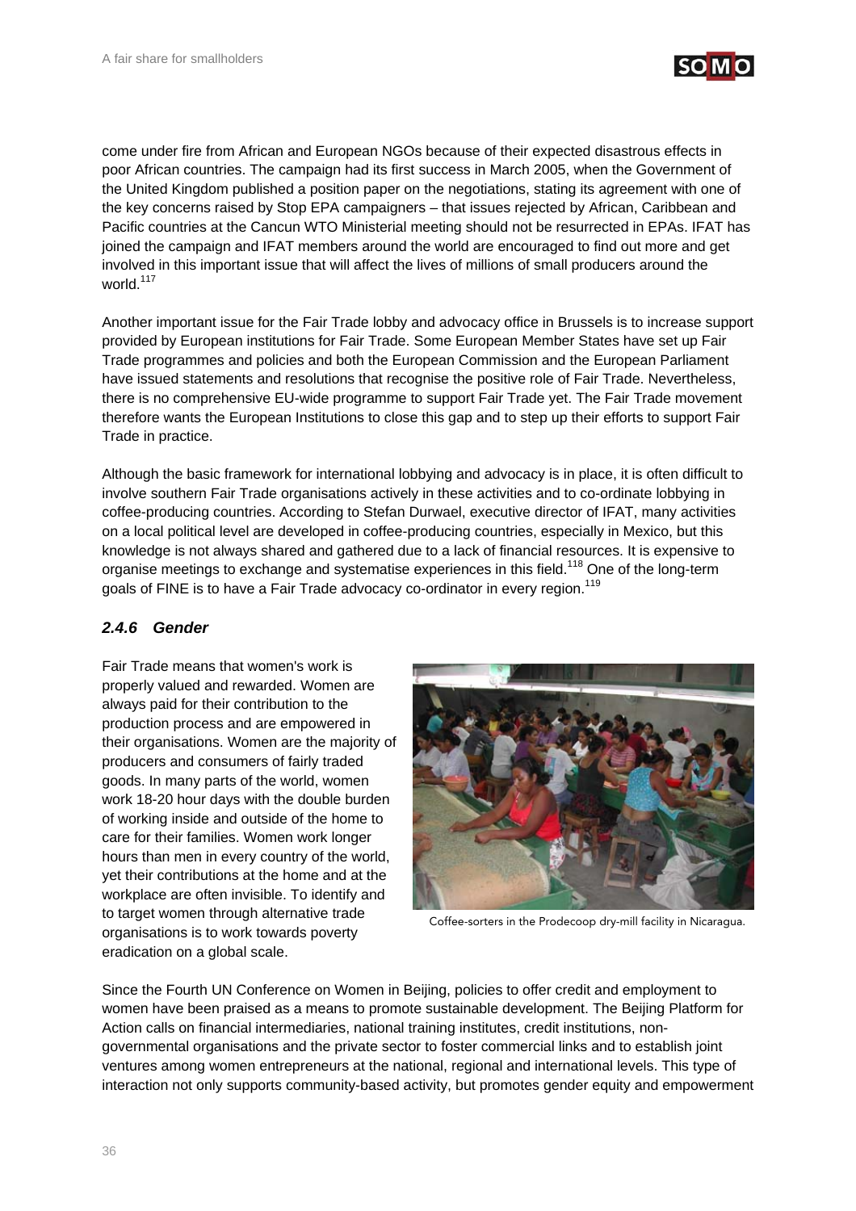come under fire from African and European NGOs because of their expected disastrous effects in poor African countries. The campaign had its first success in March 2005, when the Government of the United Kingdom published a position paper on the negotiations, stating its agreement with one of the key concerns raised by Stop EPA campaigners – that issues rejected by African, Caribbean and Pacific countries at the Cancun WTO Ministerial meeting should not be resurrected in EPAs. IFAT has joined the campaign and IFAT members around the world are encouraged to find out more and get involved in this important issue that will affect the lives of millions of small producers around the world.[117]

Another important issue for the Fair Trade lobby and advocacy office in Brussels is to increase support provided by European institutions for Fair Trade. Some European Member States have set up Fair Trade programmes and policies and both the European Commission and the European Parliament have issued statements and resolutions that recognise the positive role of Fair Trade. Nevertheless, there is no comprehensive EU-wide programme to support Fair Trade yet. The Fair Trade movement therefore wants the European Institutions to close this gap and to step up their efforts to support Fair Trade in practice.

Although the basic framework for international lobbying and advocacy is in place, it is often difficult to involve southern Fair Trade organisations actively in these activities and to co-ordinate lobbying in coffee-producing countries. According to Stefan Durwael, executive director of IFAT, many activities on a local political level are developed in coffee-producing countries, especially in Mexico, but this knowledge is not always shared and gathered due to a lack of financial resources. It is expensive to organise meetings to exchange and systematise experiences in this field.[118] One of the long-term goals of FINE is to have a Fair Trade advocacy co-ordinator in every region.[119]

### *2.4.6 Gender*

Fair Trade means that women's work is properly valued and rewarded. Women are always paid for their contribution to the production process and are empowered in their organisations. Women are the majority of producers and consumers of fairly traded goods. In many parts of the world, women work 18-20 hour days with the double burden of working inside and outside of the home to care for their families. Women work longer hours than men in every country of the world, yet their contributions at the home and at the workplace are often invisible. To identify and to target women through alternative trade organisations is to work towards poverty eradication on a global scale.

Coffee-sorters in the Prodecoop dry-mill facility in Nicaragua.

Since the Fourth UN Conference on Women in Beijing, policies to offer credit and employment to women have been praised as a means to promote sustainable development. The Beijing Platform for Action calls on financial intermediaries, national training institutes, credit institutions, non-governmental organisations and the private sector to foster commercial links and to establish joint ventures among women entrepreneurs at the national, regional and international levels. This type of interaction not only supports community-based activity, but promotes gender equity and empowerment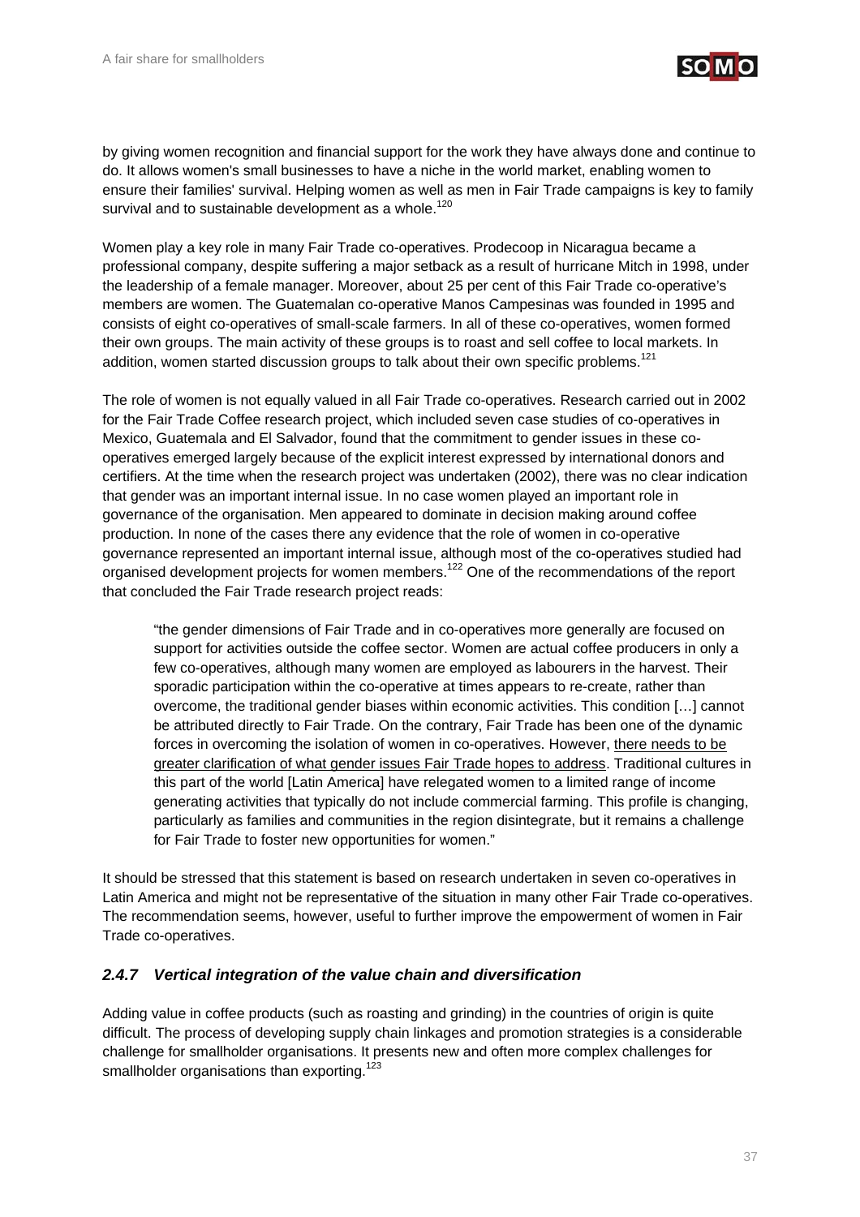by giving women recognition and financial support for the work they have always done and continue to do. It allows women's small businesses to have a niche in the world market, enabling women to ensure their families' survival. Helping women as well as men in Fair Trade campaigns is key to family survival and to sustainable development as a whole.[120]

Women play a key role in many Fair Trade co-operatives. Prodecoop in Nicaragua became a professional company, despite suffering a major setback as a result of hurricane Mitch in 1998, under the leadership of a female manager. Moreover, about 25 per cent of this Fair Trade co-operative's members are women. The Guatemalan co-operative Manos Campesinas was founded in 1995 and consists of eight co-operatives of small-scale farmers. In all of these co-operatives, women formed their own groups. The main activity of these groups is to roast and sell coffee to local markets. In addition, women started discussion groups to talk about their own specific problems.[121]

The role of women is not equally valued in all Fair Trade co-operatives. Research carried out in 2002 for the Fair Trade Coffee research project, which included seven case studies of co-operatives in Mexico, Guatemala and El Salvador, found that the commitment to gender issues in these co-operatives emerged largely because of the explicit interest expressed by international donors and certifiers. At the time when the research project was undertaken (2002), there was no clear indication that gender was an important internal issue. In no case women played an important role in governance of the organisation. Men appeared to dominate in decision making around coffee production. In none of the cases there any evidence that the role of women in co-operative governance represented an important internal issue, although most of the co-operatives studied had organised development projects for women members.[122] One of the recommendations of the report that concluded the Fair Trade research project reads:

> "the gender dimensions of Fair Trade and in co-operatives more generally are focused on support for activities outside the coffee sector. Women are actual coffee producers in only a few co-operatives, although many women are employed as labourers in the harvest. Their sporadic participation within the co-operative at times appears to re-create, rather than overcome, the traditional gender biases within economic activities. This condition […] cannot be attributed directly to Fair Trade. On the contrary, Fair Trade has been one of the dynamic forces in overcoming the isolation of women in co-operatives. However, <u>there needs to be greater clarification of what gender issues Fair Trade hopes to address</u>. Traditional cultures in this part of the world [Latin America] have relegated women to a limited range of income generating activities that typically do not include commercial farming. This profile is changing, particularly as families and communities in the region disintegrate, but it remains a challenge for Fair Trade to foster new opportunities for women."

It should be stressed that this statement is based on research undertaken in seven co-operatives in Latin America and might not be representative of the situation in many other Fair Trade co-operatives. The recommendation seems, however, useful to further improve the empowerment of women in Fair Trade co-operatives.

### *2.4.7 Vertical integration of the value chain and diversification*

Adding value in coffee products (such as roasting and grinding) in the countries of origin is quite difficult. The process of developing supply chain linkages and promotion strategies is a considerable challenge for smallholder organisations. It presents new and often more complex challenges for smallholder organisations than exporting.[123]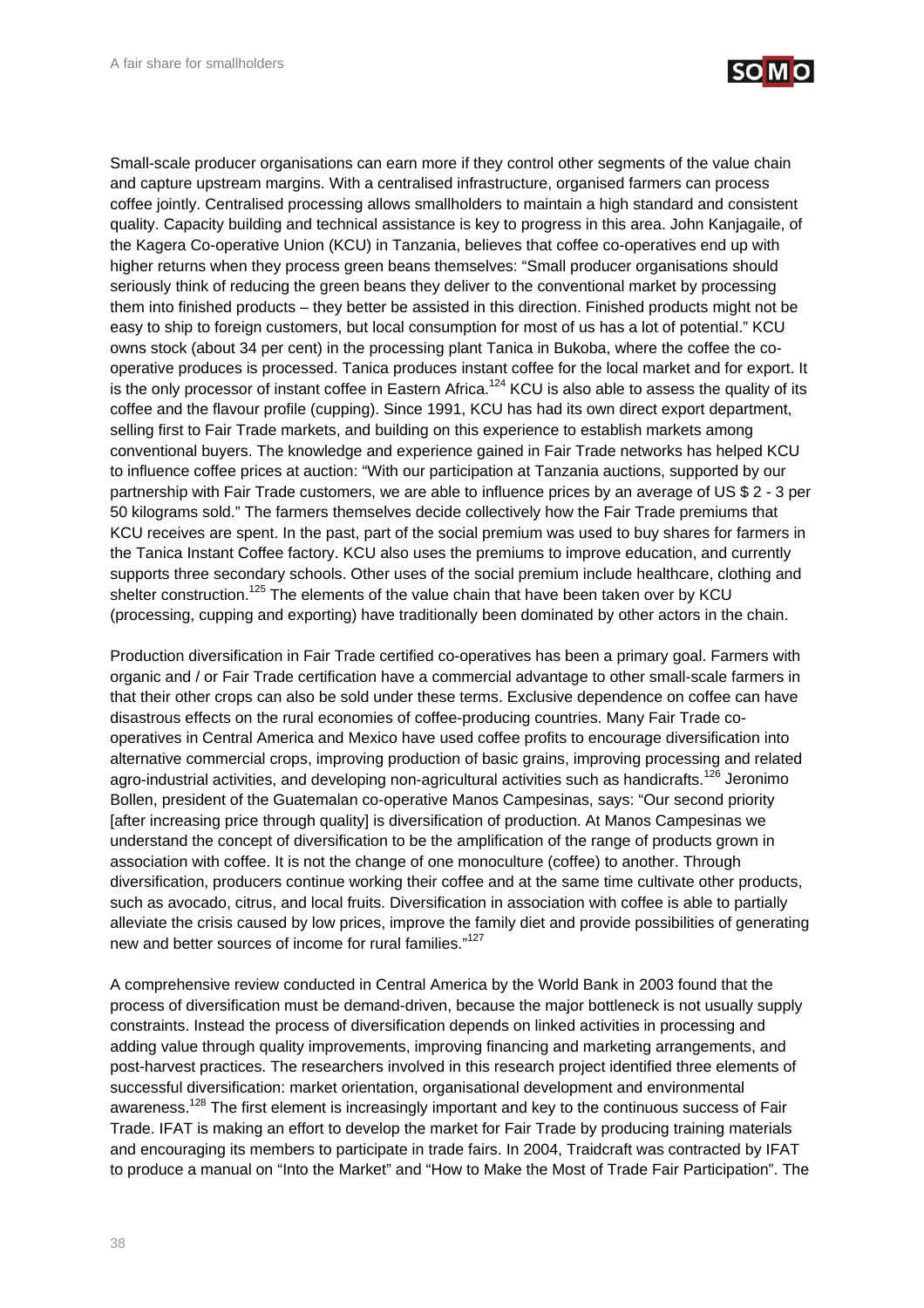Small-scale producer organisations can earn more if they control other segments of the value chain and capture upstream margins. With a centralised infrastructure, organised farmers can process coffee jointly. Centralised processing allows smallholders to maintain a high standard and consistent quality. Capacity building and technical assistance is key to progress in this area. John Kanjagaile, of the Kagera Co-operative Union (KCU) in Tanzania, believes that coffee co-operatives end up with higher returns when they process green beans themselves: "Small producer organisations should seriously think of reducing the green beans they deliver to the conventional market by processing them into finished products – they better be assisted in this direction. Finished products might not be easy to ship to foreign customers, but local consumption for most of us has a lot of potential." KCU owns stock (about 34 per cent) in the processing plant Tanica in Bukoba, where the coffee the co-operative produces is processed. Tanica produces instant coffee for the local market and for export. It is the only processor of instant coffee in Eastern Africa.[124] KCU is also able to assess the quality of its coffee and the flavour profile (cupping). Since 1991, KCU has had its own direct export department, selling first to Fair Trade markets, and building on this experience to establish markets among conventional buyers. The knowledge and experience gained in Fair Trade networks has helped KCU to influence coffee prices at auction: "With our participation at Tanzania auctions, supported by our partnership with Fair Trade customers, we are able to influence prices by an average of US $ 2 - 3 per 50 kilograms sold." The farmers themselves decide collectively how the Fair Trade premiums that KCU receives are spent. In the past, part of the social premium was used to buy shares for farmers in the Tanica Instant Coffee factory. KCU also uses the premiums to improve education, and currently supports three secondary schools. Other uses of the social premium include healthcare, clothing and shelter construction.[125] The elements of the value chain that have been taken over by KCU (processing, cupping and exporting) have traditionally been dominated by other actors in the chain.

Production diversification in Fair Trade certified co-operatives has been a primary goal. Farmers with organic and / or Fair Trade certification have a commercial advantage to other small-scale farmers in that their other crops can also be sold under these terms. Exclusive dependence on coffee can have disastrous effects on the rural economies of coffee-producing countries. Many Fair Trade co-operatives in Central America and Mexico have used coffee profits to encourage diversification into alternative commercial crops, improving production of basic grains, improving processing and related agro-industrial activities, and developing non-agricultural activities such as handicrafts.[126] Jeronimo Bollen, president of the Guatemalan co-operative Manos Campesinas, says: "Our second priority [after increasing price through quality] is diversification of production. At Manos Campesinas we understand the concept of diversification to be the amplification of the range of products grown in association with coffee. It is not the change of one monoculture (coffee) to another. Through diversification, producers continue working their coffee and at the same time cultivate other products, such as avocado, citrus, and local fruits. Diversification in association with coffee is able to partially alleviate the crisis caused by low prices, improve the family diet and provide possibilities of generating new and better sources of income for rural families."[127]

A comprehensive review conducted in Central America by the World Bank in 2003 found that the process of diversification must be demand-driven, because the major bottleneck is not usually supply constraints. Instead the process of diversification depends on linked activities in processing and adding value through quality improvements, improving financing and marketing arrangements, and post-harvest practices. The researchers involved in this research project identified three elements of successful diversification: market orientation, organisational development and environmental awareness.[128] The first element is increasingly important and key to the continuous success of Fair Trade. IFAT is making an effort to develop the market for Fair Trade by producing training materials and encouraging its members to participate in trade fairs. In 2004, Traidcraft was contracted by IFAT to produce a manual on "Into the Market" and "How to Make the Most of Trade Fair Participation". The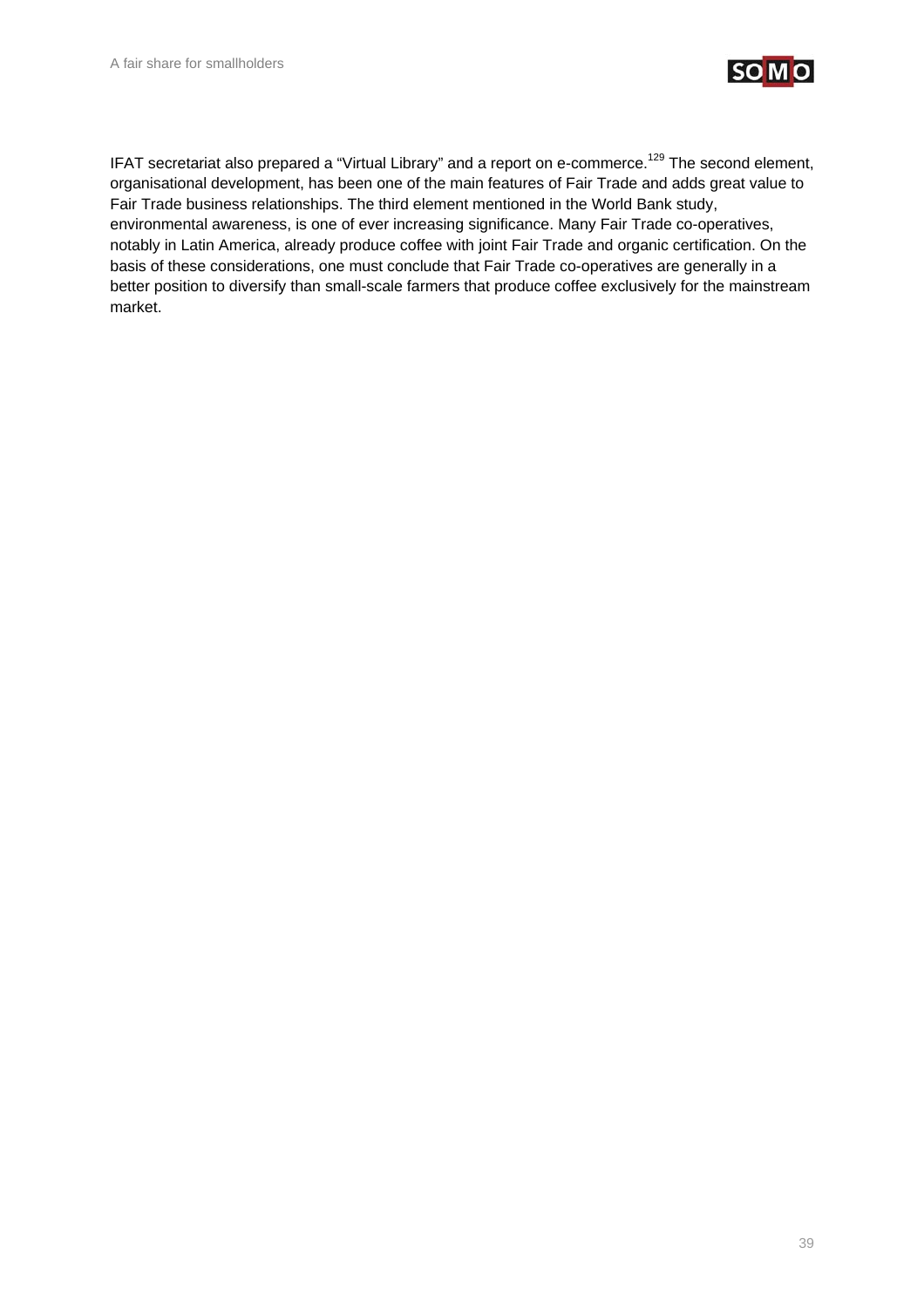IFAT secretariat also prepared a “Virtual Library” and a report on e-commerce.[129] The second element, organisational development, has been one of the main features of Fair Trade and adds great value to Fair Trade business relationships. The third element mentioned in the World Bank study, environmental awareness, is one of ever increasing significance. Many Fair Trade co-operatives, notably in Latin America, already produce coffee with joint Fair Trade and organic certification. On the basis of these considerations, one must conclude that Fair Trade co-operatives are generally in a better position to diversify than small-scale farmers that produce coffee exclusively for the mainstream market.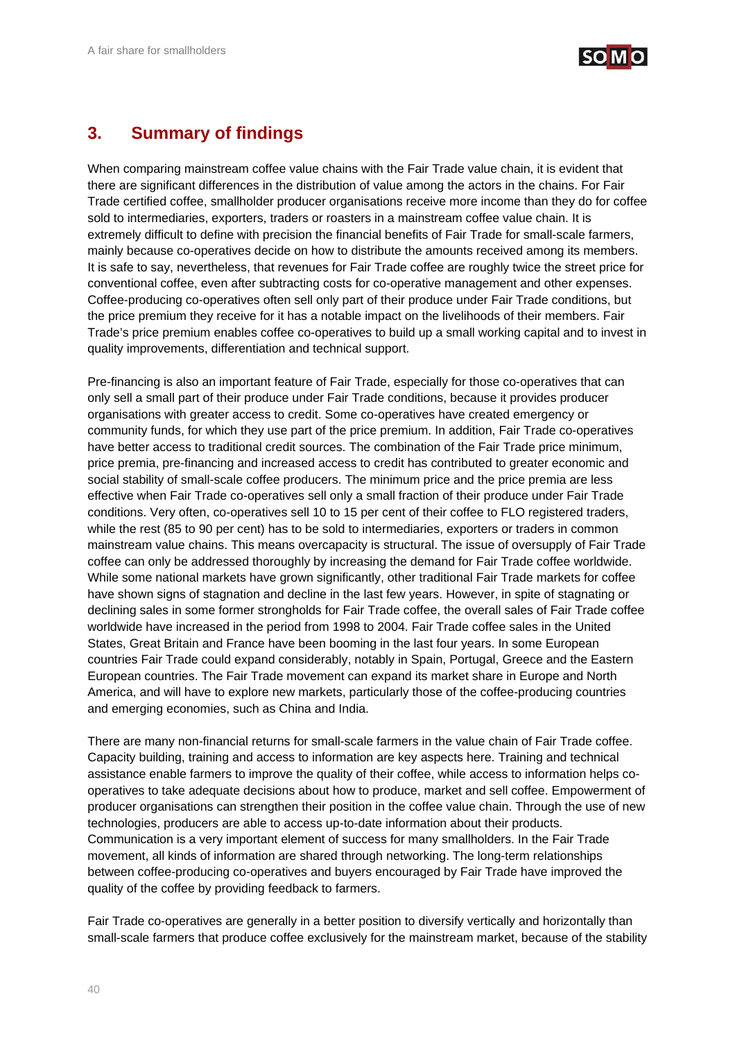## 3. Summary of findings

When comparing mainstream coffee value chains with the Fair Trade value chain, it is evident that there are significant differences in the distribution of value among the actors in the chains. For Fair Trade certified coffee, smallholder producer organisations receive more income than they do for coffee sold to intermediaries, exporters, traders or roasters in a mainstream coffee value chain. It is extremely difficult to define with precision the financial benefits of Fair Trade for small-scale farmers, mainly because co-operatives decide on how to distribute the amounts received among its members. It is safe to say, nevertheless, that revenues for Fair Trade coffee are roughly twice the street price for conventional coffee, even after subtracting costs for co-operative management and other expenses. Coffee-producing co-operatives often sell only part of their produce under Fair Trade conditions, but the price premium they receive for it has a notable impact on the livelihoods of their members. Fair Trade's price premium enables coffee co-operatives to build up a small working capital and to invest in quality improvements, differentiation and technical support.

Pre-financing is also an important feature of Fair Trade, especially for those co-operatives that can only sell a small part of their produce under Fair Trade conditions, because it provides producer organisations with greater access to credit. Some co-operatives have created emergency or community funds, for which they use part of the price premium. In addition, Fair Trade co-operatives have better access to traditional credit sources. The combination of the Fair Trade price minimum, price premia, pre-financing and increased access to credit has contributed to greater economic and social stability of small-scale coffee producers. The minimum price and the price premia are less effective when Fair Trade co-operatives sell only a small fraction of their produce under Fair Trade conditions. Very often, co-operatives sell 10 to 15 per cent of their coffee to FLO registered traders, while the rest (85 to 90 per cent) has to be sold to intermediaries, exporters or traders in common mainstream value chains. This means overcapacity is structural. The issue of oversupply of Fair Trade coffee can only be addressed thoroughly by increasing the demand for Fair Trade coffee worldwide. While some national markets have grown significantly, other traditional Fair Trade markets for coffee have shown signs of stagnation and decline in the last few years. However, in spite of stagnating or declining sales in some former strongholds for Fair Trade coffee, the overall sales of Fair Trade coffee worldwide have increased in the period from 1998 to 2004. Fair Trade coffee sales in the United States, Great Britain and France have been booming in the last four years. In some European countries Fair Trade could expand considerably, notably in Spain, Portugal, Greece and the Eastern European countries. The Fair Trade movement can expand its market share in Europe and North America, and will have to explore new markets, particularly those of the coffee-producing countries and emerging economies, such as China and India.

There are many non-financial returns for small-scale farmers in the value chain of Fair Trade coffee. Capacity building, training and access to information are key aspects here. Training and technical assistance enable farmers to improve the quality of their coffee, while access to information helps co-operatives to take adequate decisions about how to produce, market and sell coffee. Empowerment of producer organisations can strengthen their position in the coffee value chain. Through the use of new technologies, producers are able to access up-to-date information about their products. Communication is a very important element of success for many smallholders. In the Fair Trade movement, all kinds of information are shared through networking. The long-term relationships between coffee-producing co-operatives and buyers encouraged by Fair Trade have improved the quality of the coffee by providing feedback to farmers.

Fair Trade co-operatives are generally in a better position to diversify vertically and horizontally than small-scale farmers that produce coffee exclusively for the mainstream market, because of the stability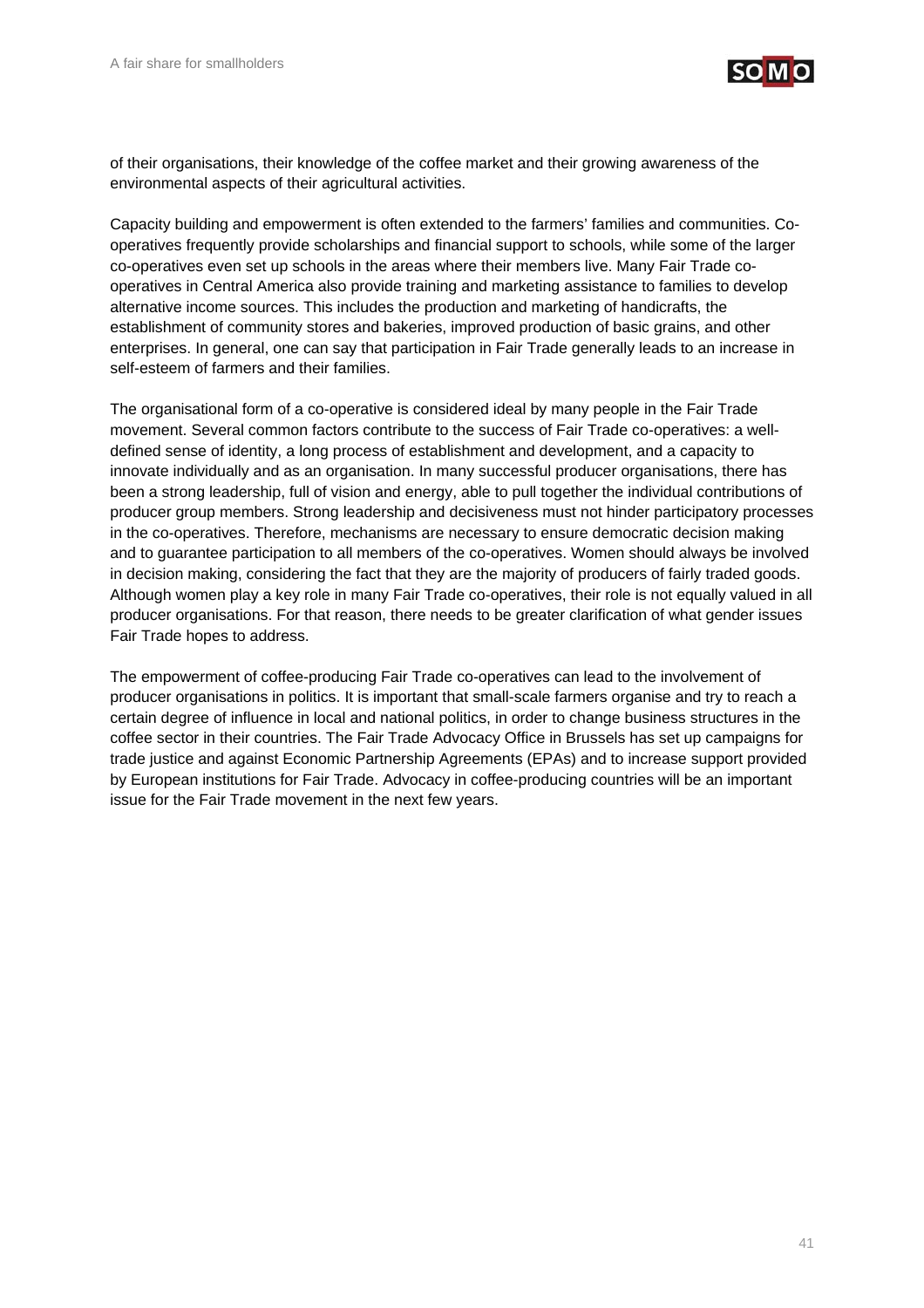of their organisations, their knowledge of the coffee market and their growing awareness of the environmental aspects of their agricultural activities.

Capacity building and empowerment is often extended to the farmers' families and communities. Co-operatives frequently provide scholarships and financial support to schools, while some of the larger co-operatives even set up schools in the areas where their members live. Many Fair Trade co-operatives in Central America also provide training and marketing assistance to families to develop alternative income sources. This includes the production and marketing of handicrafts, the establishment of community stores and bakeries, improved production of basic grains, and other enterprises. In general, one can say that participation in Fair Trade generally leads to an increase in self-esteem of farmers and their families.

The organisational form of a co-operative is considered ideal by many people in the Fair Trade movement. Several common factors contribute to the success of Fair Trade co-operatives: a well-defined sense of identity, a long process of establishment and development, and a capacity to innovate individually and as an organisation. In many successful producer organisations, there has been a strong leadership, full of vision and energy, able to pull together the individual contributions of producer group members. Strong leadership and decisiveness must not hinder participatory processes in the co-operatives. Therefore, mechanisms are necessary to ensure democratic decision making and to guarantee participation to all members of the co-operatives. Women should always be involved in decision making, considering the fact that they are the majority of producers of fairly traded goods. Although women play a key role in many Fair Trade co-operatives, their role is not equally valued in all producer organisations. For that reason, there needs to be greater clarification of what gender issues Fair Trade hopes to address.

The empowerment of coffee-producing Fair Trade co-operatives can lead to the involvement of producer organisations in politics. It is important that small-scale farmers organise and try to reach a certain degree of influence in local and national politics, in order to change business structures in the coffee sector in their countries. The Fair Trade Advocacy Office in Brussels has set up campaigns for trade justice and against Economic Partnership Agreements (EPAs) and to increase support provided by European institutions for Fair Trade. Advocacy in coffee-producing countries will be an important issue for the Fair Trade movement in the next few years.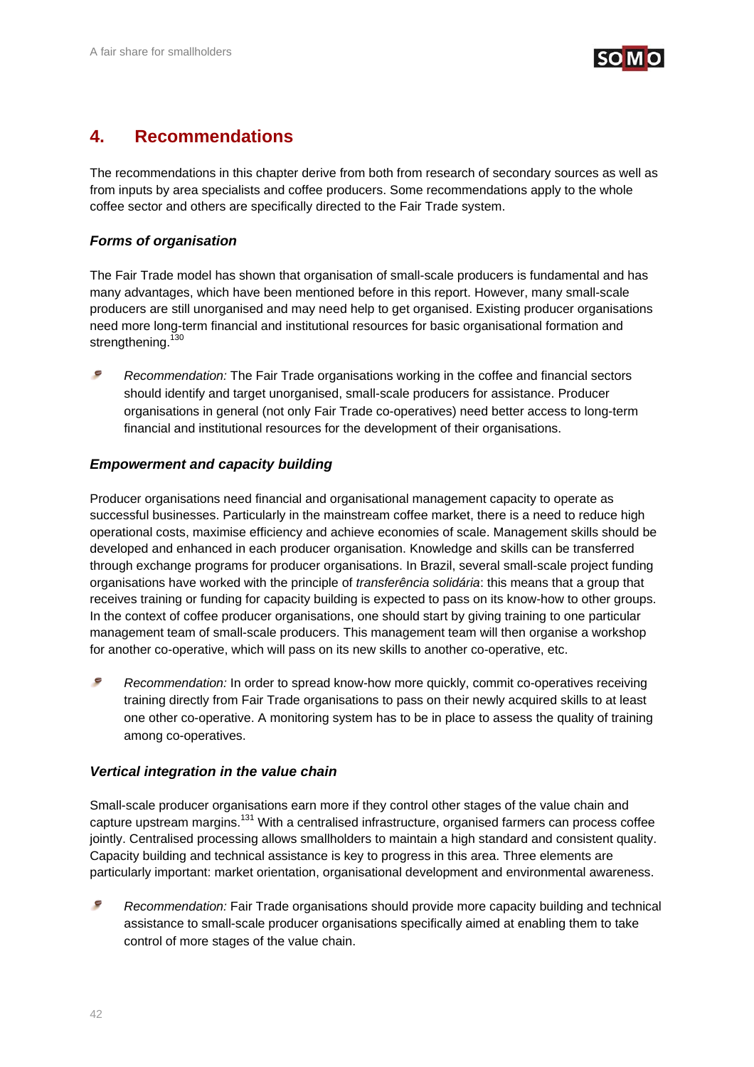## 4. Recommendations

The recommendations in this chapter derive from both from research of secondary sources as well as from inputs by area specialists and coffee producers. Some recommendations apply to the whole coffee sector and others are specifically directed to the Fair Trade system.

### *Forms of organisation*

The Fair Trade model has shown that organisation of small-scale producers is fundamental and has many advantages, which have been mentioned before in this report. However, many small-scale producers are still unorganised and may need help to get organised. Existing producer organisations need more long-term financial and institutional resources for basic organisational formation and strengthening.[130]

- *Recommendation:* The Fair Trade organisations working in the coffee and financial sectors should identify and target unorganised, small-scale producers for assistance. Producer organisations in general (not only Fair Trade co-operatives) need better access to long-term financial and institutional resources for the development of their organisations.

### *Empowerment and capacity building*

Producer organisations need financial and organisational management capacity to operate as successful businesses. Particularly in the mainstream coffee market, there is a need to reduce high operational costs, maximise efficiency and achieve economies of scale. Management skills should be developed and enhanced in each producer organisation. Knowledge and skills can be transferred through exchange programs for producer organisations. In Brazil, several small-scale project funding organisations have worked with the principle of *transferência solidária*: this means that a group that receives training or funding for capacity building is expected to pass on its know-how to other groups. In the context of coffee producer organisations, one should start by giving training to one particular management team of small-scale producers. This management team will then organise a workshop for another co-operative, which will pass on its new skills to another co-operative, etc.

- *Recommendation:* In order to spread know-how more quickly, commit co-operatives receiving training directly from Fair Trade organisations to pass on their newly acquired skills to at least one other co-operative. A monitoring system has to be in place to assess the quality of training among co-operatives.

### *Vertical integration in the value chain*

Small-scale producer organisations earn more if they control other stages of the value chain and capture upstream margins.[131] With a centralised infrastructure, organised farmers can process coffee jointly. Centralised processing allows smallholders to maintain a high standard and consistent quality. Capacity building and technical assistance is key to progress in this area. Three elements are particularly important: market orientation, organisational development and environmental awareness.

- *Recommendation:* Fair Trade organisations should provide more capacity building and technical assistance to small-scale producer organisations specifically aimed at enabling them to take control of more stages of the value chain.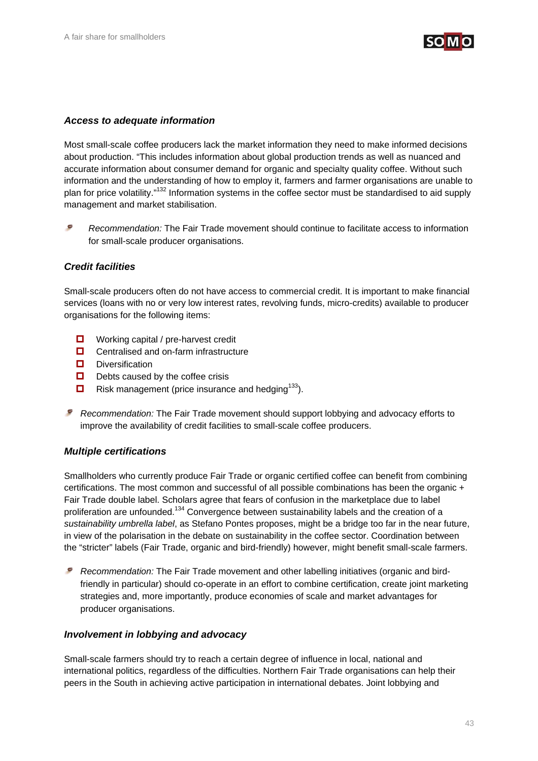### *Access to adequate information*

Most small-scale coffee producers lack the market information they need to make informed decisions about production. "This includes information about global production trends as well as nuanced and accurate information about consumer demand for organic and specialty quality coffee. Without such information and the understanding of how to employ it, farmers and farmer organisations are unable to plan for price volatility."[132] Information systems in the coffee sector must be standardised to aid supply management and market stabilisation.

- *Recommendation:* The Fair Trade movement should continue to facilitate access to information for small-scale producer organisations.

### *Credit facilities*

Small-scale producers often do not have access to commercial credit. It is important to make financial services (loans with no or very low interest rates, revolving funds, micro-credits) available to producer organisations for the following items:

- Working capital / pre-harvest credit
- Centralised and on-farm infrastructure
- Diversification
- Debts caused by the coffee crisis
- Risk management (price insurance and hedging[133]).

- *Recommendation:* The Fair Trade movement should support lobbying and advocacy efforts to improve the availability of credit facilities to small-scale coffee producers.

### *Multiple certifications*

Smallholders who currently produce Fair Trade or organic certified coffee can benefit from combining certifications. The most common and successful of all possible combinations has been the organic + Fair Trade double label. Scholars agree that fears of confusion in the marketplace due to label proliferation are unfounded.[134] Convergence between sustainability labels and the creation of a *sustainability umbrella label*, as Stefano Pontes proposes, might be a bridge too far in the near future, in view of the polarisation in the debate on sustainability in the coffee sector. Coordination between the "stricter" labels (Fair Trade, organic and bird-friendly) however, might benefit small-scale farmers.

- *Recommendation:* The Fair Trade movement and other labelling initiatives (organic and bird-friendly in particular) should co-operate in an effort to combine certification, create joint marketing strategies and, more importantly, produce economies of scale and market advantages for producer organisations.

### *Involvement in lobbying and advocacy*

Small-scale farmers should try to reach a certain degree of influence in local, national and international politics, regardless of the difficulties. Northern Fair Trade organisations can help their peers in the South in achieving active participation in international debates. Joint lobbying and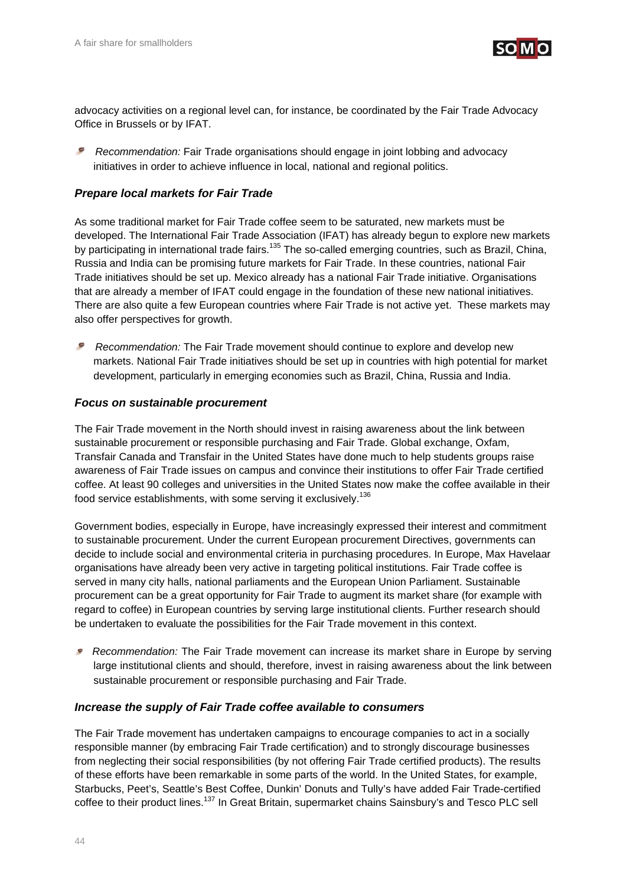advocacy activities on a regional level can, for instance, be coordinated by the Fair Trade Advocacy Office in Brussels or by IFAT.

- *Recommendation:* Fair Trade organisations should engage in joint lobbing and advocacy initiatives in order to achieve influence in local, national and regional politics.

### *Prepare local markets for Fair Trade*

As some traditional market for Fair Trade coffee seem to be saturated, new markets must be developed. The International Fair Trade Association (IFAT) has already begun to explore new markets by participating in international trade fairs.[135] The so-called emerging countries, such as Brazil, China, Russia and India can be promising future markets for Fair Trade. In these countries, national Fair Trade initiatives should be set up. Mexico already has a national Fair Trade initiative. Organisations that are already a member of IFAT could engage in the foundation of these new national initiatives. There are also quite a few European countries where Fair Trade is not active yet. These markets may also offer perspectives for growth.

- *Recommendation:* The Fair Trade movement should continue to explore and develop new markets. National Fair Trade initiatives should be set up in countries with high potential for market development, particularly in emerging economies such as Brazil, China, Russia and India.

### *Focus on sustainable procurement*

The Fair Trade movement in the North should invest in raising awareness about the link between sustainable procurement or responsible purchasing and Fair Trade. Global exchange, Oxfam, Transfair Canada and Transfair in the United States have done much to help students groups raise awareness of Fair Trade issues on campus and convince their institutions to offer Fair Trade certified coffee. At least 90 colleges and universities in the United States now make the coffee available in their food service establishments, with some serving it exclusively.[136]

Government bodies, especially in Europe, have increasingly expressed their interest and commitment to sustainable procurement. Under the current European procurement Directives, governments can decide to include social and environmental criteria in purchasing procedures. In Europe, Max Havelaar organisations have already been very active in targeting political institutions. Fair Trade coffee is served in many city halls, national parliaments and the European Union Parliament. Sustainable procurement can be a great opportunity for Fair Trade to augment its market share (for example with regard to coffee) in European countries by serving large institutional clients. Further research should be undertaken to evaluate the possibilities for the Fair Trade movement in this context.

- *Recommendation:* The Fair Trade movement can increase its market share in Europe by serving large institutional clients and should, therefore, invest in raising awareness about the link between sustainable procurement or responsible purchasing and Fair Trade.

### *Increase the supply of Fair Trade coffee available to consumers*

The Fair Trade movement has undertaken campaigns to encourage companies to act in a socially responsible manner (by embracing Fair Trade certification) and to strongly discourage businesses from neglecting their social responsibilities (by not offering Fair Trade certified products). The results of these efforts have been remarkable in some parts of the world. In the United States, for example, Starbucks, Peet's, Seattle's Best Coffee, Dunkin' Donuts and Tully's have added Fair Trade-certified coffee to their product lines.[137] In Great Britain, supermarket chains Sainsbury's and Tesco PLC sell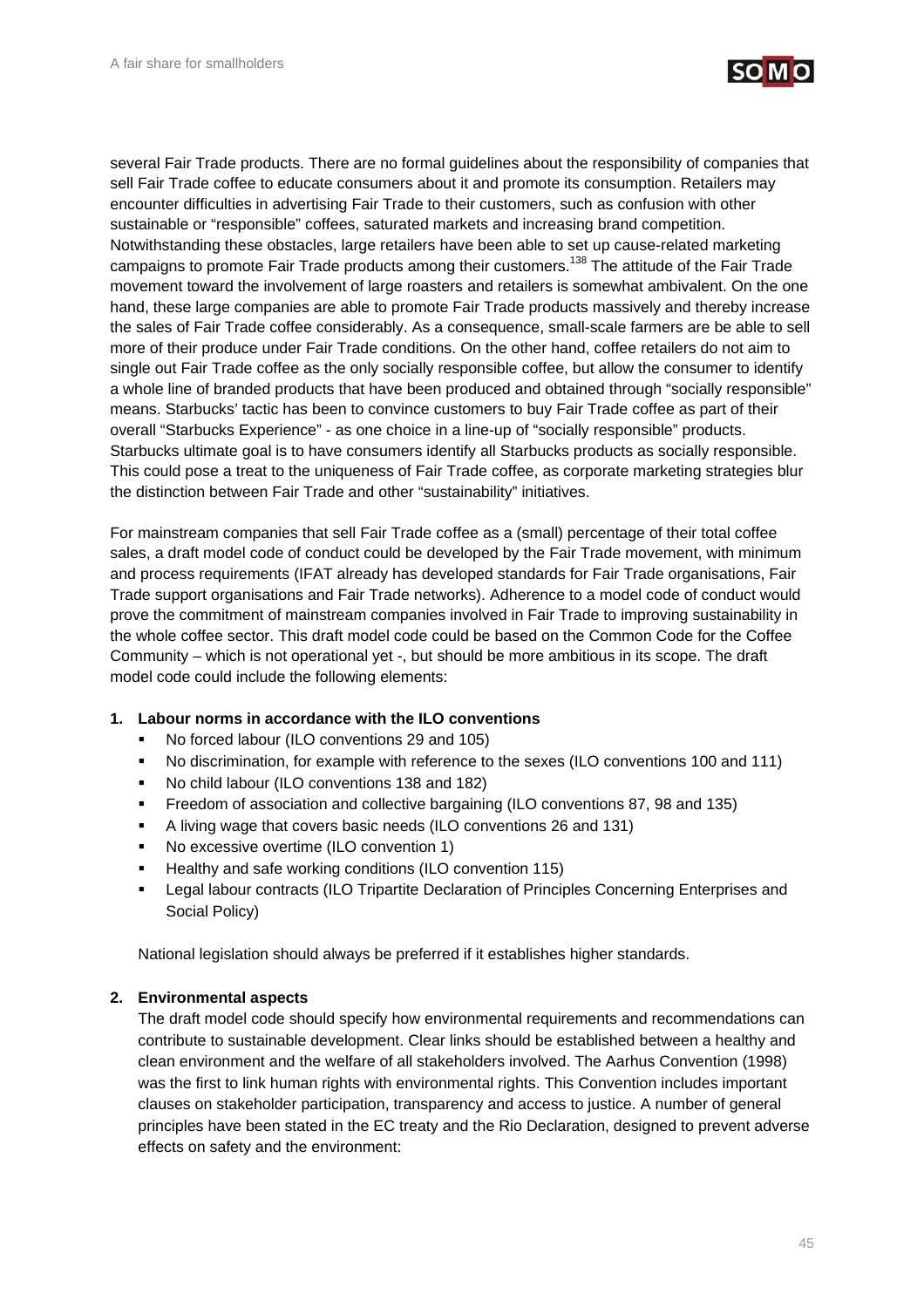several Fair Trade products. There are no formal guidelines about the responsibility of companies that sell Fair Trade coffee to educate consumers about it and promote its consumption. Retailers may encounter difficulties in advertising Fair Trade to their customers, such as confusion with other sustainable or "responsible" coffees, saturated markets and increasing brand competition. Notwithstanding these obstacles, large retailers have been able to set up cause-related marketing campaigns to promote Fair Trade products among their customers.[138] The attitude of the Fair Trade movement toward the involvement of large roasters and retailers is somewhat ambivalent. On the one hand, these large companies are able to promote Fair Trade products massively and thereby increase the sales of Fair Trade coffee considerably. As a consequence, small-scale farmers are be able to sell more of their produce under Fair Trade conditions. On the other hand, coffee retailers do not aim to single out Fair Trade coffee as the only socially responsible coffee, but allow the consumer to identify a whole line of branded products that have been produced and obtained through "socially responsible" means. Starbucks' tactic has been to convince customers to buy Fair Trade coffee as part of their overall "Starbucks Experience" - as one choice in a line-up of "socially responsible" products. Starbucks ultimate goal is to have consumers identify all Starbucks products as socially responsible. This could pose a treat to the uniqueness of Fair Trade coffee, as corporate marketing strategies blur the distinction between Fair Trade and other "sustainability" initiatives.

For mainstream companies that sell Fair Trade coffee as a (small) percentage of their total coffee sales, a draft model code of conduct could be developed by the Fair Trade movement, with minimum and process requirements (IFAT already has developed standards for Fair Trade organisations, Fair Trade support organisations and Fair Trade networks). Adherence to a model code of conduct would prove the commitment of mainstream companies involved in Fair Trade to improving sustainability in the whole coffee sector. This draft model code could be based on the Common Code for the Coffee Community – which is not operational yet -, but should be more ambitious in its scope. The draft model code could include the following elements:

1. **Labour norms in accordance with the ILO conventions**
   - No forced labour (ILO conventions 29 and 105)
   - No discrimination, for example with reference to the sexes (ILO conventions 100 and 111)
   - No child labour (ILO conventions 138 and 182)
   - Freedom of association and collective bargaining (ILO conventions 87, 98 and 135)
   - A living wage that covers basic needs (ILO conventions 26 and 131)
   - No excessive overtime (ILO convention 1)
   - Healthy and safe working conditions (ILO convention 115)
   - Legal labour contracts (ILO Tripartite Declaration of Principles Concerning Enterprises and Social Policy)

   National legislation should always be preferred if it establishes higher standards.

2. **Environmental aspects**

   The draft model code should specify how environmental requirements and recommendations can contribute to sustainable development. Clear links should be established between a healthy and clean environment and the welfare of all stakeholders involved. The Aarhus Convention (1998) was the first to link human rights with environmental rights. This Convention includes important clauses on stakeholder participation, transparency and access to justice. A number of general principles have been stated in the EC treaty and the Rio Declaration, designed to prevent adverse effects on safety and the environment: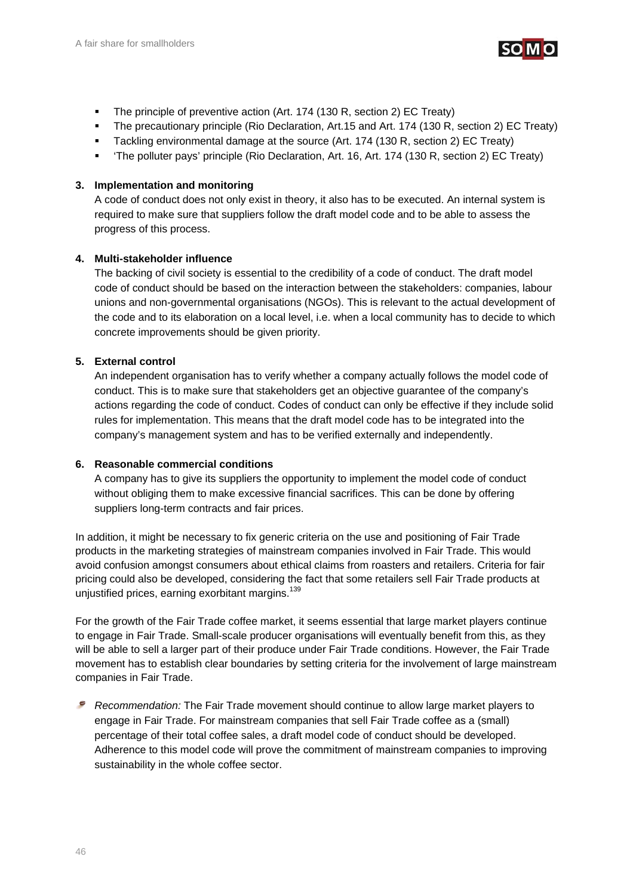- The principle of preventive action (Art. 174 (130 R, section 2) EC Treaty)
- The precautionary principle (Rio Declaration, Art.15 and Art. 174 (130 R, section 2) EC Treaty)
- Tackling environmental damage at the source (Art. 174 (130 R, section 2) EC Treaty)
- 'The polluter pays' principle (Rio Declaration, Art. 16, Art. 174 (130 R, section 2) EC Treaty)

3. **Implementation and monitoring**
   A code of conduct does not only exist in theory, it also has to be executed. An internal system is required to make sure that suppliers follow the draft model code and to be able to assess the progress of this process.

4. **Multi-stakeholder influence**
   The backing of civil society is essential to the credibility of a code of conduct. The draft model code of conduct should be based on the interaction between the stakeholders: companies, labour unions and non-governmental organisations (NGOs). This is relevant to the actual development of the code and to its elaboration on a local level, i.e. when a local community has to decide to which concrete improvements should be given priority.

5. **External control**
   An independent organisation has to verify whether a company actually follows the model code of conduct. This is to make sure that stakeholders get an objective guarantee of the company's actions regarding the code of conduct. Codes of conduct can only be effective if they include solid rules for implementation. This means that the draft model code has to be integrated into the company's management system and has to be verified externally and independently.

6. **Reasonable commercial conditions**
   A company has to give its suppliers the opportunity to implement the model code of conduct without obliging them to make excessive financial sacrifices. This can be done by offering suppliers long-term contracts and fair prices.

In addition, it might be necessary to fix generic criteria on the use and positioning of Fair Trade products in the marketing strategies of mainstream companies involved in Fair Trade. This would avoid confusion amongst consumers about ethical claims from roasters and retailers. Criteria for fair pricing could also be developed, considering the fact that some retailers sell Fair Trade products at unjustified prices, earning exorbitant margins.[139]

For the growth of the Fair Trade coffee market, it seems essential that large market players continue to engage in Fair Trade. Small-scale producer organisations will eventually benefit from this, as they will be able to sell a larger part of their produce under Fair Trade conditions. However, the Fair Trade movement has to establish clear boundaries by setting criteria for the involvement of large mainstream companies in Fair Trade.

*Recommendation:* The Fair Trade movement should continue to allow large market players to engage in Fair Trade. For mainstream companies that sell Fair Trade coffee as a (small) percentage of their total coffee sales, a draft model code of conduct should be developed. Adherence to this model code will prove the commitment of mainstream companies to improving sustainability in the whole coffee sector.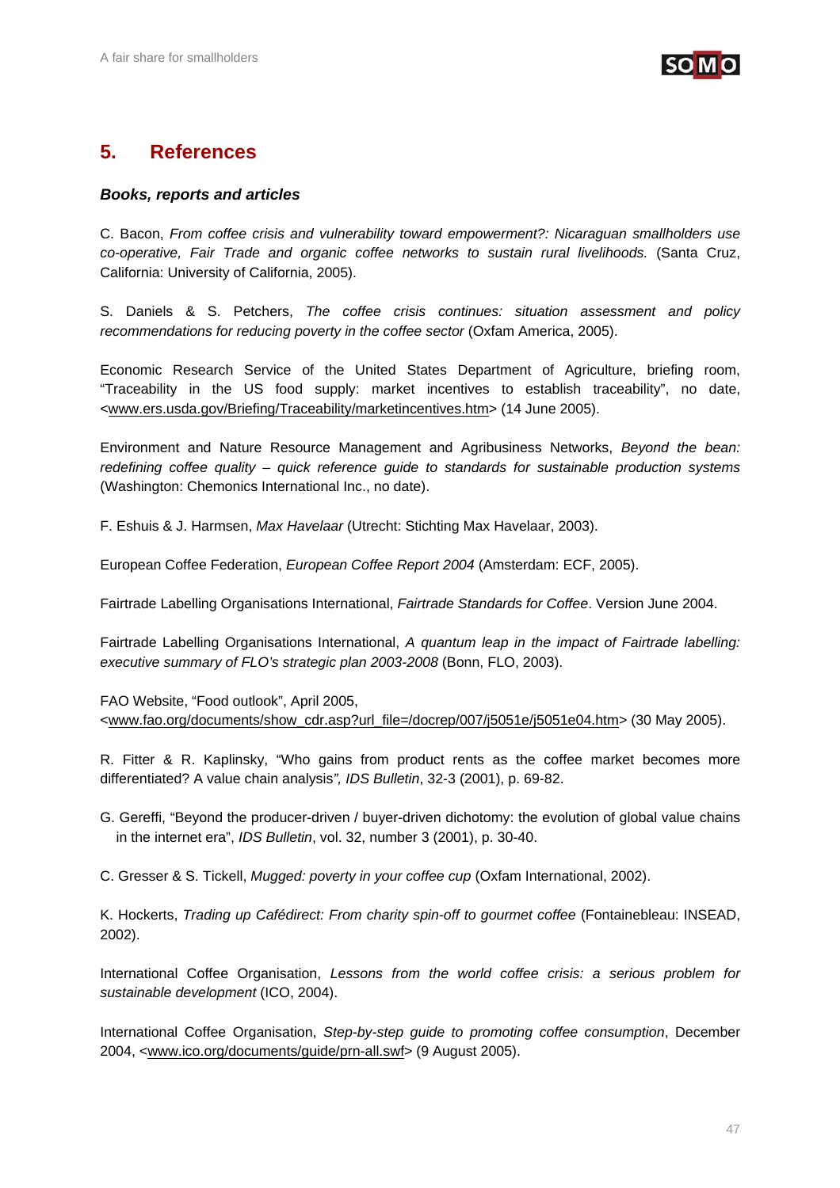## 5. References

### *Books, reports and articles*

C. Bacon, *From coffee crisis and vulnerability toward empowerment?: Nicaraguan smallholders use co-operative, Fair Trade and organic coffee networks to sustain rural livelihoods.* (Santa Cruz, California: University of California, 2005).

S. Daniels & S. Petchers, *The coffee crisis continues: situation assessment and policy recommendations for reducing poverty in the coffee sector* (Oxfam America, 2005).

Economic Research Service of the United States Department of Agriculture, briefing room, "Traceability in the US food supply: market incentives to establish traceability", no date, <www.ers.usda.gov/Briefing/Traceability/marketincentives.htm> (14 June 2005).

Environment and Nature Resource Management and Agribusiness Networks, *Beyond the bean: redefining coffee quality – quick reference guide to standards for sustainable production systems* (Washington: Chemonics International Inc., no date).

F. Eshuis & J. Harmsen, *Max Havelaar* (Utrecht: Stichting Max Havelaar, 2003).

European Coffee Federation, *European Coffee Report 2004* (Amsterdam: ECF, 2005).

Fairtrade Labelling Organisations International, *Fairtrade Standards for Coffee*. Version June 2004.

Fairtrade Labelling Organisations International, *A quantum leap in the impact of Fairtrade labelling: executive summary of FLO's strategic plan 2003-2008* (Bonn, FLO, 2003).

FAO Website, "Food outlook", April 2005, <www.fao.org/documents/show_cdr.asp?url_file=/docrep/007/j5051e/j5051e04.htm> (30 May 2005).

R. Fitter & R. Kaplinsky, "Who gains from product rents as the coffee market becomes more differentiated? A value chain analysis*", IDS Bulletin*, 32-3 (2001), p. 69-82.

G. Gereffi, "Beyond the producer-driven / buyer-driven dichotomy: the evolution of global value chains in the internet era", *IDS Bulletin*, vol. 32, number 3 (2001), p. 30-40.

C. Gresser & S. Tickell, *Mugged: poverty in your coffee cup* (Oxfam International, 2002).

K. Hockerts, *Trading up Cafédirect: From charity spin-off to gourmet coffee* (Fontainebleau: INSEAD, 2002).

International Coffee Organisation, *Lessons from the world coffee crisis: a serious problem for sustainable development* (ICO, 2004).

International Coffee Organisation, *Step-by-step guide to promoting coffee consumption*, December 2004, <www.ico.org/documents/guide/prn-all.swf> (9 August 2005).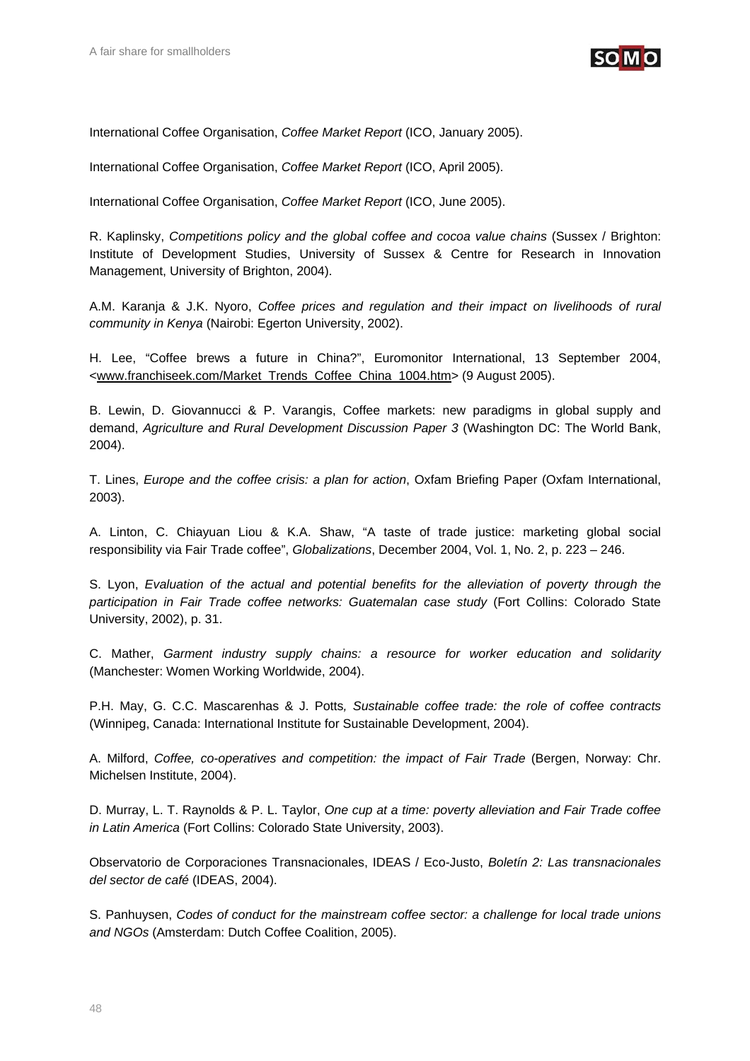International Coffee Organisation, *Coffee Market Report* (ICO, January 2005).

International Coffee Organisation, *Coffee Market Report* (ICO, April 2005).

International Coffee Organisation, *Coffee Market Report* (ICO, June 2005).

R. Kaplinsky, *Competitions policy and the global coffee and cocoa value chains* (Sussex / Brighton: Institute of Development Studies, University of Sussex & Centre for Research in Innovation Management, University of Brighton, 2004).

A.M. Karanja & J.K. Nyoro, *Coffee prices and regulation and their impact on livelihoods of rural community in Kenya* (Nairobi: Egerton University, 2002).

H. Lee, "Coffee brews a future in China?", Euromonitor International, 13 September 2004, <www.franchiseek.com/Market_Trends_Coffee_China_1004.htm> (9 August 2005).

B. Lewin, D. Giovannucci & P. Varangis, Coffee markets: new paradigms in global supply and demand, *Agriculture and Rural Development Discussion Paper 3* (Washington DC: The World Bank, 2004).

T. Lines, *Europe and the coffee crisis: a plan for action*, Oxfam Briefing Paper (Oxfam International, 2003).

A. Linton, C. Chiayuan Liou & K.A. Shaw, "A taste of trade justice: marketing global social responsibility via Fair Trade coffee", *Globalizations*, December 2004, Vol. 1, No. 2, p. 223 – 246.

S. Lyon, *Evaluation of the actual and potential benefits for the alleviation of poverty through the participation in Fair Trade coffee networks: Guatemalan case study* (Fort Collins: Colorado State University, 2002), p. 31.

C. Mather, *Garment industry supply chains: a resource for worker education and solidarity* (Manchester: Women Working Worldwide, 2004).

P.H. May, G. C.C. Mascarenhas & J. Potts*, Sustainable coffee trade: the role of coffee contracts* (Winnipeg, Canada: International Institute for Sustainable Development, 2004).

A. Milford, *Coffee, co-operatives and competition: the impact of Fair Trade* (Bergen, Norway: Chr. Michelsen Institute, 2004).

D. Murray, L. T. Raynolds & P. L. Taylor, *One cup at a time: poverty alleviation and Fair Trade coffee in Latin America* (Fort Collins: Colorado State University, 2003).

Observatorio de Corporaciones Transnacionales, IDEAS / Eco-Justo, *Boletín 2: Las transnacionales del sector de café* (IDEAS, 2004).

S. Panhuysen, *Codes of conduct for the mainstream coffee sector: a challenge for local trade unions and NGOs* (Amsterdam: Dutch Coffee Coalition, 2005).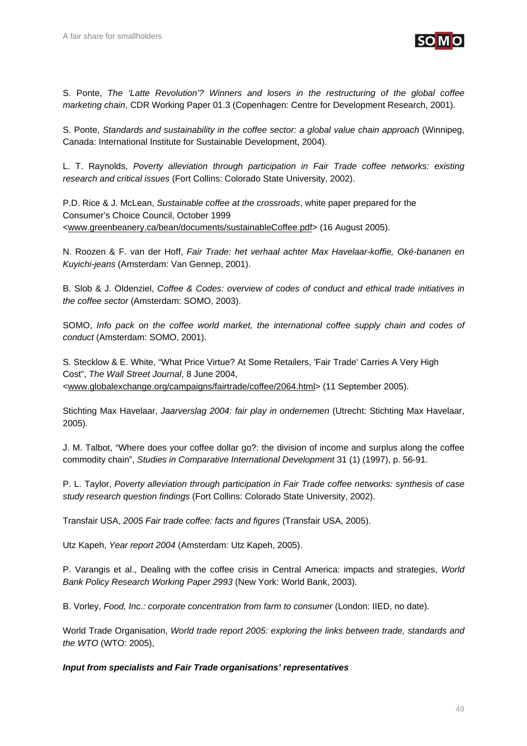S. Ponte, *The 'Latte Revolution'? Winners and losers in the restructuring of the global coffee marketing chain*, CDR Working Paper 01.3 (Copenhagen: Centre for Development Research, 2001).

S. Ponte, *Standards and sustainability in the coffee sector: a global value chain approach* (Winnipeg, Canada: International Institute for Sustainable Development, 2004).

L. T. Raynolds, *Poverty alleviation through participation in Fair Trade coffee networks: existing research and critical issues* (Fort Collins: Colorado State University, 2002).

P.D. Rice & J. McLean, *Sustainable coffee at the crossroads*, white paper prepared for the Consumer's Choice Council, October 1999 <www.greenbeanery.ca/bean/documents/sustainableCoffee.pdf> (16 August 2005).

N. Roozen & F. van der Hoff, *Fair Trade: het verhaal achter Max Havelaar-koffie, Oké-bananen en Kuyichi-jeans* (Amsterdam: Van Gennep, 2001).

B. Slob & J. Oldenziel, *Coffee & Codes: overview of codes of conduct and ethical trade initiatives in the coffee sector* (Amsterdam: SOMO, 2003).

SOMO, *Info pack on the coffee world market, the international coffee supply chain and codes of conduct* (Amsterdam: SOMO, 2001).

S. Stecklow & E. White, "What Price Virtue? At Some Retailers, 'Fair Trade' Carries A Very High Cost", *The Wall Street Journal*, 8 June 2004, <www.globalexchange.org/campaigns/fairtrade/coffee/2064.html> (11 September 2005).

Stichting Max Havelaar, *Jaarverslag 2004: fair play in ondernemen* (Utrecht: Stichting Max Havelaar, 2005).

J. M. Talbot, "Where does your coffee dollar go?: the division of income and surplus along the coffee commodity chain", *Studies in Comparative International Development* 31 (1) (1997), p. 56-91.

P. L. Taylor, *Poverty alleviation through participation in Fair Trade coffee networks: synthesis of case study research question findings* (Fort Collins: Colorado State University, 2002).

Transfair USA, *2005 Fair trade coffee: facts and figures* (Transfair USA, 2005).

Utz Kapeh, *Year report 2004* (Amsterdam: Utz Kapeh, 2005).

P. Varangis et al., Dealing with the coffee crisis in Central America: impacts and strategies, *World Bank Policy Research Working Paper 2993* (New York: World Bank, 2003).

B. Vorley, *Food, Inc.: corporate concentration from farm to consumer* (London: IIED, no date).

World Trade Organisation, *World trade report 2005: exploring the links between trade, standards and the WTO* (WTO: 2005),

***Input from specialists and Fair Trade organisations' representatives***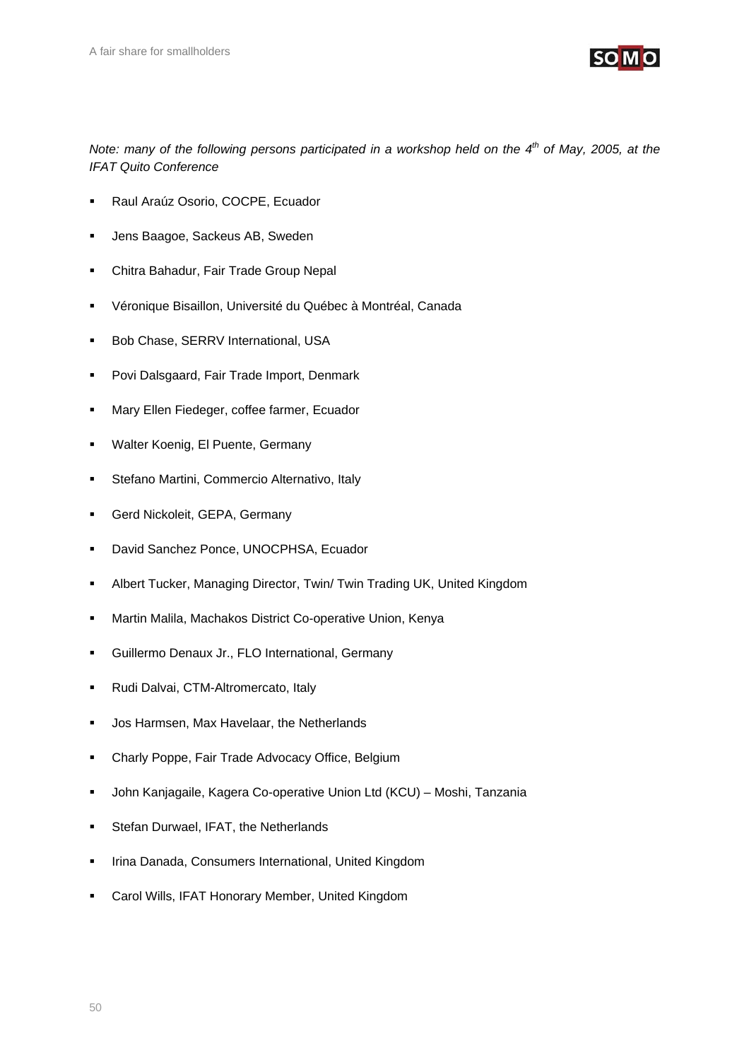*Note: many of the following persons participated in a workshop held on the 4th of May, 2005, at the IFAT Quito Conference*

- Raul Araúz Osorio, COCPE, Ecuador
- Jens Baagoe, Sackeus AB, Sweden
- Chitra Bahadur, Fair Trade Group Nepal
- Véronique Bisaillon, Université du Québec à Montréal, Canada
- Bob Chase, SERRV International, USA
- Povi Dalsgaard, Fair Trade Import, Denmark
- Mary Ellen Fiedeger, coffee farmer, Ecuador
- Walter Koenig, El Puente, Germany
- Stefano Martini, Commercio Alternativo, Italy
- Gerd Nickoleit, GEPA, Germany
- David Sanchez Ponce, UNOCPHSA, Ecuador
- Albert Tucker, Managing Director, Twin/ Twin Trading UK, United Kingdom
- Martin Malila, Machakos District Co-operative Union, Kenya
- Guillermo Denaux Jr., FLO International, Germany
- Rudi Dalvai, CTM-Altromercato, Italy
- Jos Harmsen, Max Havelaar, the Netherlands
- Charly Poppe, Fair Trade Advocacy Office, Belgium
- John Kanjagaile, Kagera Co-operative Union Ltd (KCU) – Moshi, Tanzania
- Stefan Durwael, IFAT, the Netherlands
- Irina Danada, Consumers International, United Kingdom
- Carol Wills, IFAT Honorary Member, United Kingdom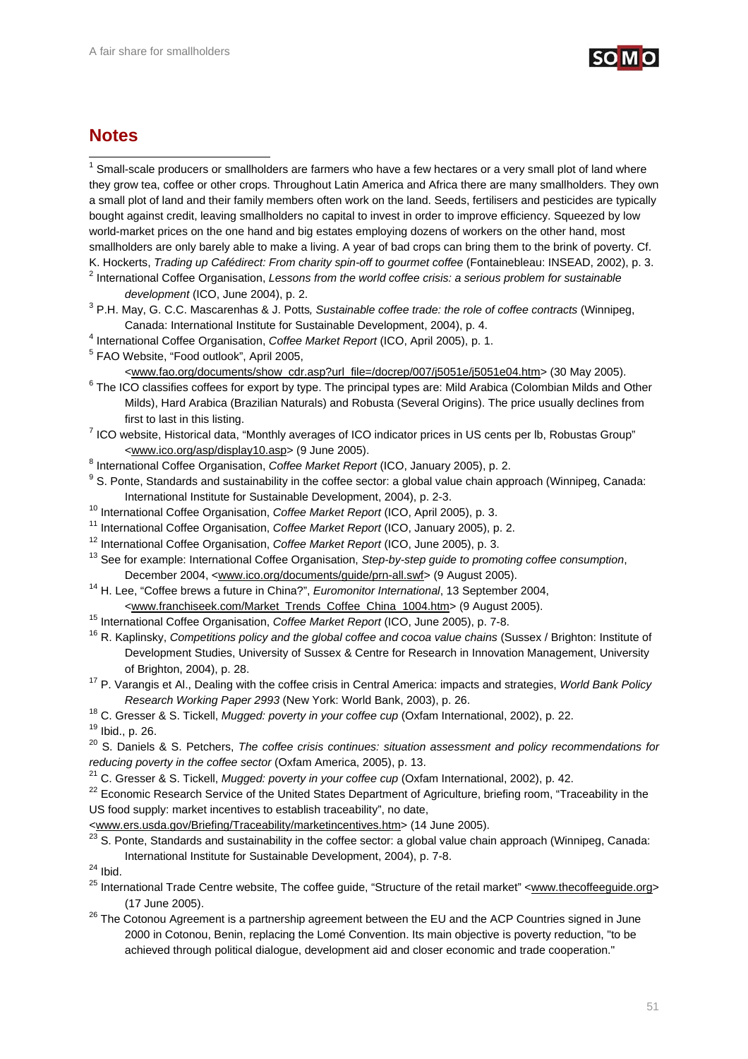## Notes

[1] Small-scale producers or smallholders are farmers who have a few hectares or a very small plot of land where they grow tea, coffee or other crops. Throughout Latin America and Africa there are many smallholders. They own a small plot of land and their family members often work on the land. Seeds, fertilisers and pesticides are typically bought against credit, leaving smallholders no capital to invest in order to improve efficiency. Squeezed by low world-market prices on the one hand and big estates employing dozens of workers on the other hand, most smallholders are only barely able to make a living. A year of bad crops can bring them to the brink of poverty. Cf. K. Hockerts, *Trading up Cafédirect: From charity spin-off to gourmet coffee* (Fontainebleau: INSEAD, 2002), p. 3.

[2] International Coffee Organisation, *Lessons from the world coffee crisis: a serious problem for sustainable development* (ICO, June 2004), p. 2.

[3] P.H. May, G. C.C. Mascarenhas & J. Potts*, Sustainable coffee trade: the role of coffee contracts* (Winnipeg, Canada: International Institute for Sustainable Development, 2004), p. 4.

[4] International Coffee Organisation, *Coffee Market Report* (ICO, April 2005), p. 1.

[5] FAO Website, "Food outlook", April 2005, <www.fao.org/documents/show_cdr.asp?url_file=/docrep/007/j5051e/j5051e04.htm> (30 May 2005).

[6] The ICO classifies coffees for export by type. The principal types are: Mild Arabica (Colombian Milds and Other Milds), Hard Arabica (Brazilian Naturals) and Robusta (Several Origins). The price usually declines from first to last in this listing.

[7] ICO website, Historical data, "Monthly averages of ICO indicator prices in US cents per lb, Robustas Group" <www.ico.org/asp/display10.asp> (9 June 2005).

[8] International Coffee Organisation, *Coffee Market Report* (ICO, January 2005), p. 2.

[9] S. Ponte, Standards and sustainability in the coffee sector: a global value chain approach (Winnipeg, Canada: International Institute for Sustainable Development, 2004), p. 2-3.

[10] International Coffee Organisation, *Coffee Market Report* (ICO, April 2005), p. 3.

[11] International Coffee Organisation, *Coffee Market Report* (ICO, January 2005), p. 2.

[12] International Coffee Organisation, *Coffee Market Report* (ICO, June 2005), p. 3.

[13] See for example: International Coffee Organisation, *Step-by-step guide to promoting coffee consumption*, December 2004, <www.ico.org/documents/guide/prn-all.swf> (9 August 2005).

[14] H. Lee, "Coffee brews a future in China?", *Euromonitor International*, 13 September 2004, <www.franchiseek.com/Market_Trends_Coffee_China_1004.htm> (9 August 2005).

[15] International Coffee Organisation, *Coffee Market Report* (ICO, June 2005), p. 7-8.

[16] R. Kaplinsky, *Competitions policy and the global coffee and cocoa value chains* (Sussex / Brighton: Institute of Development Studies, University of Sussex & Centre for Research in Innovation Management, University of Brighton, 2004), p. 28.

[17] P. Varangis et Al., Dealing with the coffee crisis in Central America: impacts and strategies, *World Bank Policy Research Working Paper 2993* (New York: World Bank, 2003), p. 26.

[18] C. Gresser & S. Tickell, *Mugged: poverty in your coffee cup* (Oxfam International, 2002), p. 22.

[19] Ibid., p. 26.

[20] S. Daniels & S. Petchers, *The coffee crisis continues: situation assessment and policy recommendations for reducing poverty in the coffee sector* (Oxfam America, 2005), p. 13.

[21] C. Gresser & S. Tickell, *Mugged: poverty in your coffee cup* (Oxfam International, 2002), p. 42.

[22] Economic Research Service of the United States Department of Agriculture, briefing room, "Traceability in the US food supply: market incentives to establish traceability", no date, <www.ers.usda.gov/Briefing/Traceability/marketincentives.htm> (14 June 2005).

[23] S. Ponte, Standards and sustainability in the coffee sector: a global value chain approach (Winnipeg, Canada: International Institute for Sustainable Development, 2004), p. 7-8.

[24] Ibid.

[25] International Trade Centre website, The coffee guide, "Structure of the retail market" <www.thecoffeeguide.org> (17 June 2005).

[26] The Cotonou Agreement is a partnership agreement between the EU and the ACP Countries signed in June 2000 in Cotonou, Benin, replacing the Lomé Convention. Its main objective is poverty reduction, "to be achieved through political dialogue, development aid and closer economic and trade cooperation."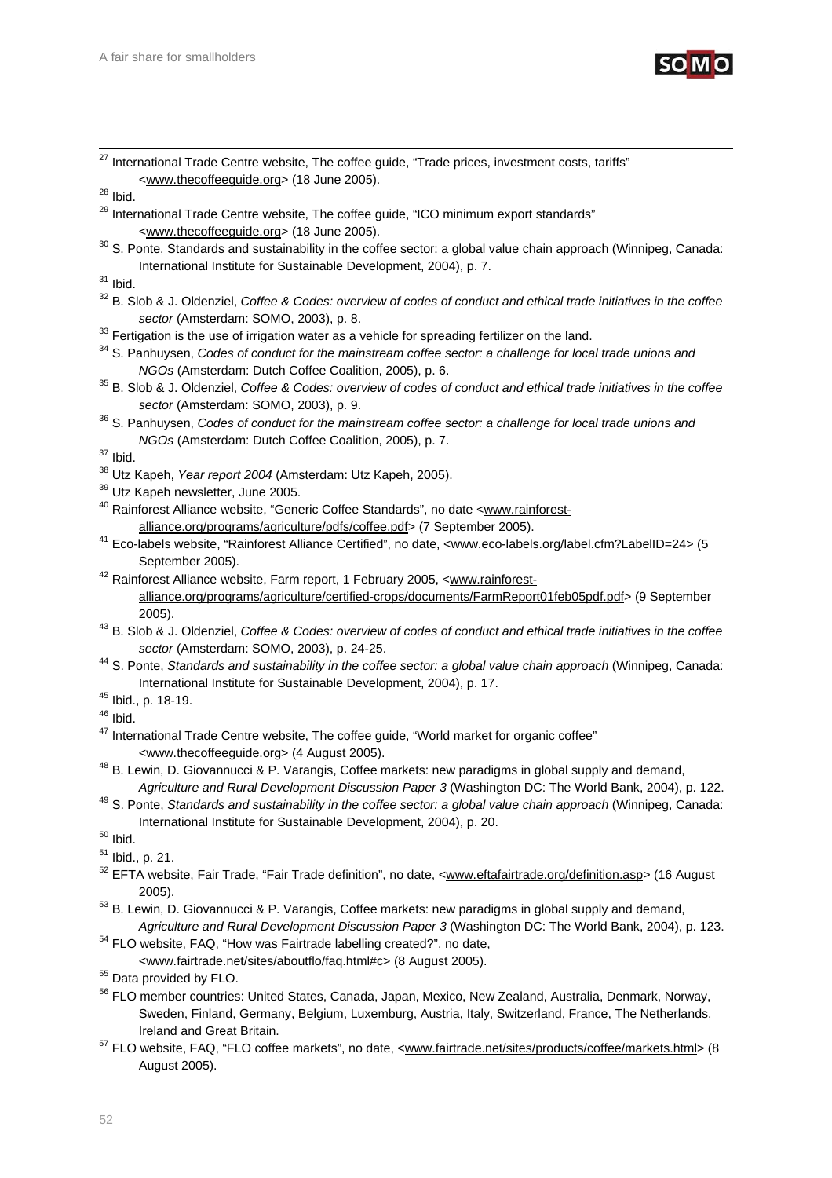[27] International Trade Centre website, The coffee guide, "Trade prices, investment costs, tariffs" <www.thecoffeeguide.org> (18 June 2005).

[28] Ibid.

[29] International Trade Centre website, The coffee guide, "ICO minimum export standards" <www.thecoffeeguide.org> (18 June 2005).

[30] S. Ponte, Standards and sustainability in the coffee sector: a global value chain approach (Winnipeg, Canada: International Institute for Sustainable Development, 2004), p. 7.

[31] Ibid.

[32] B. Slob & J. Oldenziel, *Coffee & Codes: overview of codes of conduct and ethical trade initiatives in the coffee sector* (Amsterdam: SOMO, 2003), p. 8.

[33] Fertigation is the use of irrigation water as a vehicle for spreading fertilizer on the land.

[34] S. Panhuysen, *Codes of conduct for the mainstream coffee sector: a challenge for local trade unions and NGOs* (Amsterdam: Dutch Coffee Coalition, 2005), p. 6.

[35] B. Slob & J. Oldenziel, *Coffee & Codes: overview of codes of conduct and ethical trade initiatives in the coffee sector* (Amsterdam: SOMO, 2003), p. 9.

[36] S. Panhuysen, *Codes of conduct for the mainstream coffee sector: a challenge for local trade unions and NGOs* (Amsterdam: Dutch Coffee Coalition, 2005), p. 7.

[37] Ibid.

[38] Utz Kapeh, *Year report 2004* (Amsterdam: Utz Kapeh, 2005).

[39] Utz Kapeh newsletter, June 2005.

[40] Rainforest Alliance website, "Generic Coffee Standards", no date <www.rainforest-alliance.org/programs/agriculture/pdfs/coffee.pdf> (7 September 2005).

[41] Eco-labels website, "Rainforest Alliance Certified", no date, <www.eco-labels.org/label.cfm?LabelID=24> (5 September 2005).

[42] Rainforest Alliance website, Farm report, 1 February 2005, <www.rainforest-alliance.org/programs/agriculture/certified-crops/documents/FarmReport01feb05pdf.pdf> (9 September 2005).

[43] B. Slob & J. Oldenziel, *Coffee & Codes: overview of codes of conduct and ethical trade initiatives in the coffee sector* (Amsterdam: SOMO, 2003), p. 24-25.

[44] S. Ponte, *Standards and sustainability in the coffee sector: a global value chain approach* (Winnipeg, Canada: International Institute for Sustainable Development, 2004), p. 17.

[45] Ibid., p. 18-19.

[46] Ibid.

[47] International Trade Centre website, The coffee guide, "World market for organic coffee" <www.thecoffeeguide.org> (4 August 2005).

[48] B. Lewin, D. Giovannucci & P. Varangis, Coffee markets: new paradigms in global supply and demand, *Agriculture and Rural Development Discussion Paper 3* (Washington DC: The World Bank, 2004), p. 122.

[49] S. Ponte, *Standards and sustainability in the coffee sector: a global value chain approach* (Winnipeg, Canada: International Institute for Sustainable Development, 2004), p. 20.

[50] Ibid.

[51] Ibid., p. 21.

[52] EFTA website, Fair Trade, "Fair Trade definition", no date, <www.eftafairtrade.org/definition.asp> (16 August 2005).

[53] B. Lewin, D. Giovannucci & P. Varangis, Coffee markets: new paradigms in global supply and demand, *Agriculture and Rural Development Discussion Paper 3* (Washington DC: The World Bank, 2004), p. 123.

[54] FLO website, FAQ, "How was Fairtrade labelling created?", no date, <www.fairtrade.net/sites/aboutflo/faq.html#c> (8 August 2005).

[55] Data provided by FLO.

[56] FLO member countries: United States, Canada, Japan, Mexico, New Zealand, Australia, Denmark, Norway, Sweden, Finland, Germany, Belgium, Luxemburg, Austria, Italy, Switzerland, France, The Netherlands, Ireland and Great Britain.

[57] FLO website, FAQ, "FLO coffee markets", no date, <www.fairtrade.net/sites/products/coffee/markets.html> (8 August 2005).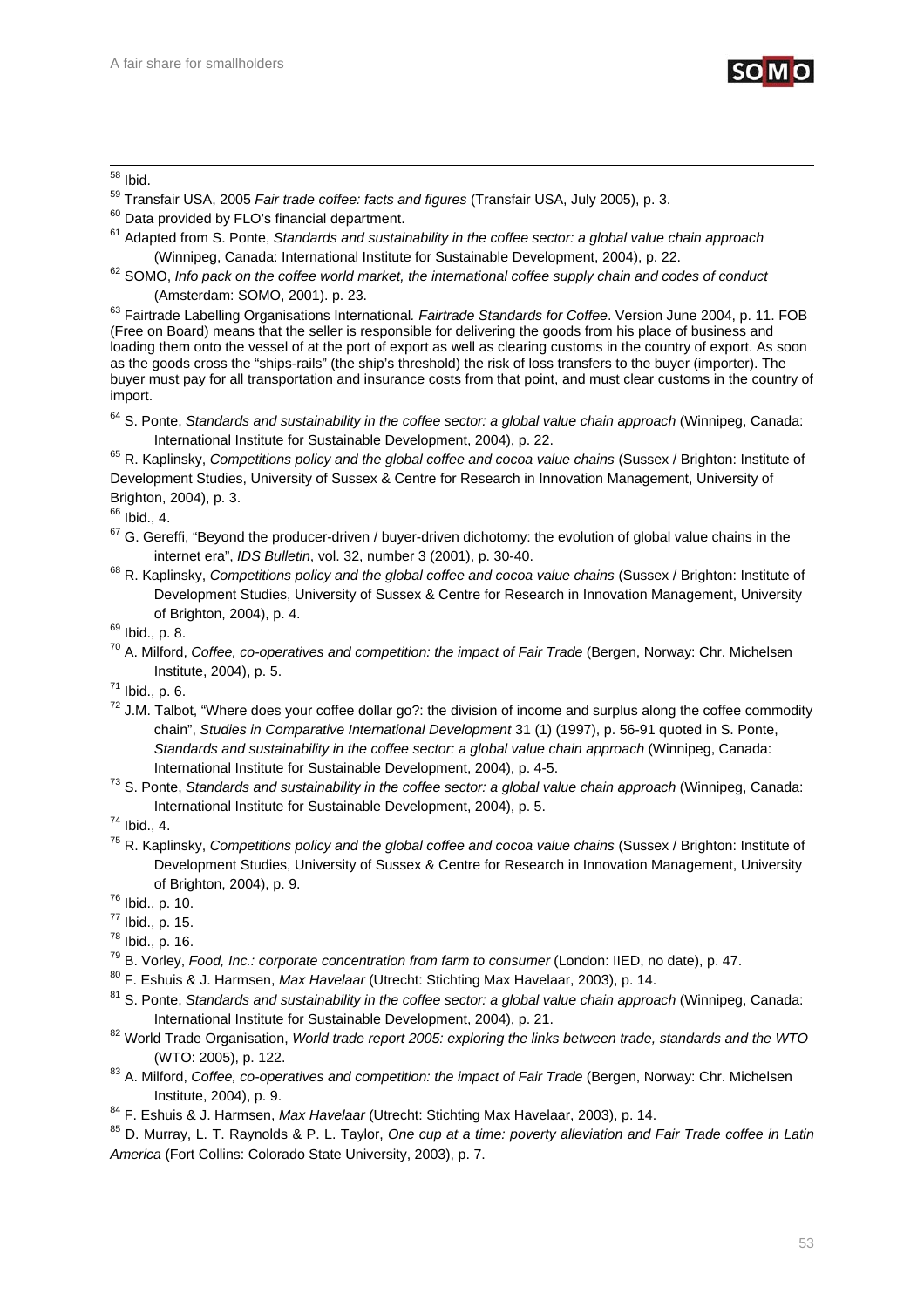[58] Ibid.

[59] Transfair USA, 2005 *Fair trade coffee: facts and figures* (Transfair USA, July 2005), p. 3.

[60] Data provided by FLO's financial department.

[61] Adapted from S. Ponte, *Standards and sustainability in the coffee sector: a global value chain approach* (Winnipeg, Canada: International Institute for Sustainable Development, 2004), p. 22.

[62] SOMO, *Info pack on the coffee world market, the international coffee supply chain and codes of conduct* (Amsterdam: SOMO, 2001). p. 23.

[63] Fairtrade Labelling Organisations International. *Fairtrade Standards for Coffee*. Version June 2004, p. 11. FOB (Free on Board) means that the seller is responsible for delivering the goods from his place of business and loading them onto the vessel of at the port of export as well as clearing customs in the country of export. As soon as the goods cross the "ships-rails" (the ship's threshold) the risk of loss transfers to the buyer (importer). The buyer must pay for all transportation and insurance costs from that point, and must clear customs in the country of import.

[64] S. Ponte, *Standards and sustainability in the coffee sector: a global value chain approach* (Winnipeg, Canada: International Institute for Sustainable Development, 2004), p. 22.

[65] R. Kaplinsky, *Competitions policy and the global coffee and cocoa value chains* (Sussex / Brighton: Institute of Development Studies, University of Sussex & Centre for Research in Innovation Management, University of Brighton, 2004), p. 3.

[66] Ibid., 4.

[67] G. Gereffi, "Beyond the producer-driven / buyer-driven dichotomy: the evolution of global value chains in the internet era", *IDS Bulletin*, vol. 32, number 3 (2001), p. 30-40.

[68] R. Kaplinsky, *Competitions policy and the global coffee and cocoa value chains* (Sussex / Brighton: Institute of Development Studies, University of Sussex & Centre for Research in Innovation Management, University of Brighton, 2004), p. 4.

[69] Ibid., p. 8.

[70] A. Milford, *Coffee, co-operatives and competition: the impact of Fair Trade* (Bergen, Norway: Chr. Michelsen Institute, 2004), p. 5.

[71] Ibid., p. 6.

[72] J.M. Talbot, "Where does your coffee dollar go?: the division of income and surplus along the coffee commodity chain", *Studies in Comparative International Development* 31 (1) (1997), p. 56-91 quoted in S. Ponte, *Standards and sustainability in the coffee sector: a global value chain approach* (Winnipeg, Canada: International Institute for Sustainable Development, 2004), p. 4-5.

[73] S. Ponte, *Standards and sustainability in the coffee sector: a global value chain approach* (Winnipeg, Canada: International Institute for Sustainable Development, 2004), p. 5.

[74] Ibid., 4.

[75] R. Kaplinsky, *Competitions policy and the global coffee and cocoa value chains* (Sussex / Brighton: Institute of Development Studies, University of Sussex & Centre for Research in Innovation Management, University of Brighton, 2004), p. 9.

[76] Ibid., p. 10.

[77] Ibid., p. 15.

[78] Ibid., p. 16.

[79] B. Vorley, *Food, Inc.: corporate concentration from farm to consumer* (London: IIED, no date), p. 47.

[80] F. Eshuis & J. Harmsen, *Max Havelaar* (Utrecht: Stichting Max Havelaar, 2003), p. 14.

[81] S. Ponte, *Standards and sustainability in the coffee sector: a global value chain approach* (Winnipeg, Canada: International Institute for Sustainable Development, 2004), p. 21.

[82] World Trade Organisation, *World trade report 2005: exploring the links between trade, standards and the WTO* (WTO: 2005), p. 122.

[83] A. Milford, *Coffee, co-operatives and competition: the impact of Fair Trade* (Bergen, Norway: Chr. Michelsen Institute, 2004), p. 9.

[84] F. Eshuis & J. Harmsen, *Max Havelaar* (Utrecht: Stichting Max Havelaar, 2003), p. 14.

[85] D. Murray, L. T. Raynolds & P. L. Taylor, *One cup at a time: poverty alleviation and Fair Trade coffee in Latin America* (Fort Collins: Colorado State University, 2003), p. 7.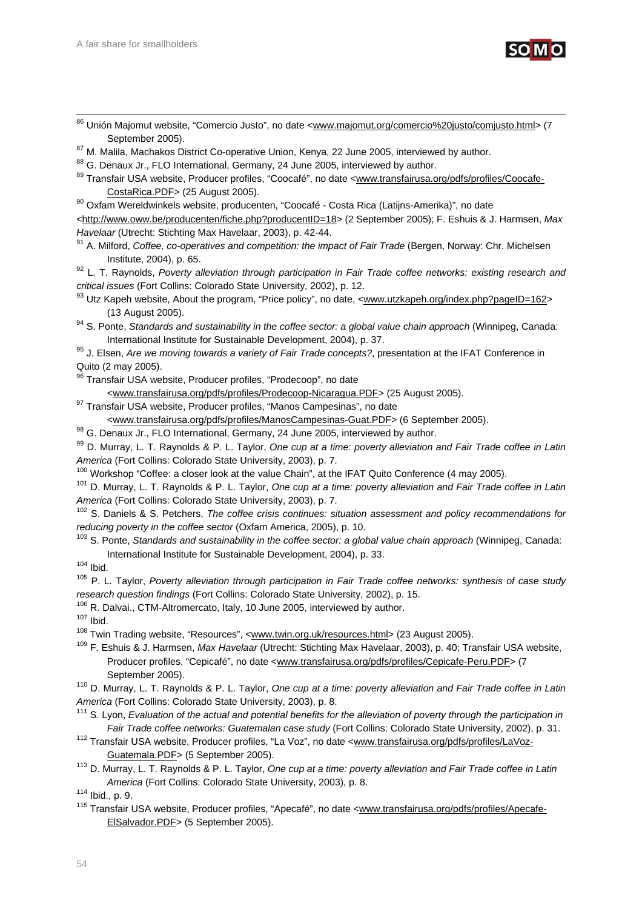[86] Unión Majomut website, "Comercio Justo", no date <www.majomut.org/comercio%20justo/comjusto.html> (7 September 2005).

[87] M. Malila, Machakos District Co-operative Union, Kenya, 22 June 2005, interviewed by author.

[88] G. Denaux Jr., FLO International, Germany, 24 June 2005, interviewed by author.

[89] Transfair USA website, Producer profiles, "Coocafé", no date <www.transfairusa.org/pdfs/profiles/Coocafe-CostaRica.PDF> (25 August 2005).

[90] Oxfam Wereldwinkels website, producenten, "Coocafé - Costa Rica (Latijns-Amerika)", no date <http://www.oww.be/producenten/fiche.php?producentID=18> (2 September 2005); F. Eshuis & J. Harmsen, *Max Havelaar* (Utrecht: Stichting Max Havelaar, 2003), p. 42-44.

[91] A. Milford, *Coffee, co-operatives and competition: the impact of Fair Trade* (Bergen, Norway: Chr. Michelsen Institute, 2004), p. 65.

[92] L. T. Raynolds, *Poverty alleviation through participation in Fair Trade coffee networks: existing research and critical issues* (Fort Collins: Colorado State University, 2002), p. 12.

[93] Utz Kapeh website, About the program, "Price policy", no date, <www.utzkapeh.org/index.php?pageID=162> (13 August 2005).

[94] S. Ponte, *Standards and sustainability in the coffee sector: a global value chain approach* (Winnipeg, Canada: International Institute for Sustainable Development, 2004), p. 37.

[95] J. Elsen, *Are we moving towards a variety of Fair Trade concepts?*, presentation at the IFAT Conference in Quito (2 may 2005).

[96] Transfair USA website, Producer profiles, "Prodecoop", no date <www.transfairusa.org/pdfs/profiles/Prodecoop-Nicaragua.PDF> (25 August 2005).

[97] Transfair USA website, Producer profiles, "Manos Campesinas", no date <www.transfairusa.org/pdfs/profiles/ManosCampesinas-Guat.PDF> (6 September 2005).

[98] G. Denaux Jr., FLO International, Germany, 24 June 2005, interviewed by author.

[99] D. Murray, L. T. Raynolds & P. L. Taylor, *One cup at a time: poverty alleviation and Fair Trade coffee in Latin America* (Fort Collins: Colorado State University, 2003), p. 7.

[100] Workshop "Coffee: a closer look at the value Chain", at the IFAT Quito Conference (4 may 2005).

[101] D. Murray, L. T. Raynolds & P. L. Taylor, *One cup at a time: poverty alleviation and Fair Trade coffee in Latin America* (Fort Collins: Colorado State University, 2003), p. 7.

[102] S. Daniels & S. Petchers, *The coffee crisis continues: situation assessment and policy recommendations for reducing poverty in the coffee sector* (Oxfam America, 2005), p. 10.

[103] S. Ponte, *Standards and sustainability in the coffee sector: a global value chain approach* (Winnipeg, Canada: International Institute for Sustainable Development, 2004), p. 33.

[104] Ibid.

[105] P. L. Taylor, *Poverty alleviation through participation in Fair Trade coffee networks: synthesis of case study research question findings* (Fort Collins: Colorado State University, 2002), p. 15.

[106] R. Dalvai., CTM-Altromercato, Italy, 10 June 2005, interviewed by author.

[107] Ibid.

[108] Twin Trading website, "Resources", <www.twin.org.uk/resources.html> (23 August 2005).

[109] F. Eshuis & J. Harmsen, *Max Havelaar* (Utrecht: Stichting Max Havelaar, 2003), p. 40; Transfair USA website, Producer profiles, "Cepicafé", no date <www.transfairusa.org/pdfs/profiles/Cepicafe-Peru.PDF> (7 September 2005).

[110] D. Murray, L. T. Raynolds & P. L. Taylor, *One cup at a time: poverty alleviation and Fair Trade coffee in Latin America* (Fort Collins: Colorado State University, 2003), p. 8.

[111] S. Lyon, *Evaluation of the actual and potential benefits for the alleviation of poverty through the participation in Fair Trade coffee networks: Guatemalan case study* (Fort Collins: Colorado State University, 2002), p. 31.

[112] Transfair USA website, Producer profiles, "La Voz", no date <www.transfairusa.org/pdfs/profiles/LaVoz-Guatemala.PDF> (5 September 2005).

[113] D. Murray, L. T. Raynolds & P. L. Taylor, *One cup at a time: poverty alleviation and Fair Trade coffee in Latin America* (Fort Collins: Colorado State University, 2003), p. 8.

[114] Ibid., p. 9.

[115] Transfair USA website, Producer profiles, "Apecafé", no date <www.transfairusa.org/pdfs/profiles/Apecafe-ElSalvador.PDF> (5 September 2005).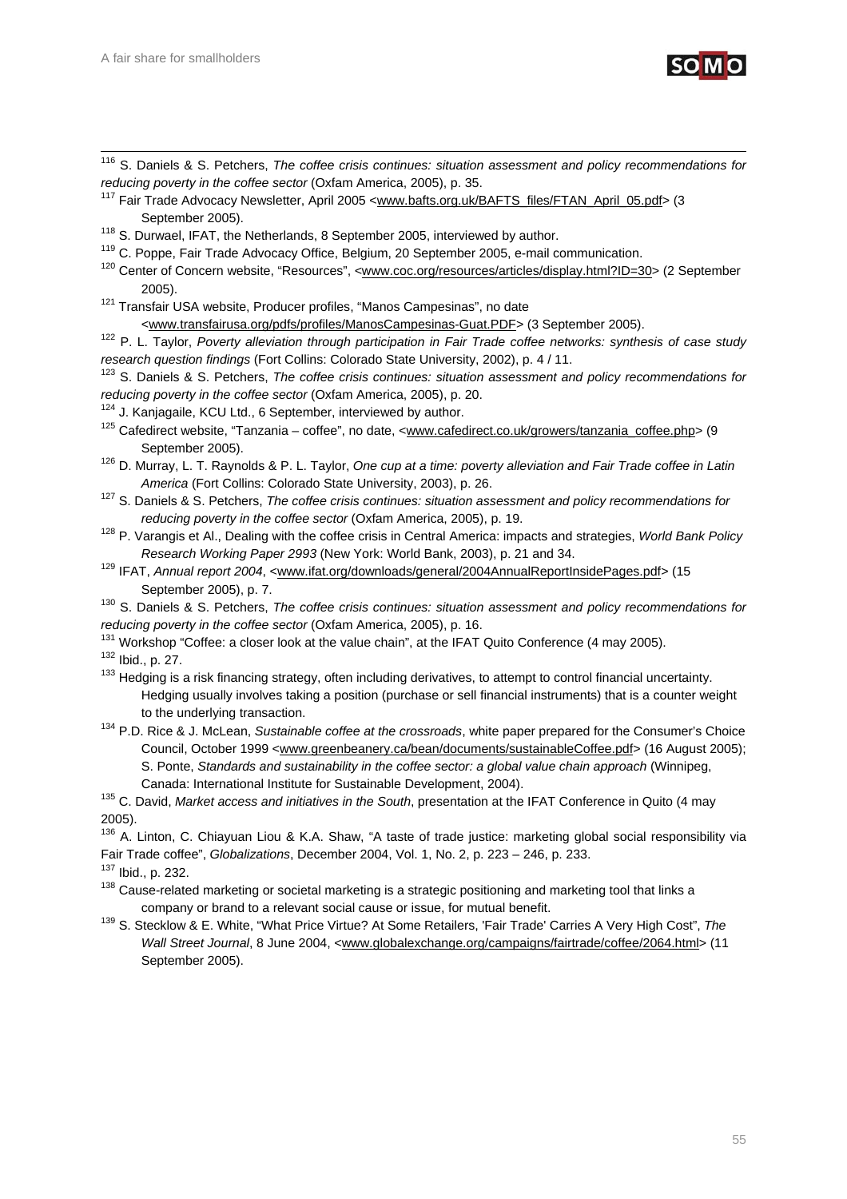[116] S. Daniels & S. Petchers, *The coffee crisis continues: situation assessment and policy recommendations for reducing poverty in the coffee sector* (Oxfam America, 2005), p. 35.

[117] Fair Trade Advocacy Newsletter, April 2005 <www.bafts.org.uk/BAFTS_files/FTAN_April_05.pdf> (3 September 2005).

[118] S. Durwael, IFAT, the Netherlands, 8 September 2005, interviewed by author.

[119] C. Poppe, Fair Trade Advocacy Office, Belgium, 20 September 2005, e-mail communication.

[120] Center of Concern website, "Resources", <www.coc.org/resources/articles/display.html?ID=30> (2 September 2005).

[121] Transfair USA website, Producer profiles, "Manos Campesinas", no date <www.transfairusa.org/pdfs/profiles/ManosCampesinas-Guat.PDF> (3 September 2005).

[122] P. L. Taylor, *Poverty alleviation through participation in Fair Trade coffee networks: synthesis of case study research question findings* (Fort Collins: Colorado State University, 2002), p. 4 / 11.

[123] S. Daniels & S. Petchers, *The coffee crisis continues: situation assessment and policy recommendations for reducing poverty in the coffee sector* (Oxfam America, 2005), p. 20.

[124] J. Kanjagaile, KCU Ltd., 6 September, interviewed by author.

[125] Cafedirect website, "Tanzania – coffee", no date, <www.cafedirect.co.uk/growers/tanzania_coffee.php> (9 September 2005).

[126] D. Murray, L. T. Raynolds & P. L. Taylor, *One cup at a time: poverty alleviation and Fair Trade coffee in Latin America* (Fort Collins: Colorado State University, 2003), p. 26.

[127] S. Daniels & S. Petchers, *The coffee crisis continues: situation assessment and policy recommendations for reducing poverty in the coffee sector* (Oxfam America, 2005), p. 19.

[128] P. Varangis et Al., Dealing with the coffee crisis in Central America: impacts and strategies, *World Bank Policy Research Working Paper 2993* (New York: World Bank, 2003), p. 21 and 34.

[129] IFAT, *Annual report 2004*, <www.ifat.org/downloads/general/2004AnnualReportInsidePages.pdf> (15 September 2005), p. 7.

[130] S. Daniels & S. Petchers, *The coffee crisis continues: situation assessment and policy recommendations for reducing poverty in the coffee sector* (Oxfam America, 2005), p. 16.

[131] Workshop "Coffee: a closer look at the value chain", at the IFAT Quito Conference (4 may 2005).

[132] Ibid., p. 27.

[133] Hedging is a risk financing strategy, often including derivatives, to attempt to control financial uncertainty. Hedging usually involves taking a position (purchase or sell financial instruments) that is a counter weight to the underlying transaction.

[134] P.D. Rice & J. McLean, *Sustainable coffee at the crossroads*, white paper prepared for the Consumer's Choice Council, October 1999 <www.greenbeanery.ca/bean/documents/sustainableCoffee.pdf> (16 August 2005); S. Ponte, *Standards and sustainability in the coffee sector: a global value chain approach* (Winnipeg, Canada: International Institute for Sustainable Development, 2004).

[135] C. David, *Market access and initiatives in the South*, presentation at the IFAT Conference in Quito (4 may 2005).

[136] A. Linton, C. Chiayuan Liou & K.A. Shaw, "A taste of trade justice: marketing global social responsibility via Fair Trade coffee", *Globalizations*, December 2004, Vol. 1, No. 2, p. 223 – 246, p. 233.

[137] Ibid., p. 232.

[138] Cause-related marketing or societal marketing is a strategic positioning and marketing tool that links a company or brand to a relevant social cause or issue, for mutual benefit.

[139] S. Stecklow & E. White, "What Price Virtue? At Some Retailers, 'Fair Trade' Carries A Very High Cost", *The Wall Street Journal*, 8 June 2004, <www.globalexchange.org/campaigns/fairtrade/coffee/2064.html> (11 September 2005).